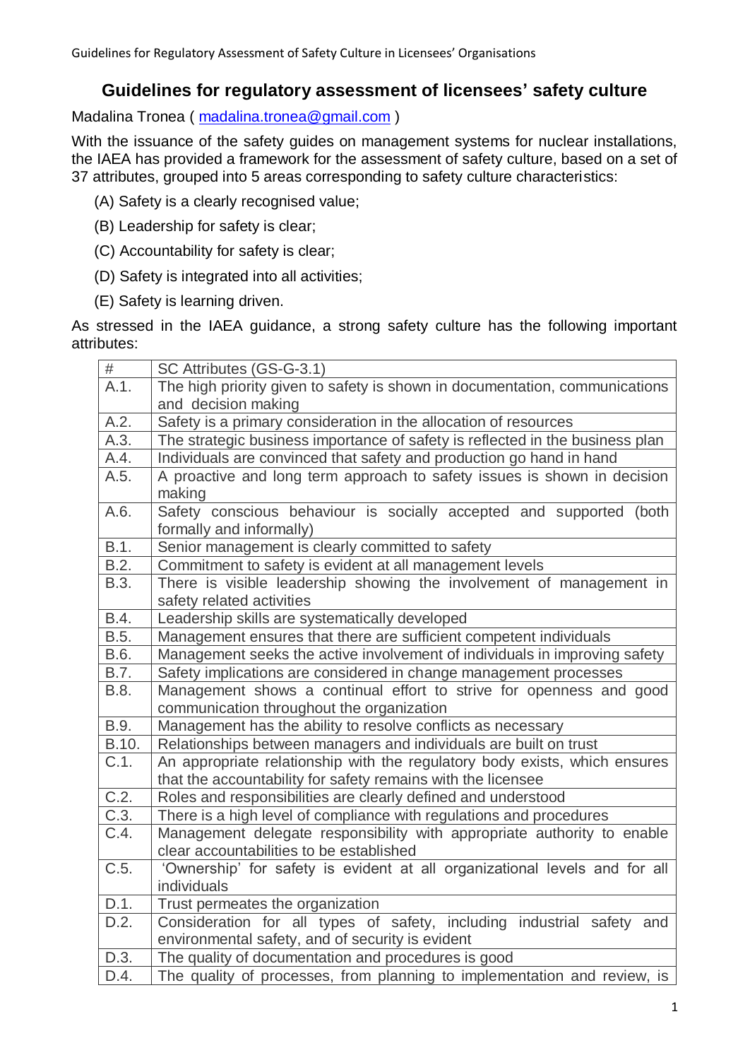# Guidelines for regulatory assessment of licensees' safety culture

Madalina Tronea ( madalina.tronea@gmail.com )

With the issuance of the safety guides on management systems for nuclear installations, the IAEA has provided a framework for the assessment of safety culture, based on a set of 37 attributes, grouped into 5 areas corresponding to safety culture characteristics:

(A) Safety is a clearly recognised value;

(B) Leadership for safety is clear;

(C) Accountability for safety is clear;

(D) Safety is integrated into all activities;

(E) Safety is learning driven.

As stressed in the IAEA guidance, a strong safety culture has the following important attributes:

| # | SC Attributes (GS-G-3.1) |
|---|---|
| A.1. | The high priority given to safety is shown in documentation, communications and decision making |
| A.2. | Safety is a primary consideration in the allocation of resources |
| A.3. | The strategic business importance of safety is reflected in the business plan |
| A.4. | Individuals are convinced that safety and production go hand in hand |
| A.5. | A proactive and long term approach to safety issues is shown in decision making |
| A.6. | Safety conscious behaviour is socially accepted and supported (both formally and informally) |
| B.1. | Senior management is clearly committed to safety |
| B.2. | Commitment to safety is evident at all management levels |
| B.3. | There is visible leadership showing the involvement of management in safety related activities |
| B.4. | Leadership skills are systematically developed |
| B.5. | Management ensures that there are sufficient competent individuals |
| B.6. | Management seeks the active involvement of individuals in improving safety |
| B.7. | Safety implications are considered in change management processes |
| B.8. | Management shows a continual effort to strive for openness and good communication throughout the organization |
| B.9. | Management has the ability to resolve conflicts as necessary |
| B.10. | Relationships between managers and individuals are built on trust |
| C.1. | An appropriate relationship with the regulatory body exists, which ensures that the accountability for safety remains with the licensee |
| C.2. | Roles and responsibilities are clearly defined and understood |
| C.3. | There is a high level of compliance with regulations and procedures |
| C.4. | Management delegate responsibility with appropriate authority to enable clear accountabilities to be established |
| C.5. | 'Ownership' for safety is evident at all organizational levels and for all individuals |
| D.1. | Trust permeates the organization |
| D.2. | Consideration for all types of safety, including industrial safety and environmental safety, and of security is evident |
| D.3. | The quality of documentation and procedures is good |
| D.4. | The quality of processes, from planning to implementation and review, is |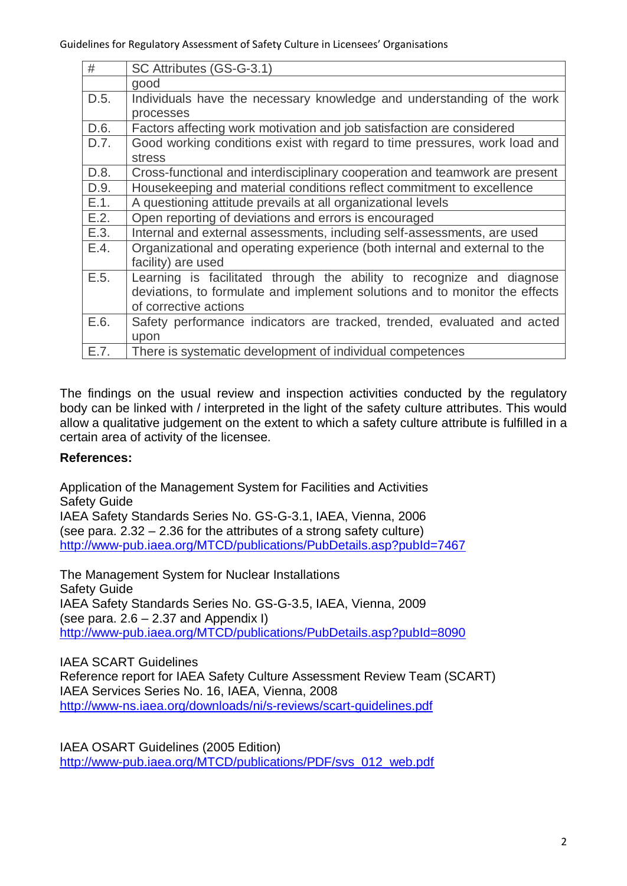| # | SC Attributes (GS-G-3.1) |
|---|---|
| | good |
| D.5. | Individuals have the necessary knowledge and understanding of the work processes |
| D.6. | Factors affecting work motivation and job satisfaction are considered |
| D.7. | Good working conditions exist with regard to time pressures, work load and stress |
| D.8. | Cross-functional and interdisciplinary cooperation and teamwork are present |
| D.9. | Housekeeping and material conditions reflect commitment to excellence |
| E.1. | A questioning attitude prevails at all organizational levels |
| E.2. | Open reporting of deviations and errors is encouraged |
| E.3. | Internal and external assessments, including self-assessments, are used |
| E.4. | Organizational and operating experience (both internal and external to the facility) are used |
| E.5. | Learning is facilitated through the ability to recognize and diagnose deviations, to formulate and implement solutions and to monitor the effects of corrective actions |
| E.6. | Safety performance indicators are tracked, trended, evaluated and acted upon |
| E.7. | There is systematic development of individual competences |

The findings on the usual review and inspection activities conducted by the regulatory body can be linked with / interpreted in the light of the safety culture attributes. This would allow a qualitative judgement on the extent to which a safety culture attribute is fulfilled in a certain area of activity of the licensee.

**References:**

Application of the Management System for Facilities and Activities
Safety Guide
IAEA Safety Standards Series No. GS-G-3.1, IAEA, Vienna, 2006
(see para. 2.32 – 2.36 for the attributes of a strong safety culture)
http://www-pub.iaea.org/MTCD/publications/PubDetails.asp?pubId=7467

The Management System for Nuclear Installations
Safety Guide
IAEA Safety Standards Series No. GS-G-3.5, IAEA, Vienna, 2009
(see para. 2.6 – 2.37 and Appendix I)
http://www-pub.iaea.org/MTCD/publications/PubDetails.asp?pubId=8090

IAEA SCART Guidelines
Reference report for IAEA Safety Culture Assessment Review Team (SCART)
IAEA Services Series No. 16, IAEA, Vienna, 2008
http://www-ns.iaea.org/downloads/ni/s-reviews/scart-guidelines.pdf

IAEA OSART Guidelines (2005 Edition)
http://www-pub.iaea.org/MTCD/publications/PDF/svs_012_web.pdf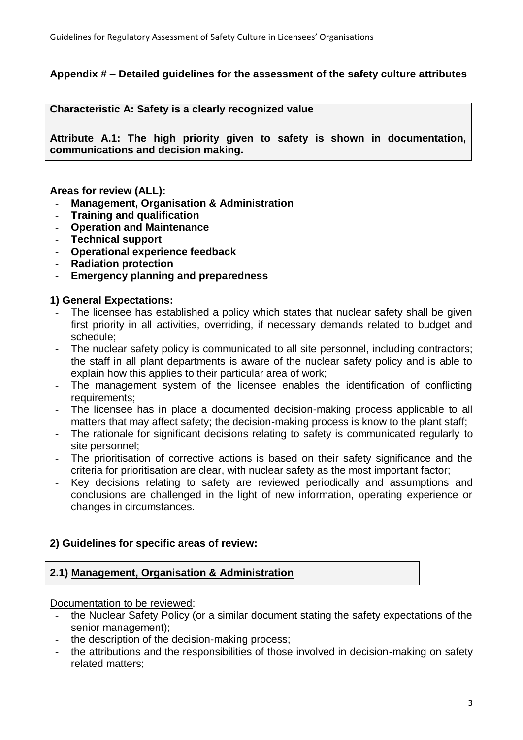## Appendix # – Detailed guidelines for the assessment of the safety culture attributes

| **Characteristic A: Safety is a clearly recognized value** |
|---|
| **Attribute A.1: The high priority given to safety is shown in documentation, communications and decision making.** |

**Areas for review (ALL):**

- **Management, Organisation & Administration**
- **Training and qualification**
- **Operation and Maintenance**
- **Technical support**
- **Operational experience feedback**
- **Radiation protection**
- **Emergency planning and preparedness**

### 1) General Expectations:

- The licensee has established a policy which states that nuclear safety shall be given first priority in all activities, overriding, if necessary demands related to budget and schedule;
- The nuclear safety policy is communicated to all site personnel, including contractors; the staff in all plant departments is aware of the nuclear safety policy and is able to explain how this applies to their particular area of work;
- The management system of the licensee enables the identification of conflicting requirements;
- The licensee has in place a documented decision-making process applicable to all matters that may affect safety; the decision-making process is know to the plant staff;
- The rationale for significant decisions relating to safety is communicated regularly to site personnel;
- The prioritisation of corrective actions is based on their safety significance and the criteria for prioritisation are clear, with nuclear safety as the most important factor;
- Key decisions relating to safety are reviewed periodically and assumptions and conclusions are challenged in the light of new information, operating experience or changes in circumstances.

### 2) Guidelines for specific areas of review:

#### 2.1) Management, Organisation & Administration

Documentation to be reviewed:

- the Nuclear Safety Policy (or a similar document stating the safety expectations of the senior management);
- the description of the decision-making process;
- the attributions and the responsibilities of those involved in decision-making on safety related matters;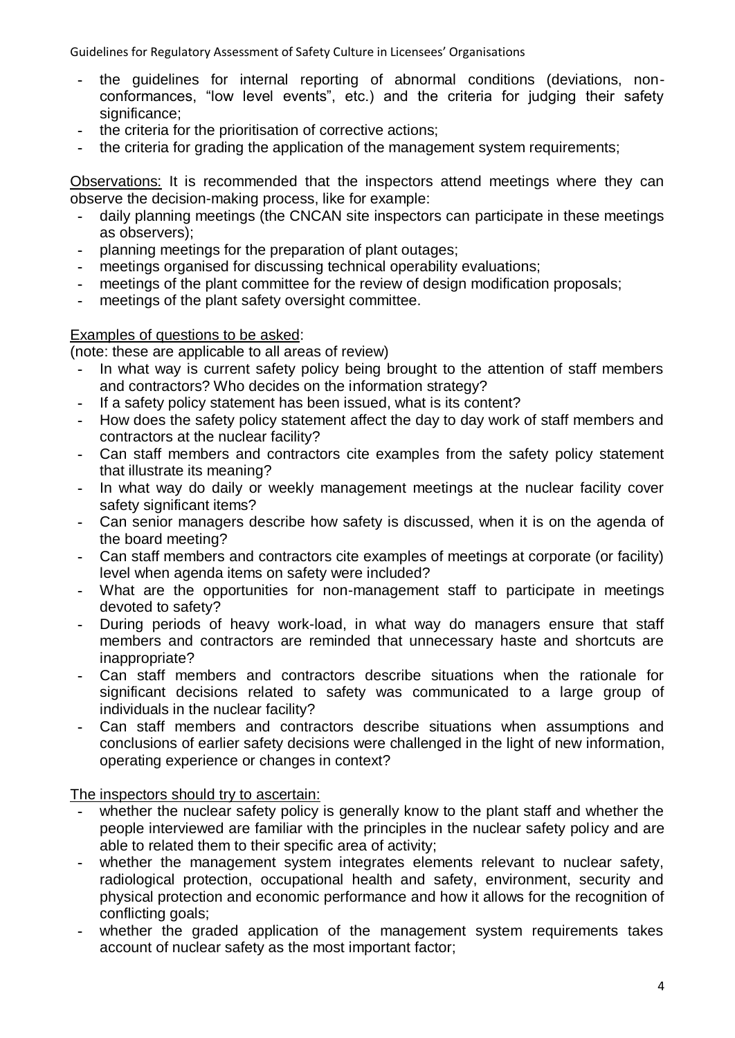- the guidelines for internal reporting of abnormal conditions (deviations, non-conformances, "low level events", etc.) and the criteria for judging their safety significance;
- the criteria for the prioritisation of corrective actions;
- the criteria for grading the application of the management system requirements;

Observations: It is recommended that the inspectors attend meetings where they can observe the decision-making process, like for example:

- daily planning meetings (the CNCAN site inspectors can participate in these meetings as observers);
- planning meetings for the preparation of plant outages;
- meetings organised for discussing technical operability evaluations;
- meetings of the plant committee for the review of design modification proposals;
- meetings of the plant safety oversight committee.

Examples of questions to be asked:
(note: these are applicable to all areas of review)

- In what way is current safety policy being brought to the attention of staff members and contractors? Who decides on the information strategy?
- If a safety policy statement has been issued, what is its content?
- How does the safety policy statement affect the day to day work of staff members and contractors at the nuclear facility?
- Can staff members and contractors cite examples from the safety policy statement that illustrate its meaning?
- In what way do daily or weekly management meetings at the nuclear facility cover safety significant items?
- Can senior managers describe how safety is discussed, when it is on the agenda of the board meeting?
- Can staff members and contractors cite examples of meetings at corporate (or facility) level when agenda items on safety were included?
- What are the opportunities for non-management staff to participate in meetings devoted to safety?
- During periods of heavy work-load, in what way do managers ensure that staff members and contractors are reminded that unnecessary haste and shortcuts are inappropriate?
- Can staff members and contractors describe situations when the rationale for significant decisions related to safety was communicated to a large group of individuals in the nuclear facility?
- Can staff members and contractors describe situations when assumptions and conclusions of earlier safety decisions were challenged in the light of new information, operating experience or changes in context?

The inspectors should try to ascertain:

- whether the nuclear safety policy is generally know to the plant staff and whether the people interviewed are familiar with the principles in the nuclear safety policy and are able to related them to their specific area of activity;
- whether the management system integrates elements relevant to nuclear safety, radiological protection, occupational health and safety, environment, security and physical protection and economic performance and how it allows for the recognition of conflicting goals;
- whether the graded application of the management system requirements takes account of nuclear safety as the most important factor;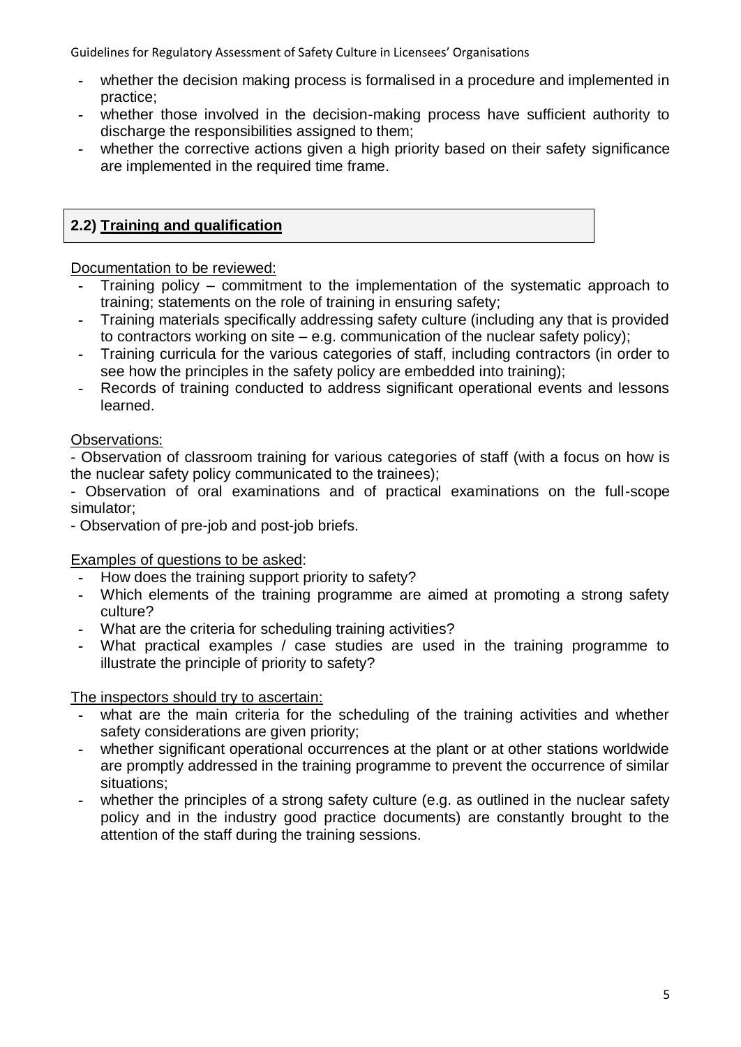- whether the decision making process is formalised in a procedure and implemented in practice;
- whether those involved in the decision-making process have sufficient authority to discharge the responsibilities assigned to them;
- whether the corrective actions given a high priority based on their safety significance are implemented in the required time frame.

## 2.2) Training and qualification

Documentation to be reviewed:

- Training policy – commitment to the implementation of the systematic approach to training; statements on the role of training in ensuring safety;
- Training materials specifically addressing safety culture (including any that is provided to contractors working on site – e.g. communication of the nuclear safety policy);
- Training curricula for the various categories of staff, including contractors (in order to see how the principles in the safety policy are embedded into training);
- Records of training conducted to address significant operational events and lessons learned.

Observations:

- Observation of classroom training for various categories of staff (with a focus on how is the nuclear safety policy communicated to the trainees);
- Observation of oral examinations and of practical examinations on the full-scope simulator;
- Observation of pre-job and post-job briefs.

Examples of questions to be asked:

- How does the training support priority to safety?
- Which elements of the training programme are aimed at promoting a strong safety culture?
- What are the criteria for scheduling training activities?
- What practical examples / case studies are used in the training programme to illustrate the principle of priority to safety?

The inspectors should try to ascertain:

- what are the main criteria for the scheduling of the training activities and whether safety considerations are given priority;
- whether significant operational occurrences at the plant or at other stations worldwide are promptly addressed in the training programme to prevent the occurrence of similar situations;
- whether the principles of a strong safety culture (e.g. as outlined in the nuclear safety policy and in the industry good practice documents) are constantly brought to the attention of the staff during the training sessions.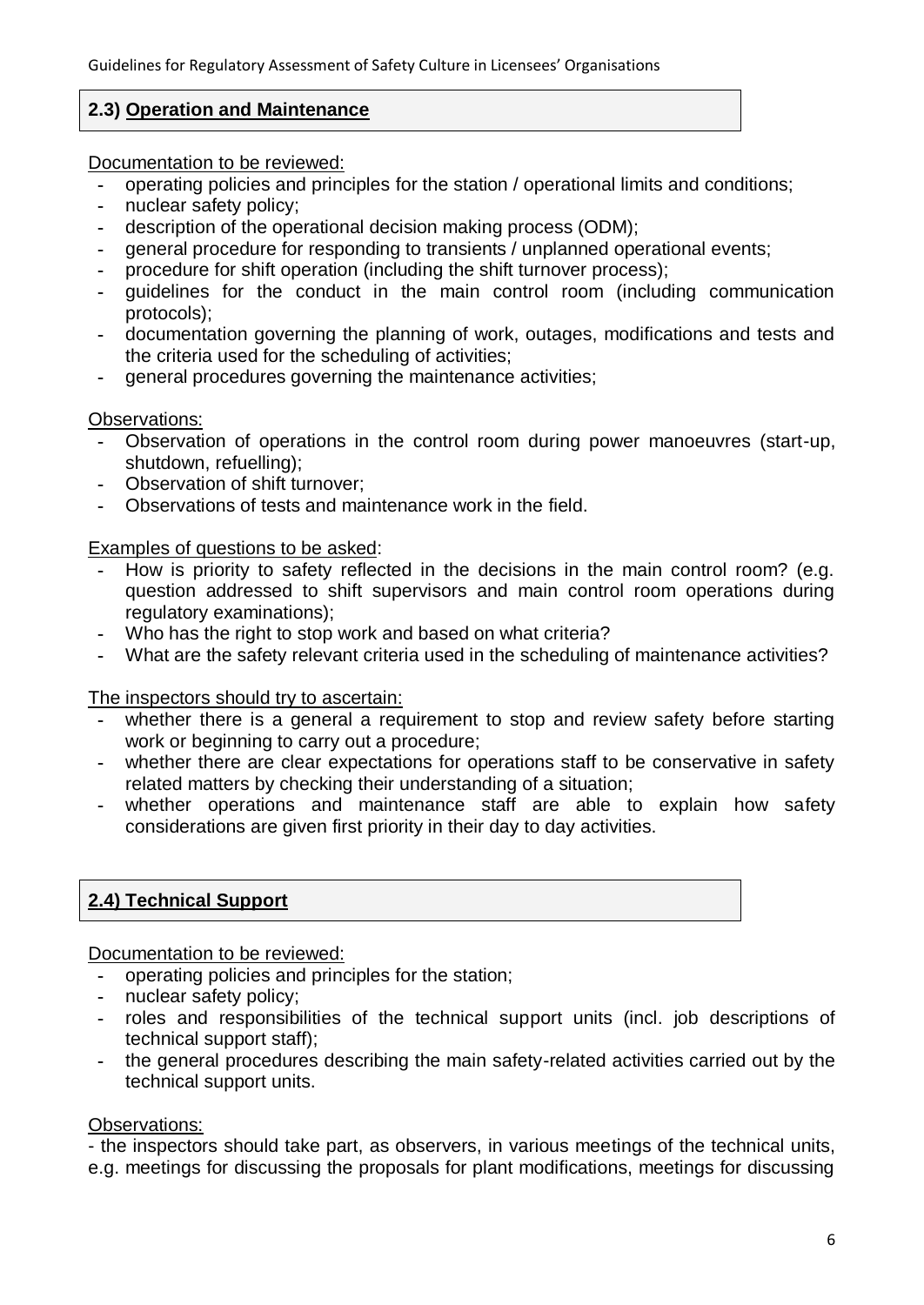## 2.3) Operation and Maintenance

Documentation to be reviewed:

- operating policies and principles for the station / operational limits and conditions;
- nuclear safety policy;
- description of the operational decision making process (ODM);
- general procedure for responding to transients / unplanned operational events;
- procedure for shift operation (including the shift turnover process);
- guidelines for the conduct in the main control room (including communication protocols);
- documentation governing the planning of work, outages, modifications and tests and the criteria used for the scheduling of activities;
- general procedures governing the maintenance activities;

Observations:

- Observation of operations in the control room during power manoeuvres (start-up, shutdown, refuelling);
- Observation of shift turnover;
- Observations of tests and maintenance work in the field.

Examples of questions to be asked:

- How is priority to safety reflected in the decisions in the main control room? (e.g. question addressed to shift supervisors and main control room operations during regulatory examinations);
- Who has the right to stop work and based on what criteria?
- What are the safety relevant criteria used in the scheduling of maintenance activities?

The inspectors should try to ascertain:

- whether there is a general a requirement to stop and review safety before starting work or beginning to carry out a procedure;
- whether there are clear expectations for operations staff to be conservative in safety related matters by checking their understanding of a situation;
- whether operations and maintenance staff are able to explain how safety considerations are given first priority in their day to day activities.

## 2.4) Technical Support

Documentation to be reviewed:

- operating policies and principles for the station;
- nuclear safety policy;
- roles and responsibilities of the technical support units (incl. job descriptions of technical support staff);
- the general procedures describing the main safety-related activities carried out by the technical support units.

Observations:

- the inspectors should take part, as observers, in various meetings of the technical units, e.g. meetings for discussing the proposals for plant modifications, meetings for discussing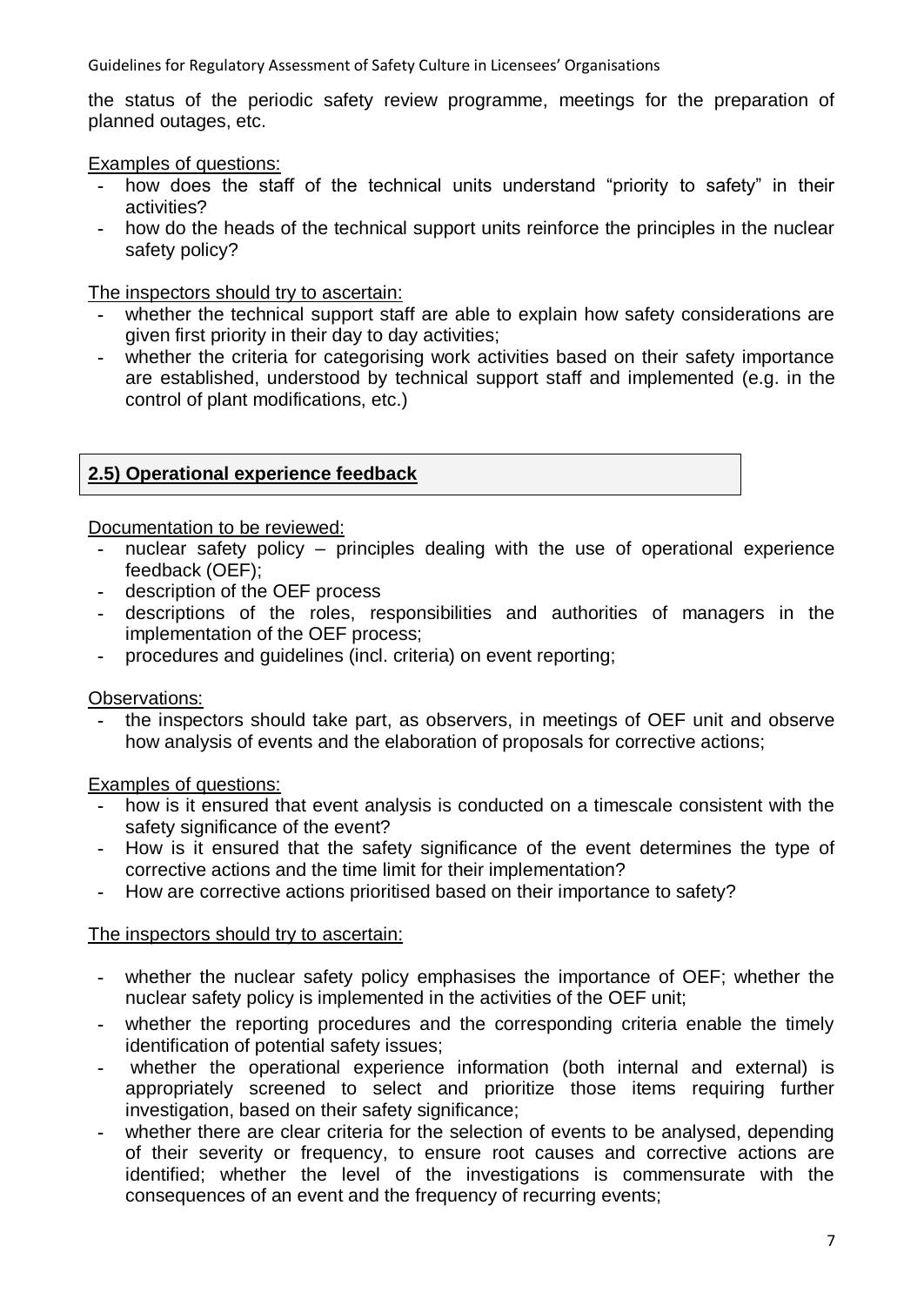the status of the periodic safety review programme, meetings for the preparation of planned outages, etc.

Examples of questions:

- how does the staff of the technical units understand "priority to safety" in their activities?
- how do the heads of the technical support units reinforce the principles in the nuclear safety policy?

The inspectors should try to ascertain:

- whether the technical support staff are able to explain how safety considerations are given first priority in their day to day activities;
- whether the criteria for categorising work activities based on their safety importance are established, understood by technical support staff and implemented (e.g. in the control of plant modifications, etc.)

## 2.5) Operational experience feedback

Documentation to be reviewed:

- nuclear safety policy – principles dealing with the use of operational experience feedback (OEF);
- description of the OEF process
- descriptions of the roles, responsibilities and authorities of managers in the implementation of the OEF process;
- procedures and guidelines (incl. criteria) on event reporting;

Observations:

- the inspectors should take part, as observers, in meetings of OEF unit and observe how analysis of events and the elaboration of proposals for corrective actions;

Examples of questions:

- how is it ensured that event analysis is conducted on a timescale consistent with the safety significance of the event?
- How is it ensured that the safety significance of the event determines the type of corrective actions and the time limit for their implementation?
- How are corrective actions prioritised based on their importance to safety?

The inspectors should try to ascertain:

- whether the nuclear safety policy emphasises the importance of OEF; whether the nuclear safety policy is implemented in the activities of the OEF unit;
- whether the reporting procedures and the corresponding criteria enable the timely identification of potential safety issues;
- whether the operational experience information (both internal and external) is appropriately screened to select and prioritize those items requiring further investigation, based on their safety significance;
- whether there are clear criteria for the selection of events to be analysed, depending of their severity or frequency, to ensure root causes and corrective actions are identified; whether the level of the investigations is commensurate with the consequences of an event and the frequency of recurring events;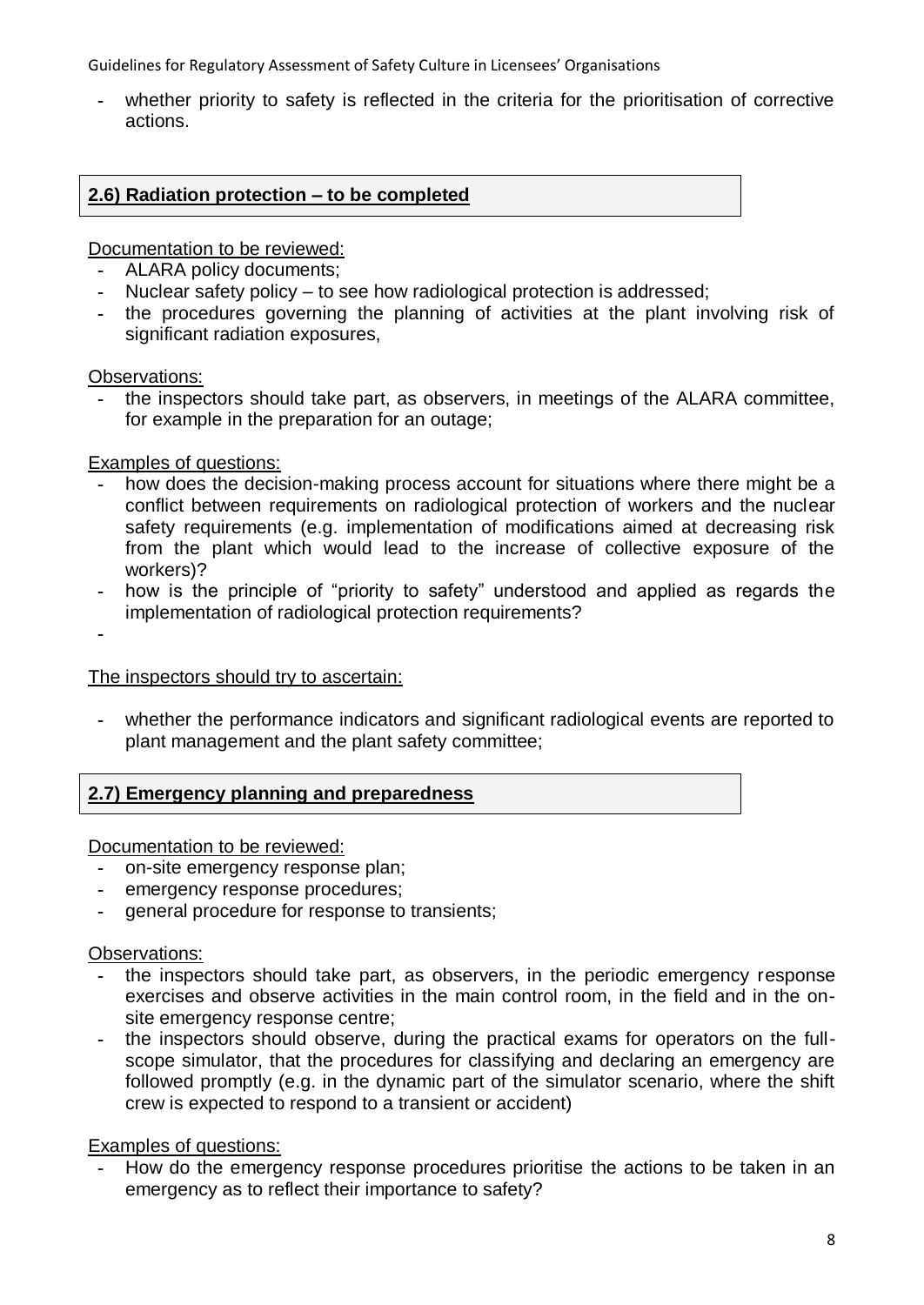- whether priority to safety is reflected in the criteria for the prioritisation of corrective actions.

## 2.6) Radiation protection – to be completed

Documentation to be reviewed:

- ALARA policy documents;
- Nuclear safety policy – to see how radiological protection is addressed;
- the procedures governing the planning of activities at the plant involving risk of significant radiation exposures,

Observations:

- the inspectors should take part, as observers, in meetings of the ALARA committee, for example in the preparation for an outage;

Examples of questions:

- how does the decision-making process account for situations where there might be a conflict between requirements on radiological protection of workers and the nuclear safety requirements (e.g. implementation of modifications aimed at decreasing risk from the plant which would lead to the increase of collective exposure of the workers)?
- how is the principle of "priority to safety" understood and applied as regards the implementation of radiological protection requirements?
- 

The inspectors should try to ascertain:

- whether the performance indicators and significant radiological events are reported to plant management and the plant safety committee;

## 2.7) Emergency planning and preparedness

Documentation to be reviewed:

- on-site emergency response plan;
- emergency response procedures;
- general procedure for response to transients;

Observations:

- the inspectors should take part, as observers, in the periodic emergency response exercises and observe activities in the main control room, in the field and in the on-site emergency response centre;
- the inspectors should observe, during the practical exams for operators on the full-scope simulator, that the procedures for classifying and declaring an emergency are followed promptly (e.g. in the dynamic part of the simulator scenario, where the shift crew is expected to respond to a transient or accident)

Examples of questions:

- How do the emergency response procedures prioritise the actions to be taken in an emergency as to reflect their importance to safety?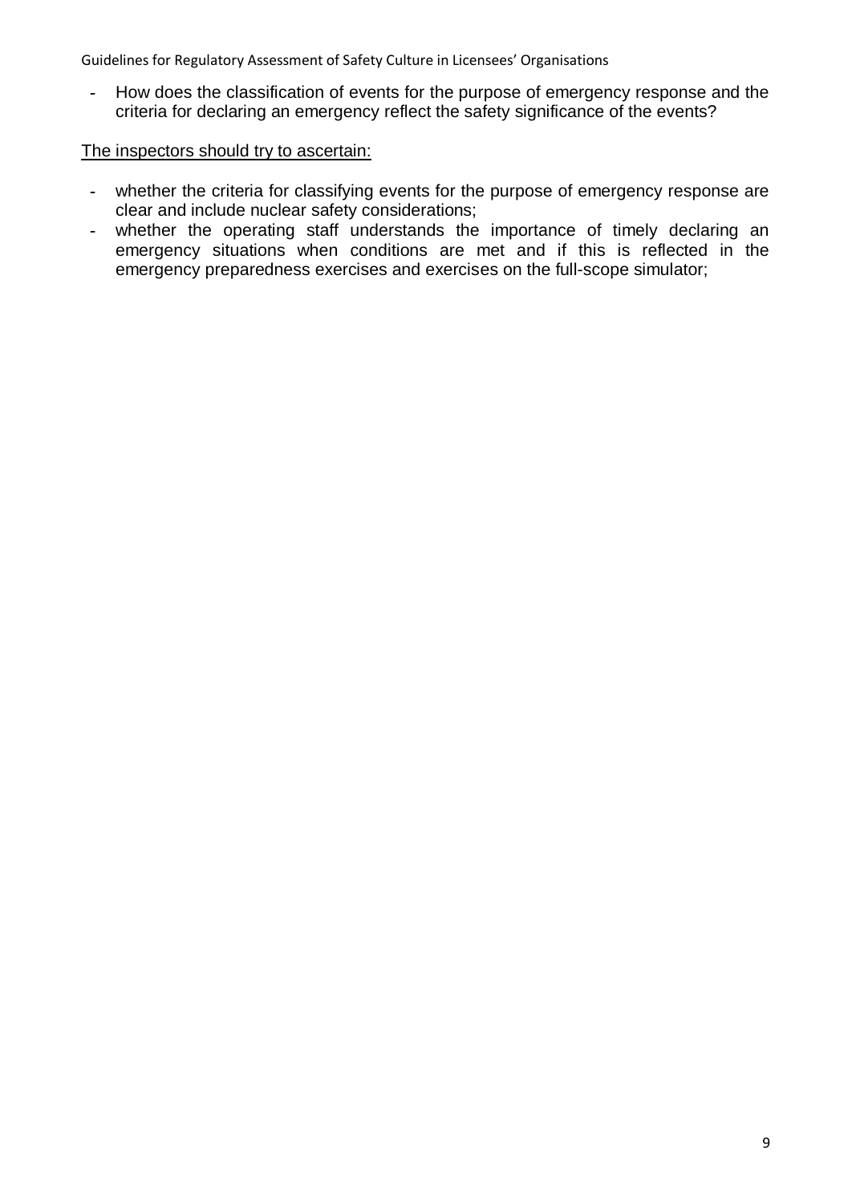- How does the classification of events for the purpose of emergency response and the criteria for declaring an emergency reflect the safety significance of the events?

<u>The inspectors should try to ascertain:</u>

- whether the criteria for classifying events for the purpose of emergency response are clear and include nuclear safety considerations;
- whether the operating staff understands the importance of timely declaring an emergency situations when conditions are met and if this is reflected in the emergency preparedness exercises and exercises on the full-scope simulator;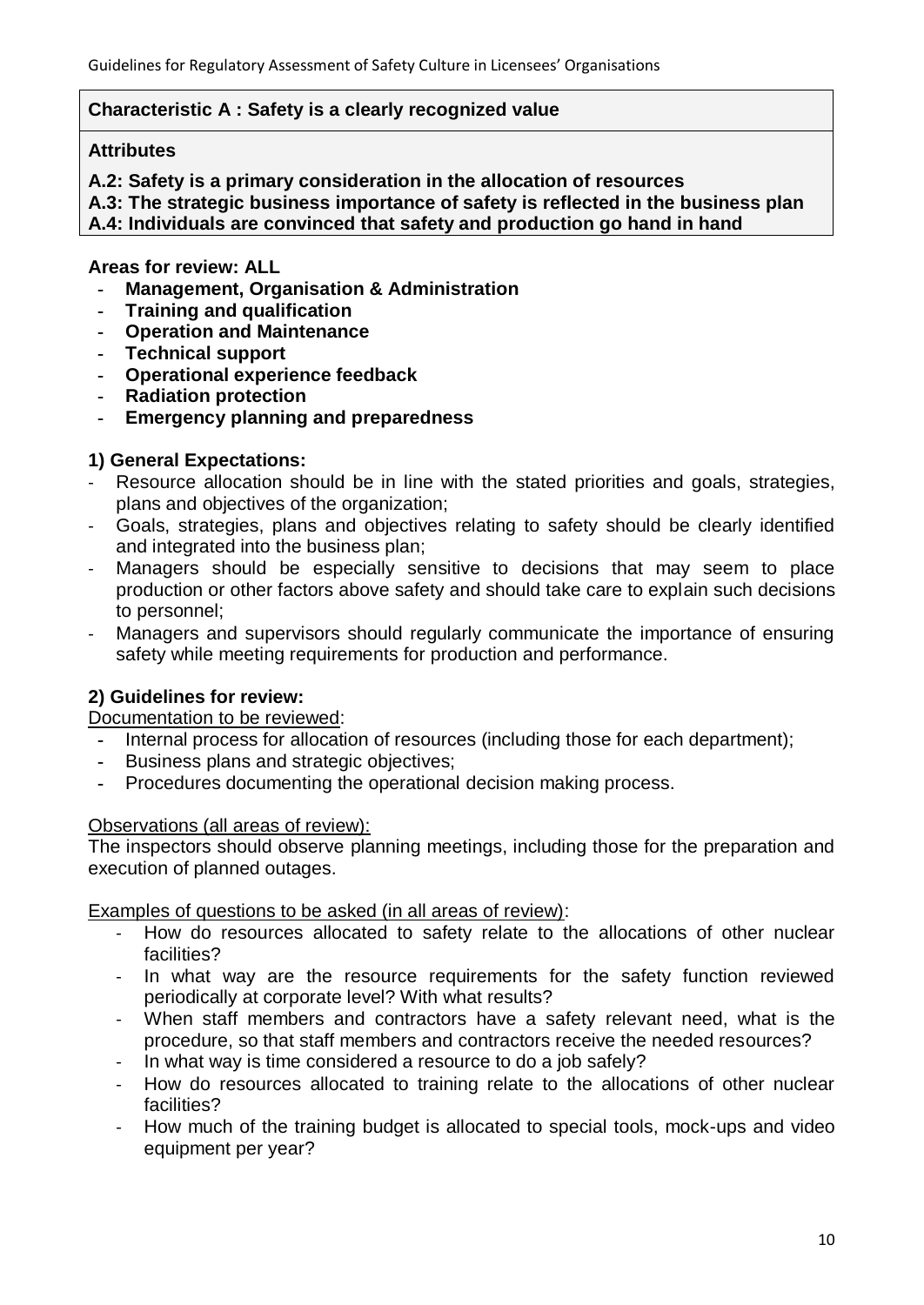**Characteristic A : Safety is a clearly recognized value**

**Attributes**

**A.2: Safety is a primary consideration in the allocation of resources**
**A.3: The strategic business importance of safety is reflected in the business plan**
**A.4: Individuals are convinced that safety and production go hand in hand**

**Areas for review: ALL**

- **Management, Organisation & Administration**
- **Training and qualification**
- **Operation and Maintenance**
- **Technical support**
- **Operational experience feedback**
- **Radiation protection**
- **Emergency planning and preparedness**

### 1) General Expectations:

- Resource allocation should be in line with the stated priorities and goals, strategies, plans and objectives of the organization;
- Goals, strategies, plans and objectives relating to safety should be clearly identified and integrated into the business plan;
- Managers should be especially sensitive to decisions that may seem to place production or other factors above safety and should take care to explain such decisions to personnel;
- Managers and supervisors should regularly communicate the importance of ensuring safety while meeting requirements for production and performance.

### 2) Guidelines for review:

Documentation to be reviewed:

- Internal process for allocation of resources (including those for each department);
- Business plans and strategic objectives;
- Procedures documenting the operational decision making process.

Observations (all areas of review):

The inspectors should observe planning meetings, including those for the preparation and execution of planned outages.

Examples of questions to be asked (in all areas of review):

- How do resources allocated to safety relate to the allocations of other nuclear facilities?
- In what way are the resource requirements for the safety function reviewed periodically at corporate level? With what results?
- When staff members and contractors have a safety relevant need, what is the procedure, so that staff members and contractors receive the needed resources?
- In what way is time considered a resource to do a job safely?
- How do resources allocated to training relate to the allocations of other nuclear facilities?
- How much of the training budget is allocated to special tools, mock-ups and video equipment per year?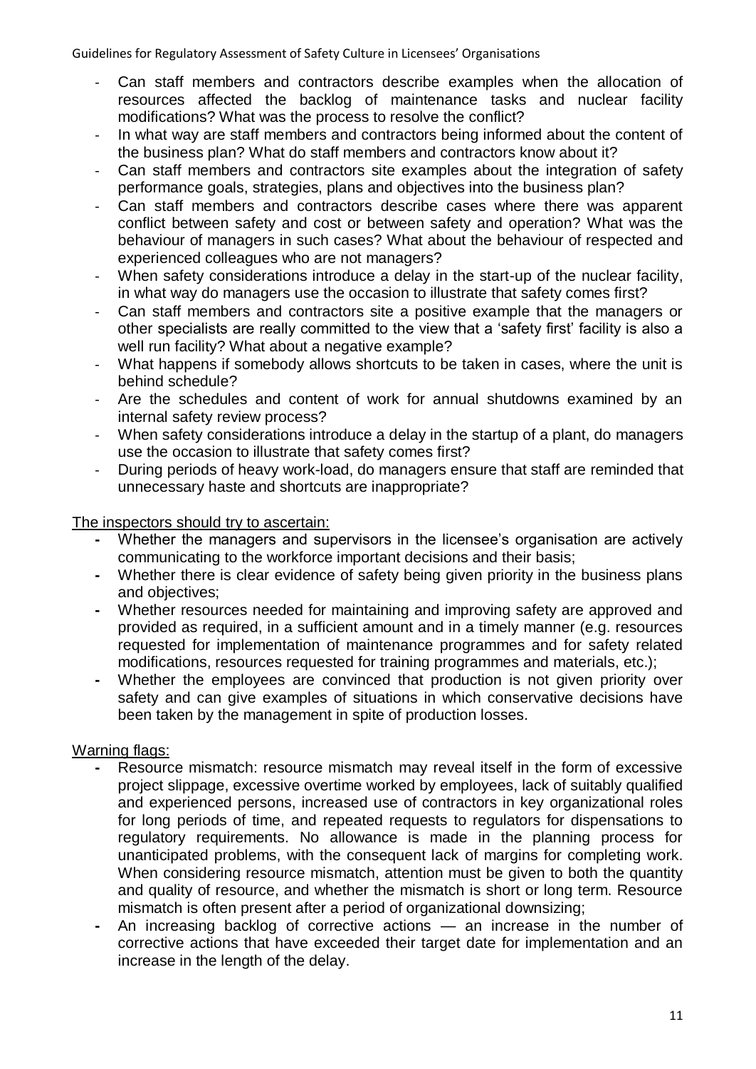- Can staff members and contractors describe examples when the allocation of resources affected the backlog of maintenance tasks and nuclear facility modifications? What was the process to resolve the conflict?
- In what way are staff members and contractors being informed about the content of the business plan? What do staff members and contractors know about it?
- Can staff members and contractors site examples about the integration of safety performance goals, strategies, plans and objectives into the business plan?
- Can staff members and contractors describe cases where there was apparent conflict between safety and cost or between safety and operation? What was the behaviour of managers in such cases? What about the behaviour of respected and experienced colleagues who are not managers?
- When safety considerations introduce a delay in the start-up of the nuclear facility, in what way do managers use the occasion to illustrate that safety comes first?
- Can staff members and contractors site a positive example that the managers or other specialists are really committed to the view that a 'safety first' facility is also a well run facility? What about a negative example?
- What happens if somebody allows shortcuts to be taken in cases, where the unit is behind schedule?
- Are the schedules and content of work for annual shutdowns examined by an internal safety review process?
- When safety considerations introduce a delay in the startup of a plant, do managers use the occasion to illustrate that safety comes first?
- During periods of heavy work-load, do managers ensure that staff are reminded that unnecessary haste and shortcuts are inappropriate?

The inspectors should try to ascertain:

- Whether the managers and supervisors in the licensee's organisation are actively communicating to the workforce important decisions and their basis;
- Whether there is clear evidence of safety being given priority in the business plans and objectives;
- Whether resources needed for maintaining and improving safety are approved and provided as required, in a sufficient amount and in a timely manner (e.g. resources requested for implementation of maintenance programmes and for safety related modifications, resources requested for training programmes and materials, etc.);
- Whether the employees are convinced that production is not given priority over safety and can give examples of situations in which conservative decisions have been taken by the management in spite of production losses.

Warning flags:

- Resource mismatch: resource mismatch may reveal itself in the form of excessive project slippage, excessive overtime worked by employees, lack of suitably qualified and experienced persons, increased use of contractors in key organizational roles for long periods of time, and repeated requests to regulators for dispensations to regulatory requirements. No allowance is made in the planning process for unanticipated problems, with the consequent lack of margins for completing work. When considering resource mismatch, attention must be given to both the quantity and quality of resource, and whether the mismatch is short or long term. Resource mismatch is often present after a period of organizational downsizing;
- An increasing backlog of corrective actions — an increase in the number of corrective actions that have exceeded their target date for implementation and an increase in the length of the delay.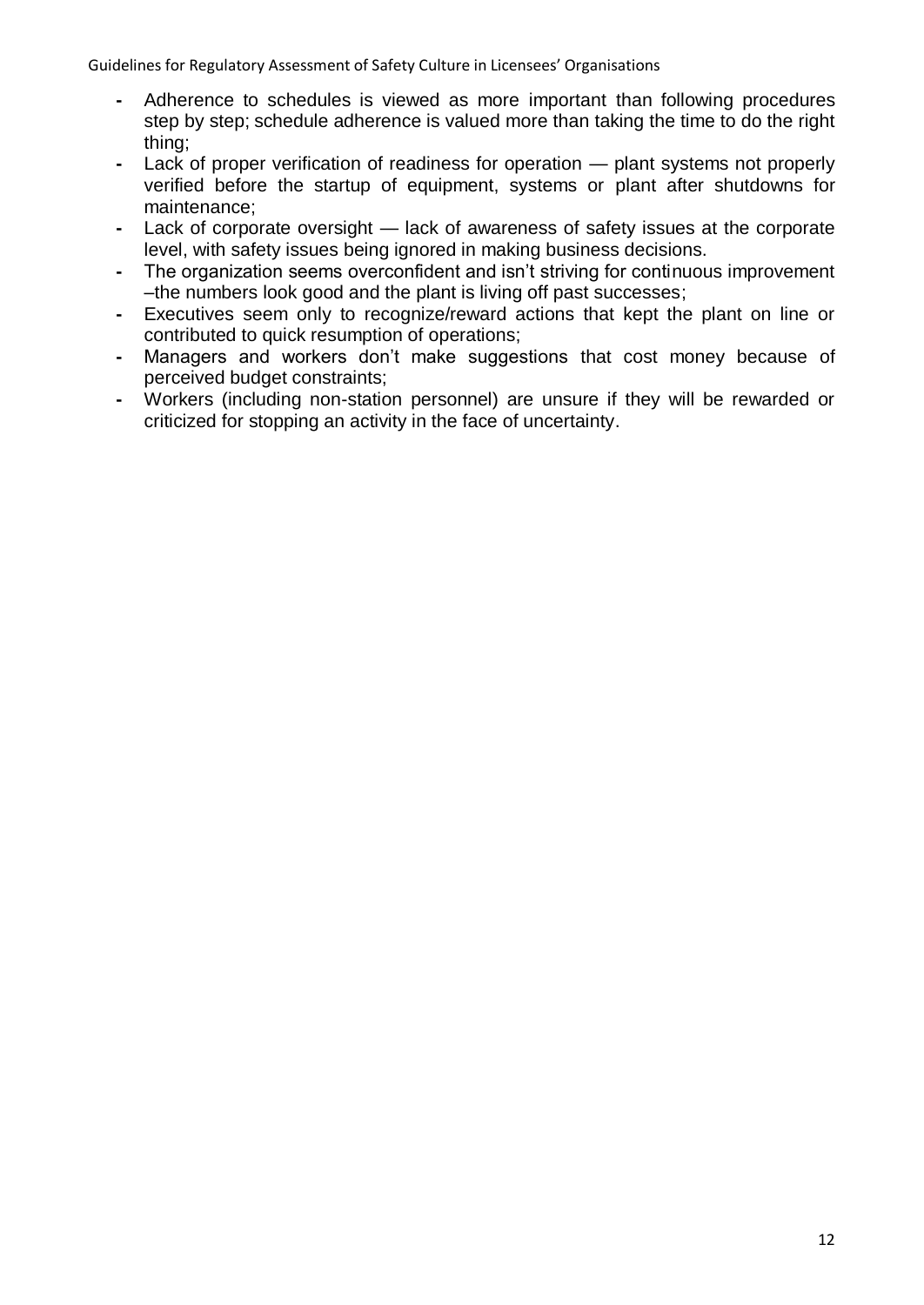- Adherence to schedules is viewed as more important than following procedures step by step; schedule adherence is valued more than taking the time to do the right thing;
- Lack of proper verification of readiness for operation — plant systems not properly verified before the startup of equipment, systems or plant after shutdowns for maintenance;
- Lack of corporate oversight — lack of awareness of safety issues at the corporate level, with safety issues being ignored in making business decisions.
- The organization seems overconfident and isn't striving for continuous improvement –the numbers look good and the plant is living off past successes;
- Executives seem only to recognize/reward actions that kept the plant on line or contributed to quick resumption of operations;
- Managers and workers don't make suggestions that cost money because of perceived budget constraints;
- Workers (including non-station personnel) are unsure if they will be rewarded or criticized for stopping an activity in the face of uncertainty.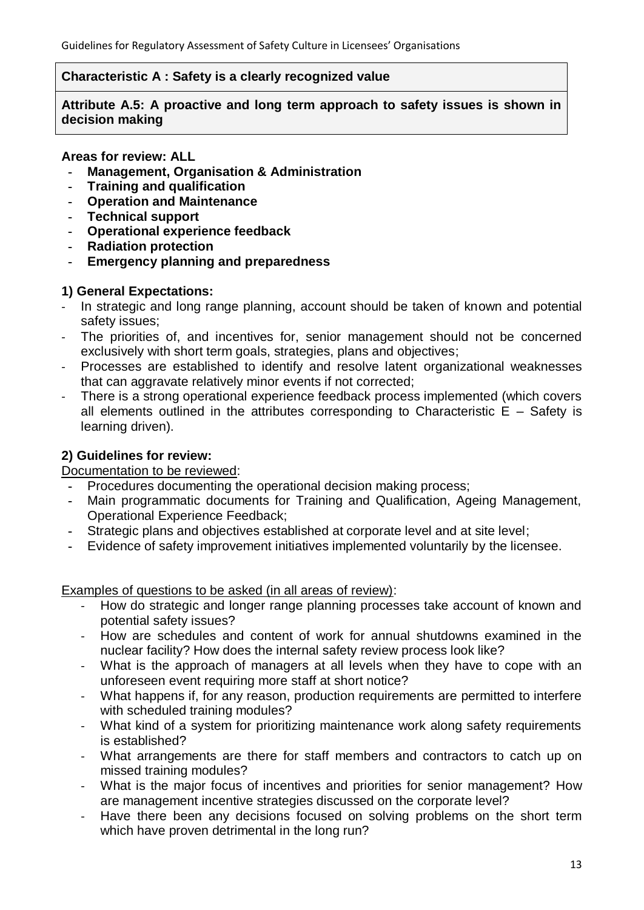**Characteristic A : Safety is a clearly recognized value**

**Attribute A.5: A proactive and long term approach to safety issues is shown in decision making**

**Areas for review: ALL**

- **Management, Organisation & Administration**
- **Training and qualification**
- **Operation and Maintenance**
- **Technical support**
- **Operational experience feedback**
- **Radiation protection**
- **Emergency planning and preparedness**

**1) General Expectations:**

- In strategic and long range planning, account should be taken of known and potential safety issues;
- The priorities of, and incentives for, senior management should not be concerned exclusively with short term goals, strategies, plans and objectives;
- Processes are established to identify and resolve latent organizational weaknesses that can aggravate relatively minor events if not corrected;
- There is a strong operational experience feedback process implemented (which covers all elements outlined in the attributes corresponding to Characteristic E – Safety is learning driven).

**2) Guidelines for review:**

Documentation to be reviewed:

- Procedures documenting the operational decision making process;
- Main programmatic documents for Training and Qualification, Ageing Management, Operational Experience Feedback;
- Strategic plans and objectives established at corporate level and at site level;
- Evidence of safety improvement initiatives implemented voluntarily by the licensee.

Examples of questions to be asked (in all areas of review):

- How do strategic and longer range planning processes take account of known and potential safety issues?
- How are schedules and content of work for annual shutdowns examined in the nuclear facility? How does the internal safety review process look like?
- What is the approach of managers at all levels when they have to cope with an unforeseen event requiring more staff at short notice?
- What happens if, for any reason, production requirements are permitted to interfere with scheduled training modules?
- What kind of a system for prioritizing maintenance work along safety requirements is established?
- What arrangements are there for staff members and contractors to catch up on missed training modules?
- What is the major focus of incentives and priorities for senior management? How are management incentive strategies discussed on the corporate level?
- Have there been any decisions focused on solving problems on the short term which have proven detrimental in the long run?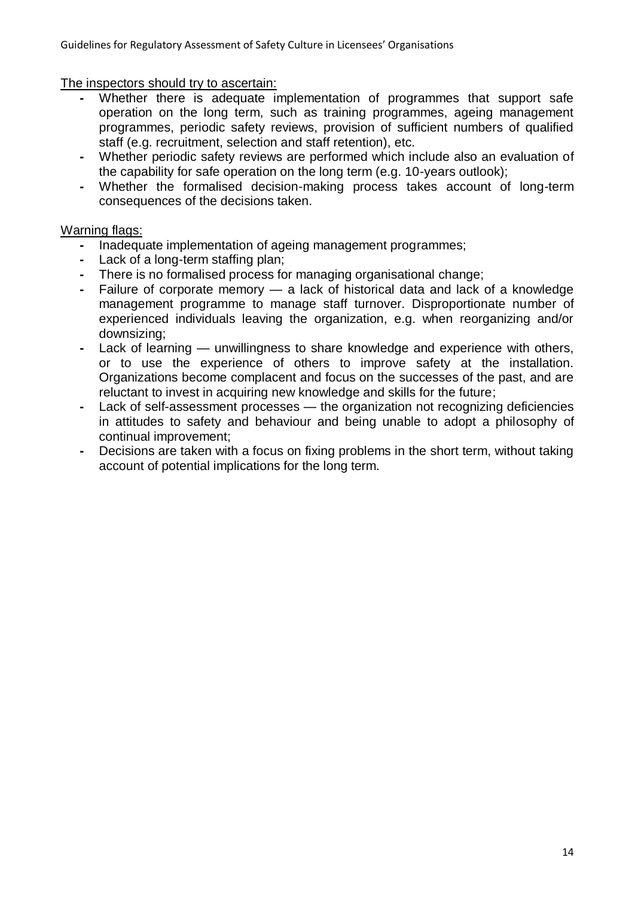The inspectors should try to ascertain:

- Whether there is adequate implementation of programmes that support safe operation on the long term, such as training programmes, ageing management programmes, periodic safety reviews, provision of sufficient numbers of qualified staff (e.g. recruitment, selection and staff retention), etc.
- Whether periodic safety reviews are performed which include also an evaluation of the capability for safe operation on the long term (e.g. 10-years outlook);
- Whether the formalised decision-making process takes account of long-term consequences of the decisions taken.

Warning flags:

- Inadequate implementation of ageing management programmes;
- Lack of a long-term staffing plan;
- There is no formalised process for managing organisational change;
- Failure of corporate memory — a lack of historical data and lack of a knowledge management programme to manage staff turnover. Disproportionate number of experienced individuals leaving the organization, e.g. when reorganizing and/or downsizing;
- Lack of learning — unwillingness to share knowledge and experience with others, or to use the experience of others to improve safety at the installation. Organizations become complacent and focus on the successes of the past, and are reluctant to invest in acquiring new knowledge and skills for the future;
- Lack of self-assessment processes — the organization not recognizing deficiencies in attitudes to safety and behaviour and being unable to adopt a philosophy of continual improvement;
- Decisions are taken with a focus on fixing problems in the short term, without taking account of potential implications for the long term.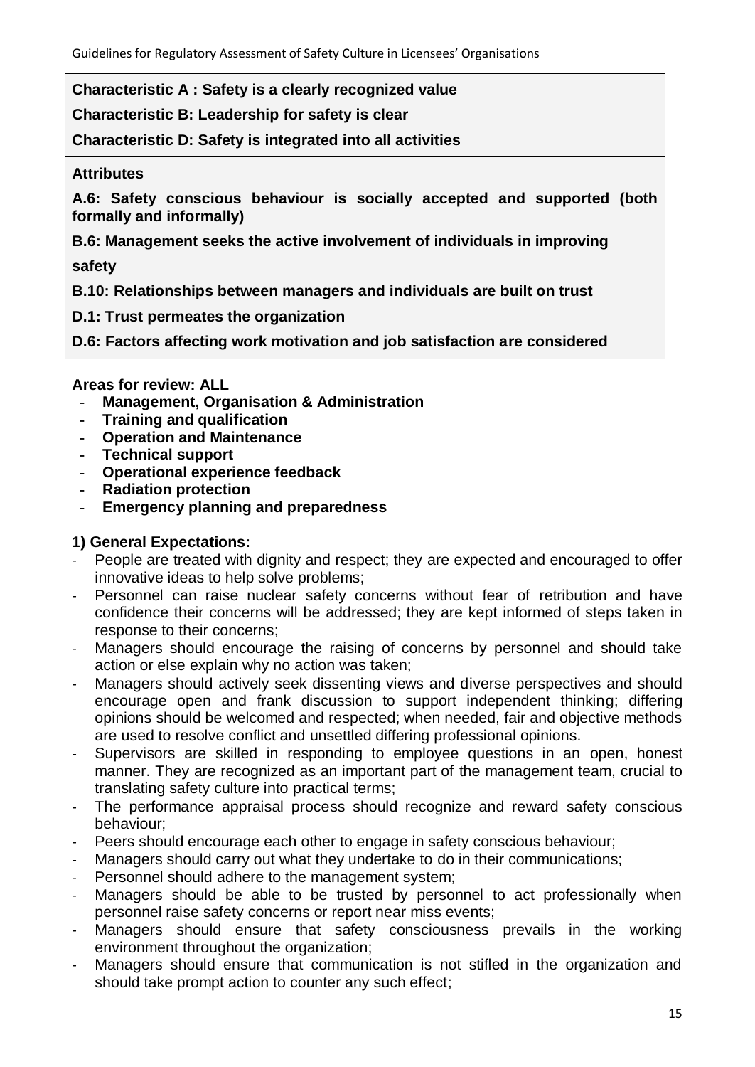**Characteristic A : Safety is a clearly recognized value**

**Characteristic B: Leadership for safety is clear**

**Characteristic D: Safety is integrated into all activities**

**Attributes**

**A.6: Safety conscious behaviour is socially accepted and supported (both formally and informally)**

**B.6: Management seeks the active involvement of individuals in improving safety**

**B.10: Relationships between managers and individuals are built on trust**

**D.1: Trust permeates the organization**

**D.6: Factors affecting work motivation and job satisfaction are considered**

**Areas for review: ALL**

- **Management, Organisation & Administration**
- **Training and qualification**
- **Operation and Maintenance**
- **Technical support**
- **Operational experience feedback**
- **Radiation protection**
- **Emergency planning and preparedness**

**1) General Expectations:**

- People are treated with dignity and respect; they are expected and encouraged to offer innovative ideas to help solve problems;
- Personnel can raise nuclear safety concerns without fear of retribution and have confidence their concerns will be addressed; they are kept informed of steps taken in response to their concerns;
- Managers should encourage the raising of concerns by personnel and should take action or else explain why no action was taken;
- Managers should actively seek dissenting views and diverse perspectives and should encourage open and frank discussion to support independent thinking; differing opinions should be welcomed and respected; when needed, fair and objective methods are used to resolve conflict and unsettled differing professional opinions.
- Supervisors are skilled in responding to employee questions in an open, honest manner. They are recognized as an important part of the management team, crucial to translating safety culture into practical terms;
- The performance appraisal process should recognize and reward safety conscious behaviour;
- Peers should encourage each other to engage in safety conscious behaviour;
- Managers should carry out what they undertake to do in their communications;
- Personnel should adhere to the management system;
- Managers should be able to be trusted by personnel to act professionally when personnel raise safety concerns or report near miss events;
- Managers should ensure that safety consciousness prevails in the working environment throughout the organization;
- Managers should ensure that communication is not stifled in the organization and should take prompt action to counter any such effect;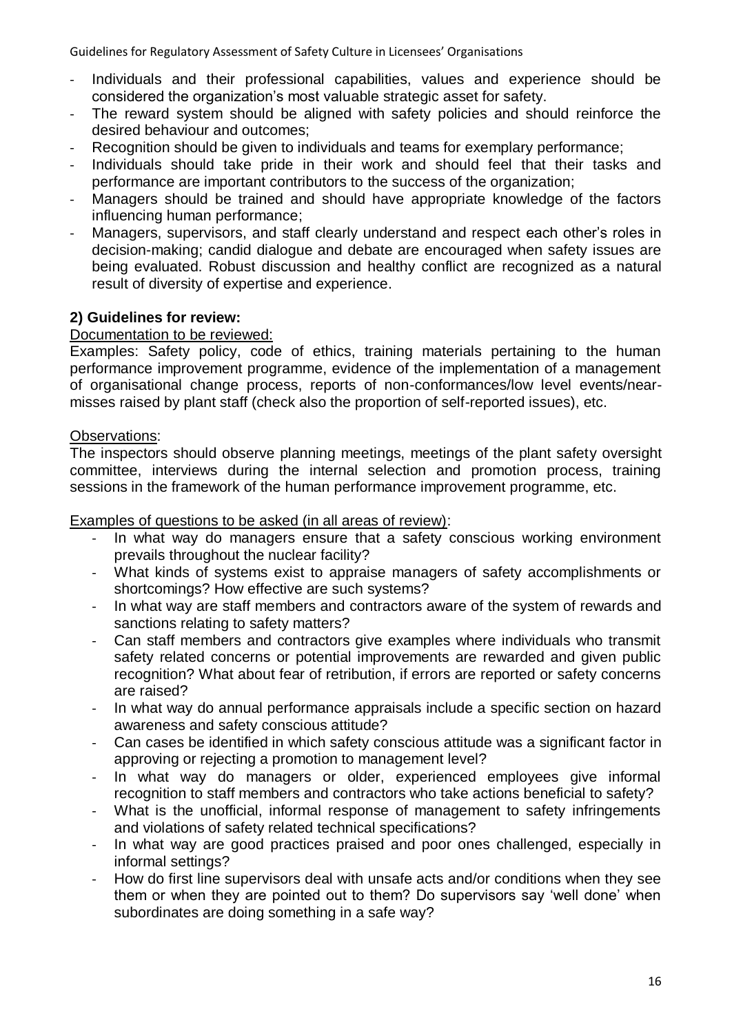- Individuals and their professional capabilities, values and experience should be considered the organization's most valuable strategic asset for safety.
- The reward system should be aligned with safety policies and should reinforce the desired behaviour and outcomes;
- Recognition should be given to individuals and teams for exemplary performance;
- Individuals should take pride in their work and should feel that their tasks and performance are important contributors to the success of the organization;
- Managers should be trained and should have appropriate knowledge of the factors influencing human performance;
- Managers, supervisors, and staff clearly understand and respect each other's roles in decision-making; candid dialogue and debate are encouraged when safety issues are being evaluated. Robust discussion and healthy conflict are recognized as a natural result of diversity of expertise and experience.

**2) Guidelines for review:**

Documentation to be reviewed:

Examples: Safety policy, code of ethics, training materials pertaining to the human performance improvement programme, evidence of the implementation of a management of organisational change process, reports of non-conformances/low level events/near-misses raised by plant staff (check also the proportion of self-reported issues), etc.

Observations:

The inspectors should observe planning meetings, meetings of the plant safety oversight committee, interviews during the internal selection and promotion process, training sessions in the framework of the human performance improvement programme, etc.

Examples of questions to be asked (in all areas of review):

- In what way do managers ensure that a safety conscious working environment prevails throughout the nuclear facility?
- What kinds of systems exist to appraise managers of safety accomplishments or shortcomings? How effective are such systems?
- In what way are staff members and contractors aware of the system of rewards and sanctions relating to safety matters?
- Can staff members and contractors give examples where individuals who transmit safety related concerns or potential improvements are rewarded and given public recognition? What about fear of retribution, if errors are reported or safety concerns are raised?
- In what way do annual performance appraisals include a specific section on hazard awareness and safety conscious attitude?
- Can cases be identified in which safety conscious attitude was a significant factor in approving or rejecting a promotion to management level?
- In what way do managers or older, experienced employees give informal recognition to staff members and contractors who take actions beneficial to safety?
- What is the unofficial, informal response of management to safety infringements and violations of safety related technical specifications?
- In what way are good practices praised and poor ones challenged, especially in informal settings?
- How do first line supervisors deal with unsafe acts and/or conditions when they see them or when they are pointed out to them? Do supervisors say 'well done' when subordinates are doing something in a safe way?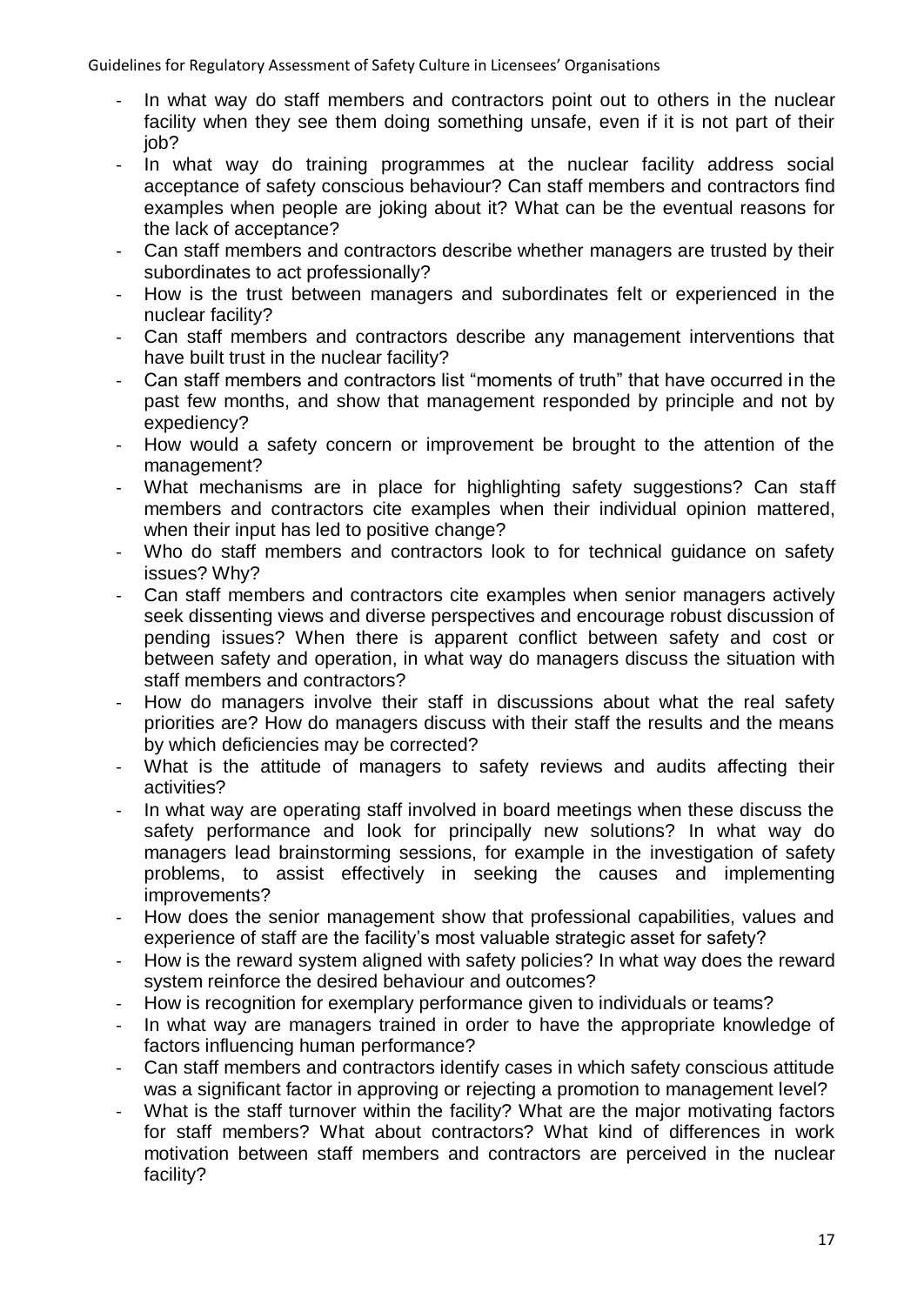- In what way do staff members and contractors point out to others in the nuclear facility when they see them doing something unsafe, even if it is not part of their job?
- In what way do training programmes at the nuclear facility address social acceptance of safety conscious behaviour? Can staff members and contractors find examples when people are joking about it? What can be the eventual reasons for the lack of acceptance?
- Can staff members and contractors describe whether managers are trusted by their subordinates to act professionally?
- How is the trust between managers and subordinates felt or experienced in the nuclear facility?
- Can staff members and contractors describe any management interventions that have built trust in the nuclear facility?
- Can staff members and contractors list "moments of truth" that have occurred in the past few months, and show that management responded by principle and not by expediency?
- How would a safety concern or improvement be brought to the attention of the management?
- What mechanisms are in place for highlighting safety suggestions? Can staff members and contractors cite examples when their individual opinion mattered, when their input has led to positive change?
- Who do staff members and contractors look to for technical guidance on safety issues? Why?
- Can staff members and contractors cite examples when senior managers actively seek dissenting views and diverse perspectives and encourage robust discussion of pending issues? When there is apparent conflict between safety and cost or between safety and operation, in what way do managers discuss the situation with staff members and contractors?
- How do managers involve their staff in discussions about what the real safety priorities are? How do managers discuss with their staff the results and the means by which deficiencies may be corrected?
- What is the attitude of managers to safety reviews and audits affecting their activities?
- In what way are operating staff involved in board meetings when these discuss the safety performance and look for principally new solutions? In what way do managers lead brainstorming sessions, for example in the investigation of safety problems, to assist effectively in seeking the causes and implementing improvements?
- How does the senior management show that professional capabilities, values and experience of staff are the facility's most valuable strategic asset for safety?
- How is the reward system aligned with safety policies? In what way does the reward system reinforce the desired behaviour and outcomes?
- How is recognition for exemplary performance given to individuals or teams?
- In what way are managers trained in order to have the appropriate knowledge of factors influencing human performance?
- Can staff members and contractors identify cases in which safety conscious attitude was a significant factor in approving or rejecting a promotion to management level?
- What is the staff turnover within the facility? What are the major motivating factors for staff members? What about contractors? What kind of differences in work motivation between staff members and contractors are perceived in the nuclear facility?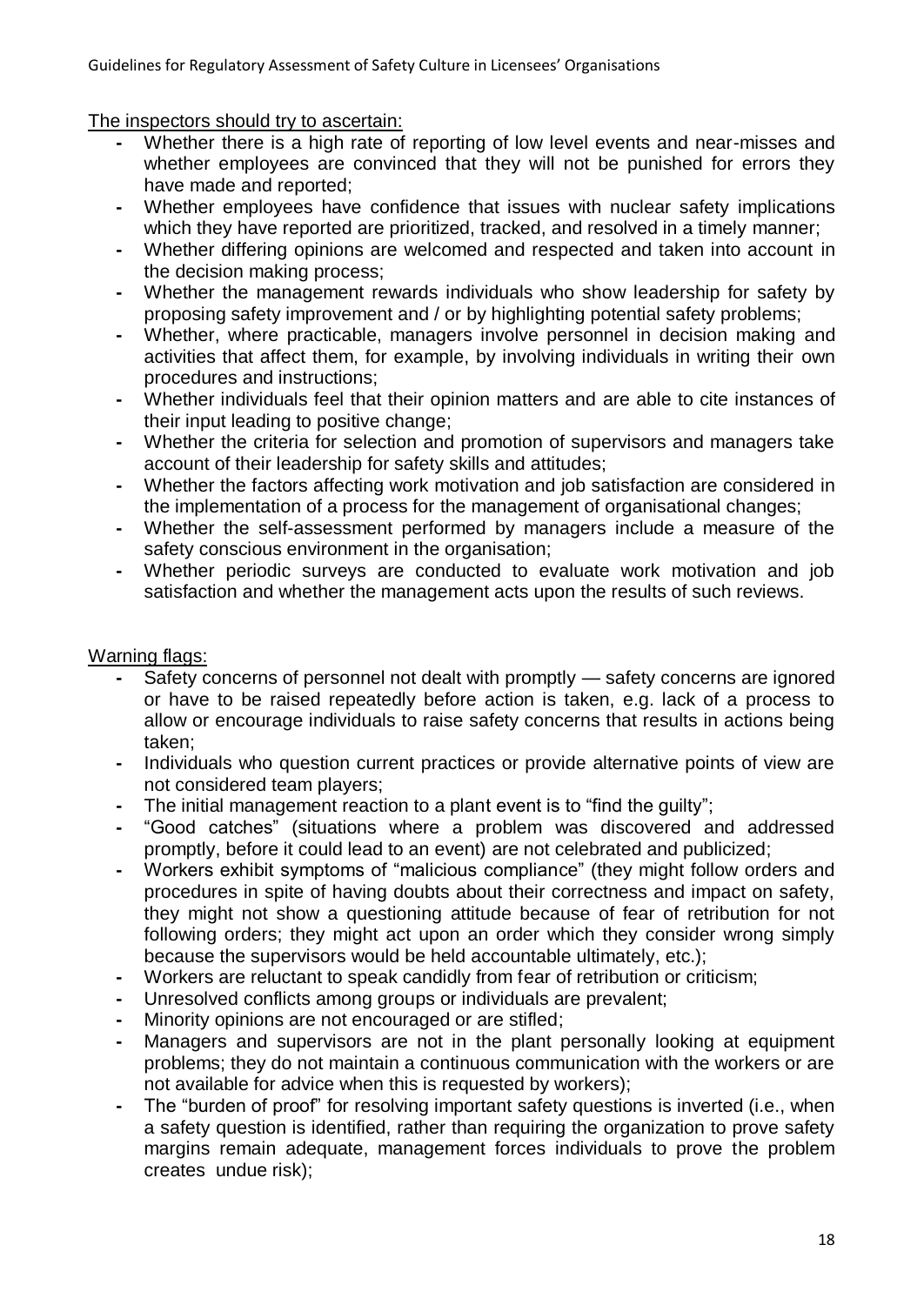The inspectors should try to ascertain:

- Whether there is a high rate of reporting of low level events and near-misses and whether employees are convinced that they will not be punished for errors they have made and reported;
- Whether employees have confidence that issues with nuclear safety implications which they have reported are prioritized, tracked, and resolved in a timely manner;
- Whether differing opinions are welcomed and respected and taken into account in the decision making process;
- Whether the management rewards individuals who show leadership for safety by proposing safety improvement and / or by highlighting potential safety problems;
- Whether, where practicable, managers involve personnel in decision making and activities that affect them, for example, by involving individuals in writing their own procedures and instructions;
- Whether individuals feel that their opinion matters and are able to cite instances of their input leading to positive change;
- Whether the criteria for selection and promotion of supervisors and managers take account of their leadership for safety skills and attitudes;
- Whether the factors affecting work motivation and job satisfaction are considered in the implementation of a process for the management of organisational changes;
- Whether the self-assessment performed by managers include a measure of the safety conscious environment in the organisation;
- Whether periodic surveys are conducted to evaluate work motivation and job satisfaction and whether the management acts upon the results of such reviews.

Warning flags:

- Safety concerns of personnel not dealt with promptly — safety concerns are ignored or have to be raised repeatedly before action is taken, e.g. lack of a process to allow or encourage individuals to raise safety concerns that results in actions being taken;
- Individuals who question current practices or provide alternative points of view are not considered team players;
- The initial management reaction to a plant event is to "find the guilty";
- "Good catches" (situations where a problem was discovered and addressed promptly, before it could lead to an event) are not celebrated and publicized;
- Workers exhibit symptoms of "malicious compliance" (they might follow orders and procedures in spite of having doubts about their correctness and impact on safety, they might not show a questioning attitude because of fear of retribution for not following orders; they might act upon an order which they consider wrong simply because the supervisors would be held accountable ultimately, etc.);
- Workers are reluctant to speak candidly from fear of retribution or criticism;
- Unresolved conflicts among groups or individuals are prevalent;
- Minority opinions are not encouraged or are stifled;
- Managers and supervisors are not in the plant personally looking at equipment problems; they do not maintain a continuous communication with the workers or are not available for advice when this is requested by workers);
- The "burden of proof" for resolving important safety questions is inverted (i.e., when a safety question is identified, rather than requiring the organization to prove safety margins remain adequate, management forces individuals to prove the problem creates undue risk);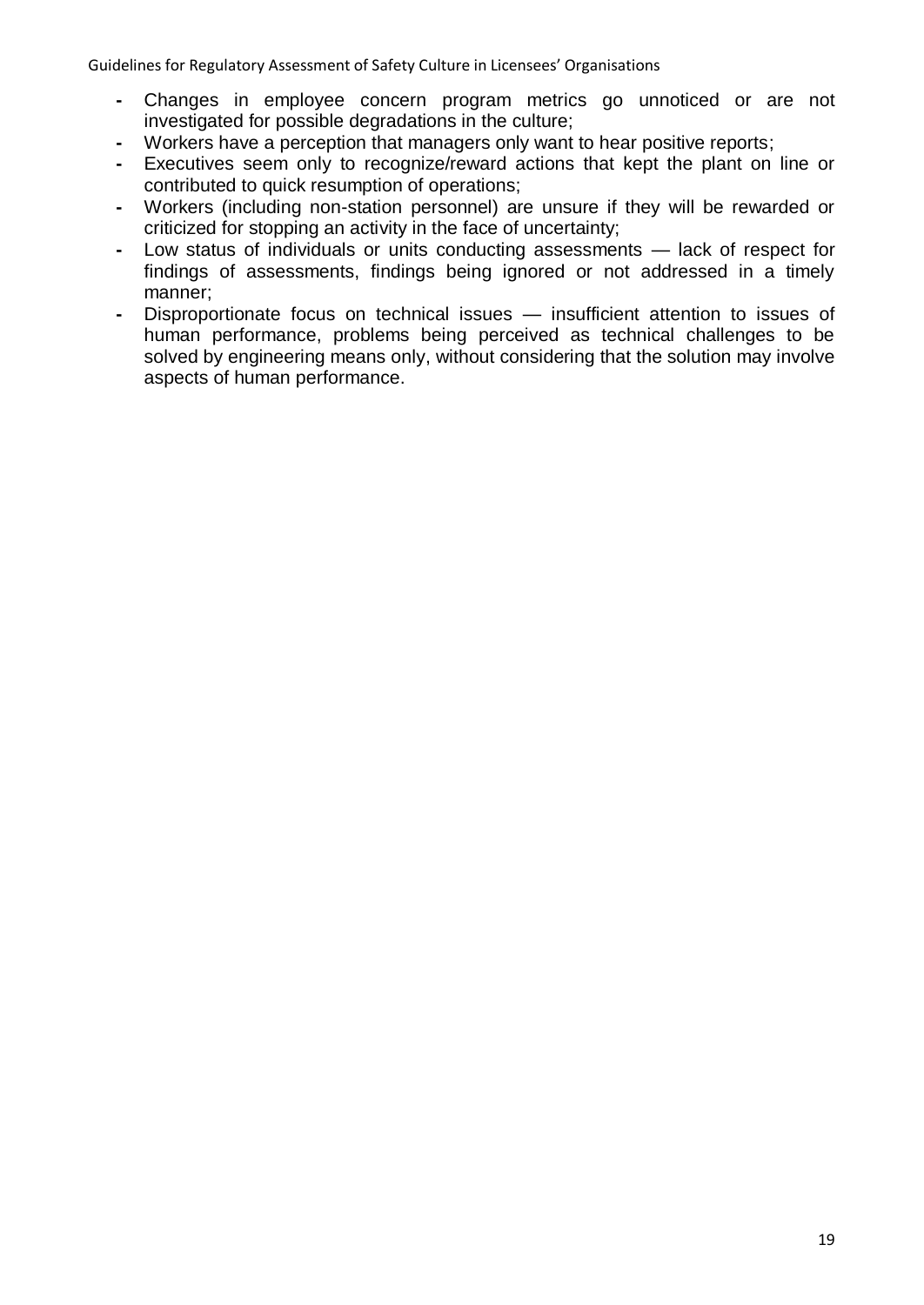- Changes in employee concern program metrics go unnoticed or are not investigated for possible degradations in the culture;
- Workers have a perception that managers only want to hear positive reports;
- Executives seem only to recognize/reward actions that kept the plant on line or contributed to quick resumption of operations;
- Workers (including non-station personnel) are unsure if they will be rewarded or criticized for stopping an activity in the face of uncertainty;
- Low status of individuals or units conducting assessments — lack of respect for findings of assessments, findings being ignored or not addressed in a timely manner;
- Disproportionate focus on technical issues — insufficient attention to issues of human performance, problems being perceived as technical challenges to be solved by engineering means only, without considering that the solution may involve aspects of human performance.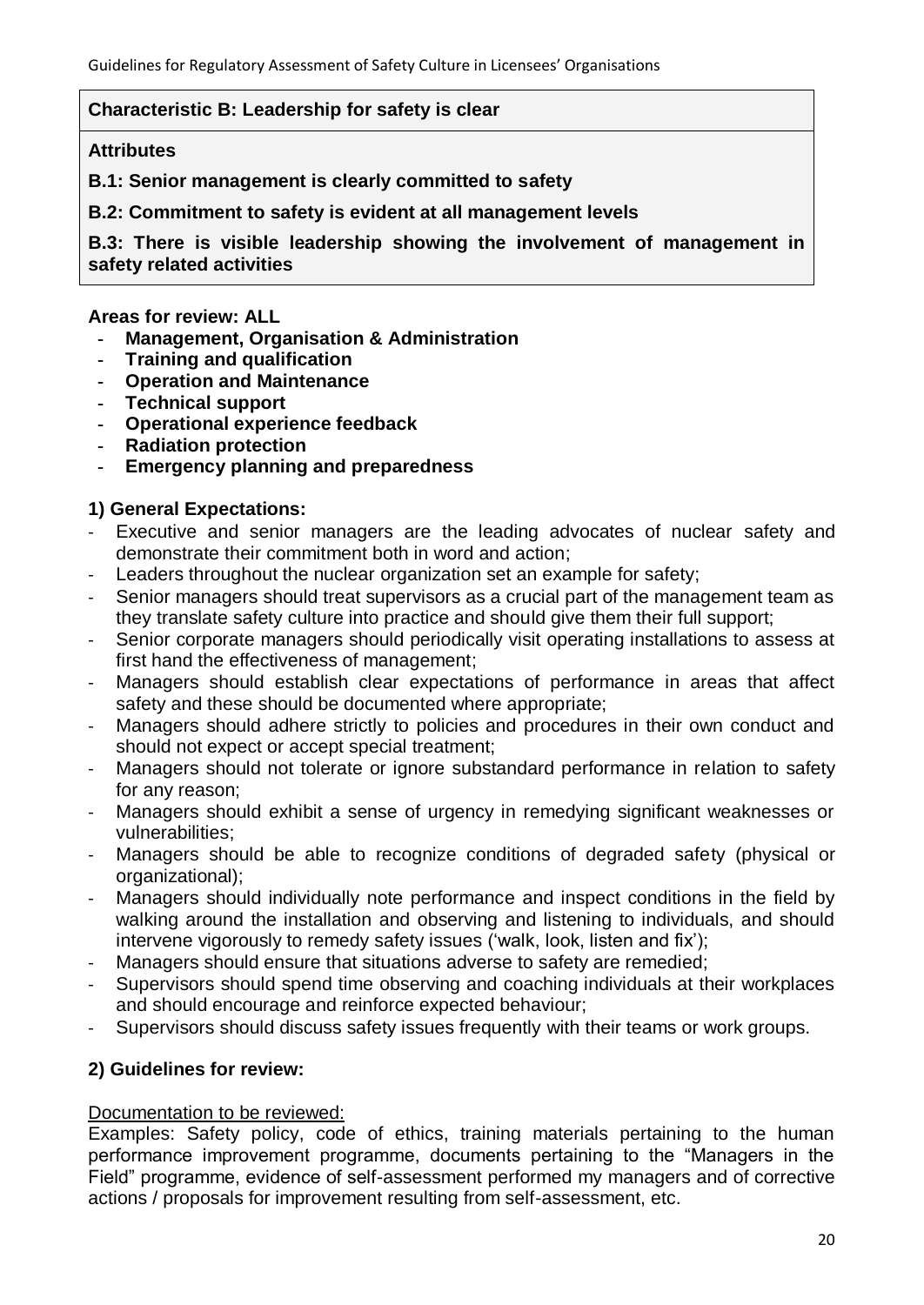**Characteristic B: Leadership for safety is clear**

**Attributes**

**B.1: Senior management is clearly committed to safety**

**B.2: Commitment to safety is evident at all management levels**

**B.3: There is visible leadership showing the involvement of management in safety related activities**

**Areas for review: ALL**

- **Management, Organisation & Administration**
- **Training and qualification**
- **Operation and Maintenance**
- **Technical support**
- **Operational experience feedback**
- **Radiation protection**
- **Emergency planning and preparedness**

### 1) General Expectations:

- Executive and senior managers are the leading advocates of nuclear safety and demonstrate their commitment both in word and action;
- Leaders throughout the nuclear organization set an example for safety;
- Senior managers should treat supervisors as a crucial part of the management team as they translate safety culture into practice and should give them their full support;
- Senior corporate managers should periodically visit operating installations to assess at first hand the effectiveness of management;
- Managers should establish clear expectations of performance in areas that affect safety and these should be documented where appropriate;
- Managers should adhere strictly to policies and procedures in their own conduct and should not expect or accept special treatment;
- Managers should not tolerate or ignore substandard performance in relation to safety for any reason;
- Managers should exhibit a sense of urgency in remedying significant weaknesses or vulnerabilities;
- Managers should be able to recognize conditions of degraded safety (physical or organizational);
- Managers should individually note performance and inspect conditions in the field by walking around the installation and observing and listening to individuals, and should intervene vigorously to remedy safety issues ('walk, look, listen and fix');
- Managers should ensure that situations adverse to safety are remedied;
- Supervisors should spend time observing and coaching individuals at their workplaces and should encourage and reinforce expected behaviour;
- Supervisors should discuss safety issues frequently with their teams or work groups.

### 2) Guidelines for review:

Documentation to be reviewed:

Examples: Safety policy, code of ethics, training materials pertaining to the human performance improvement programme, documents pertaining to the "Managers in the Field" programme, evidence of self-assessment performed my managers and of corrective actions / proposals for improvement resulting from self-assessment, etc.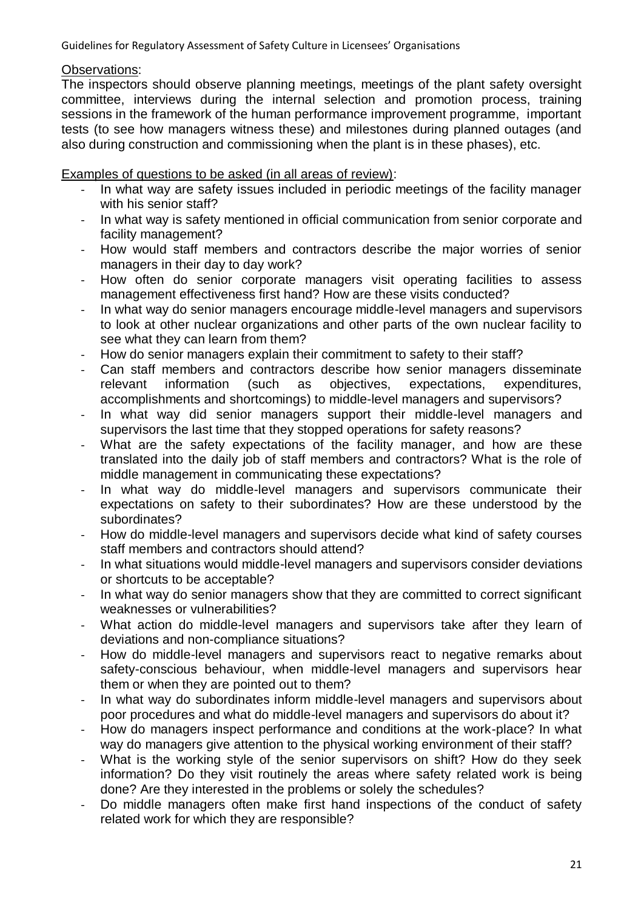Observations:

The inspectors should observe planning meetings, meetings of the plant safety oversight committee, interviews during the internal selection and promotion process, training sessions in the framework of the human performance improvement programme, important tests (to see how managers witness these) and milestones during planned outages (and also during construction and commissioning when the plant is in these phases), etc.

Examples of questions to be asked (in all areas of review):

- In what way are safety issues included in periodic meetings of the facility manager with his senior staff?
- In what way is safety mentioned in official communication from senior corporate and facility management?
- How would staff members and contractors describe the major worries of senior managers in their day to day work?
- How often do senior corporate managers visit operating facilities to assess management effectiveness first hand? How are these visits conducted?
- In what way do senior managers encourage middle-level managers and supervisors to look at other nuclear organizations and other parts of the own nuclear facility to see what they can learn from them?
- How do senior managers explain their commitment to safety to their staff?
- Can staff members and contractors describe how senior managers disseminate relevant information (such as objectives, expectations, expenditures, accomplishments and shortcomings) to middle-level managers and supervisors?
- In what way did senior managers support their middle-level managers and supervisors the last time that they stopped operations for safety reasons?
- What are the safety expectations of the facility manager, and how are these translated into the daily job of staff members and contractors? What is the role of middle management in communicating these expectations?
- In what way do middle-level managers and supervisors communicate their expectations on safety to their subordinates? How are these understood by the subordinates?
- How do middle-level managers and supervisors decide what kind of safety courses staff members and contractors should attend?
- In what situations would middle-level managers and supervisors consider deviations or shortcuts to be acceptable?
- In what way do senior managers show that they are committed to correct significant weaknesses or vulnerabilities?
- What action do middle-level managers and supervisors take after they learn of deviations and non-compliance situations?
- How do middle-level managers and supervisors react to negative remarks about safety-conscious behaviour, when middle-level managers and supervisors hear them or when they are pointed out to them?
- In what way do subordinates inform middle-level managers and supervisors about poor procedures and what do middle-level managers and supervisors do about it?
- How do managers inspect performance and conditions at the work-place? In what way do managers give attention to the physical working environment of their staff?
- What is the working style of the senior supervisors on shift? How do they seek information? Do they visit routinely the areas where safety related work is being done? Are they interested in the problems or solely the schedules?
- Do middle managers often make first hand inspections of the conduct of safety related work for which they are responsible?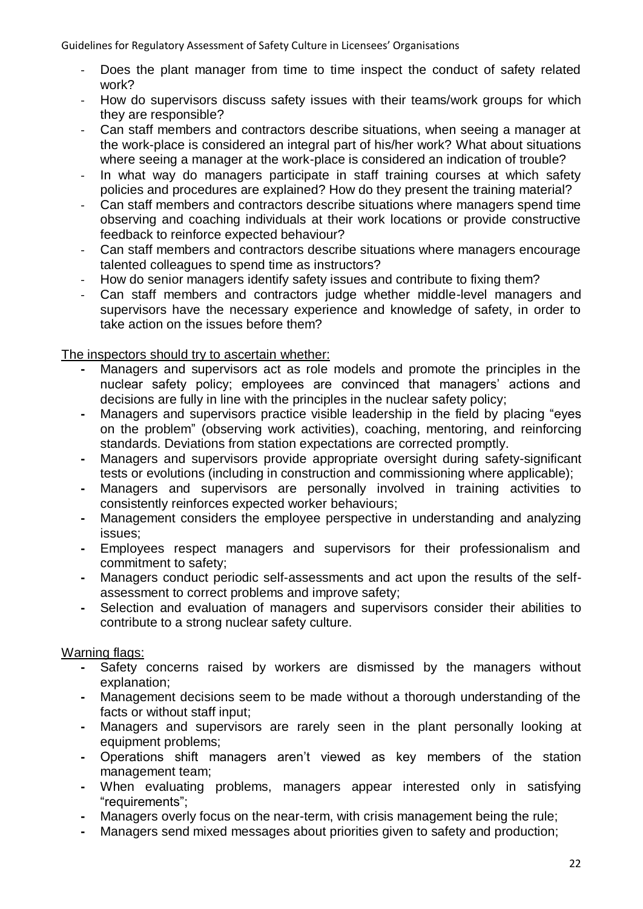- Does the plant manager from time to time inspect the conduct of safety related work?
- How do supervisors discuss safety issues with their teams/work groups for which they are responsible?
- Can staff members and contractors describe situations, when seeing a manager at the work-place is considered an integral part of his/her work? What about situations where seeing a manager at the work-place is considered an indication of trouble?
- In what way do managers participate in staff training courses at which safety policies and procedures are explained? How do they present the training material?
- Can staff members and contractors describe situations where managers spend time observing and coaching individuals at their work locations or provide constructive feedback to reinforce expected behaviour?
- Can staff members and contractors describe situations where managers encourage talented colleagues to spend time as instructors?
- How do senior managers identify safety issues and contribute to fixing them?
- Can staff members and contractors judge whether middle-level managers and supervisors have the necessary experience and knowledge of safety, in order to take action on the issues before them?

The inspectors should try to ascertain whether:

- Managers and supervisors act as role models and promote the principles in the nuclear safety policy; employees are convinced that managers' actions and decisions are fully in line with the principles in the nuclear safety policy;
- Managers and supervisors practice visible leadership in the field by placing "eyes on the problem" (observing work activities), coaching, mentoring, and reinforcing standards. Deviations from station expectations are corrected promptly.
- Managers and supervisors provide appropriate oversight during safety-significant tests or evolutions (including in construction and commissioning where applicable);
- Managers and supervisors are personally involved in training activities to consistently reinforces expected worker behaviours;
- Management considers the employee perspective in understanding and analyzing issues;
- Employees respect managers and supervisors for their professionalism and commitment to safety;
- Managers conduct periodic self-assessments and act upon the results of the self-assessment to correct problems and improve safety;
- Selection and evaluation of managers and supervisors consider their abilities to contribute to a strong nuclear safety culture.

Warning flags:

- Safety concerns raised by workers are dismissed by the managers without explanation;
- Management decisions seem to be made without a thorough understanding of the facts or without staff input;
- Managers and supervisors are rarely seen in the plant personally looking at equipment problems;
- Operations shift managers aren't viewed as key members of the station management team;
- When evaluating problems, managers appear interested only in satisfying "requirements";
- Managers overly focus on the near-term, with crisis management being the rule;
- Managers send mixed messages about priorities given to safety and production;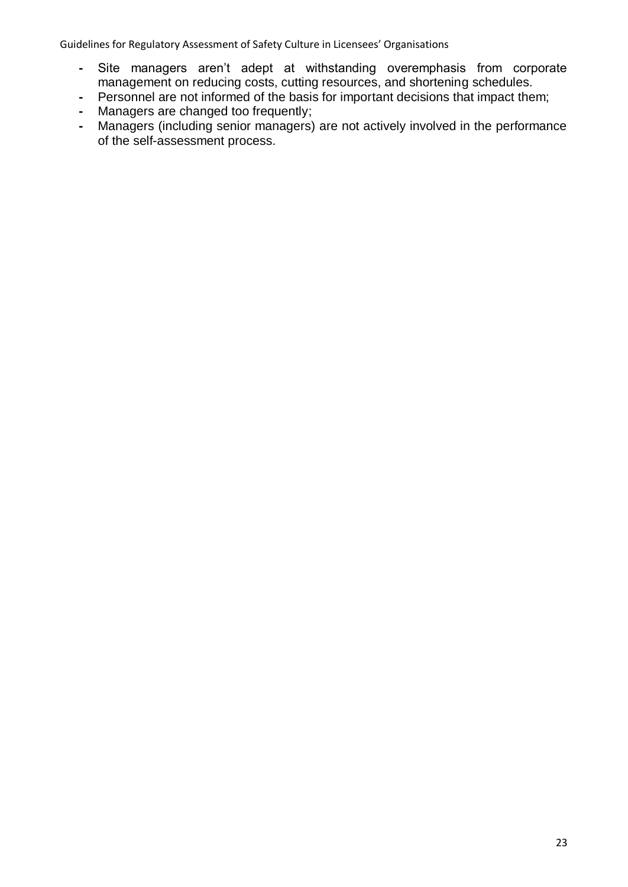- Site managers aren't adept at withstanding overemphasis from corporate management on reducing costs, cutting resources, and shortening schedules.
- Personnel are not informed of the basis for important decisions that impact them;
- Managers are changed too frequently;
- Managers (including senior managers) are not actively involved in the performance of the self-assessment process.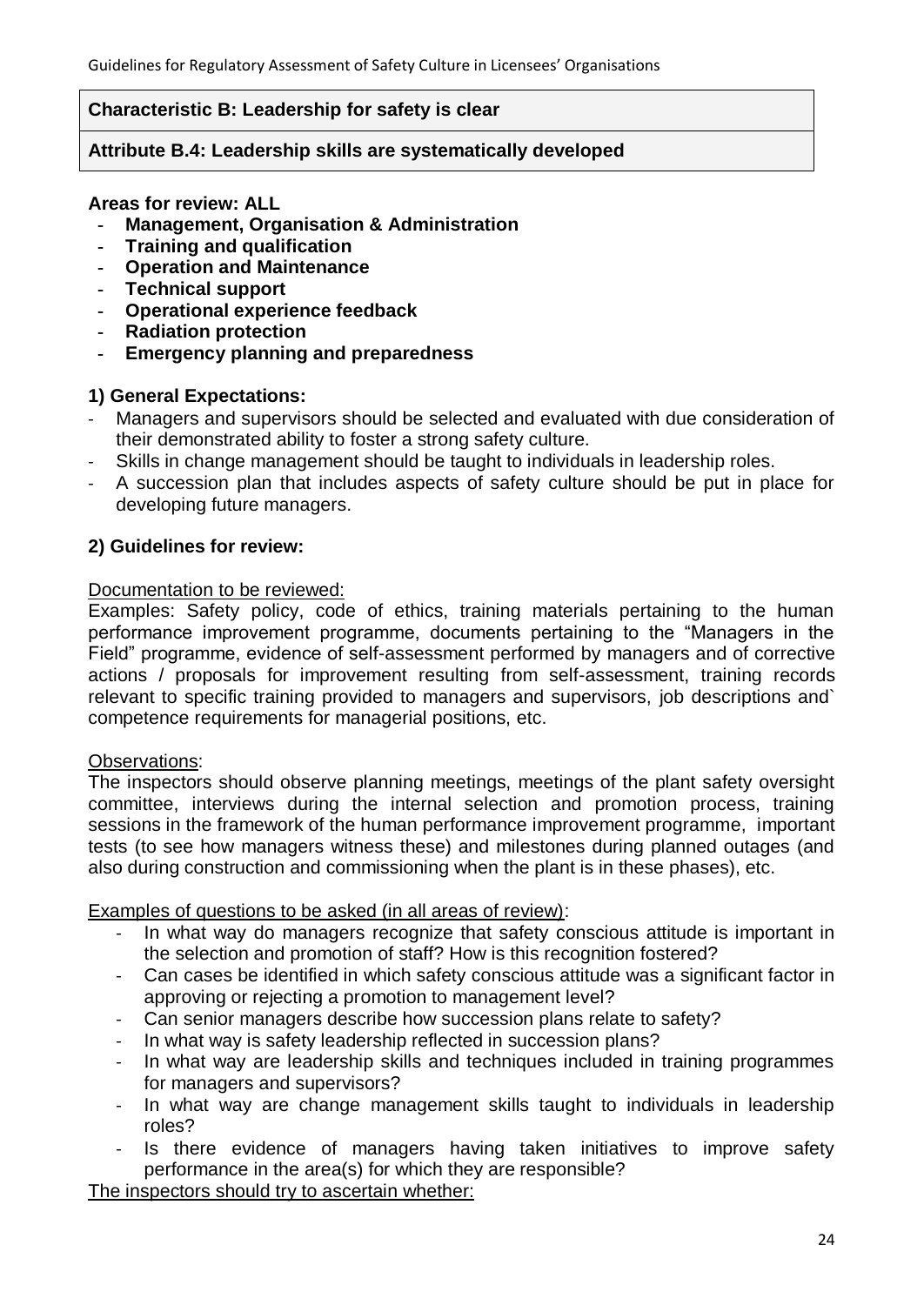**Characteristic B: Leadership for safety is clear**

**Attribute B.4: Leadership skills are systematically developed**

**Areas for review: ALL**

- **Management, Organisation & Administration**
- **Training and qualification**
- **Operation and Maintenance**
- **Technical support**
- **Operational experience feedback**
- **Radiation protection**
- **Emergency planning and preparedness**

**1) General Expectations:**

- Managers and supervisors should be selected and evaluated with due consideration of their demonstrated ability to foster a strong safety culture.
- Skills in change management should be taught to individuals in leadership roles.
- A succession plan that includes aspects of safety culture should be put in place for developing future managers.

**2) Guidelines for review:**

Documentation to be reviewed:

Examples: Safety policy, code of ethics, training materials pertaining to the human performance improvement programme, documents pertaining to the "Managers in the Field" programme, evidence of self-assessment performed by managers and of corrective actions / proposals for improvement resulting from self-assessment, training records relevant to specific training provided to managers and supervisors, job descriptions and` competence requirements for managerial positions, etc.

Observations:

The inspectors should observe planning meetings, meetings of the plant safety oversight committee, interviews during the internal selection and promotion process, training sessions in the framework of the human performance improvement programme, important tests (to see how managers witness these) and milestones during planned outages (and also during construction and commissioning when the plant is in these phases), etc.

Examples of questions to be asked (in all areas of review):

- In what way do managers recognize that safety conscious attitude is important in the selection and promotion of staff? How is this recognition fostered?
- Can cases be identified in which safety conscious attitude was a significant factor in approving or rejecting a promotion to management level?
- Can senior managers describe how succession plans relate to safety?
- In what way is safety leadership reflected in succession plans?
- In what way are leadership skills and techniques included in training programmes for managers and supervisors?
- In what way are change management skills taught to individuals in leadership roles?
- Is there evidence of managers having taken initiatives to improve safety performance in the area(s) for which they are responsible?

The inspectors should try to ascertain whether: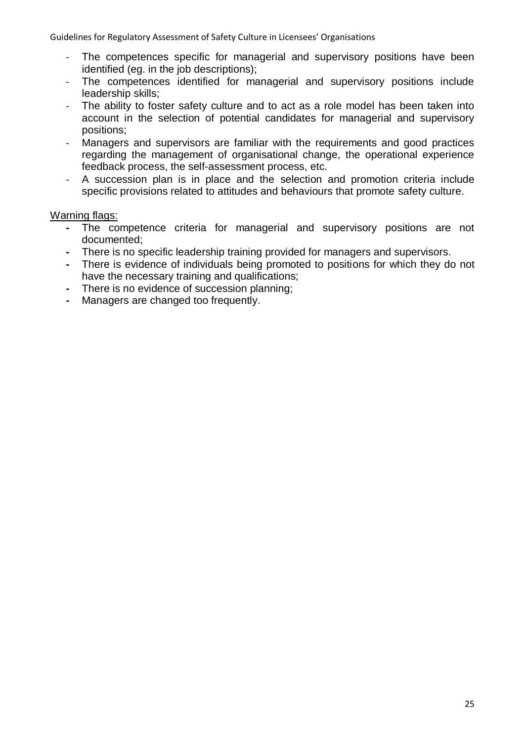- The competences specific for managerial and supervisory positions have been identified (eg. in the job descriptions);
- The competences identified for managerial and supervisory positions include leadership skills;
- The ability to foster safety culture and to act as a role model has been taken into account in the selection of potential candidates for managerial and supervisory positions;
- Managers and supervisors are familiar with the requirements and good practices regarding the management of organisational change, the operational experience feedback process, the self-assessment process, etc.
- A succession plan is in place and the selection and promotion criteria include specific provisions related to attitudes and behaviours that promote safety culture.

Warning flags:

- The competence criteria for managerial and supervisory positions are not documented;
- There is no specific leadership training provided for managers and supervisors.
- There is evidence of individuals being promoted to positions for which they do not have the necessary training and qualifications;
- There is no evidence of succession planning;
- Managers are changed too frequently.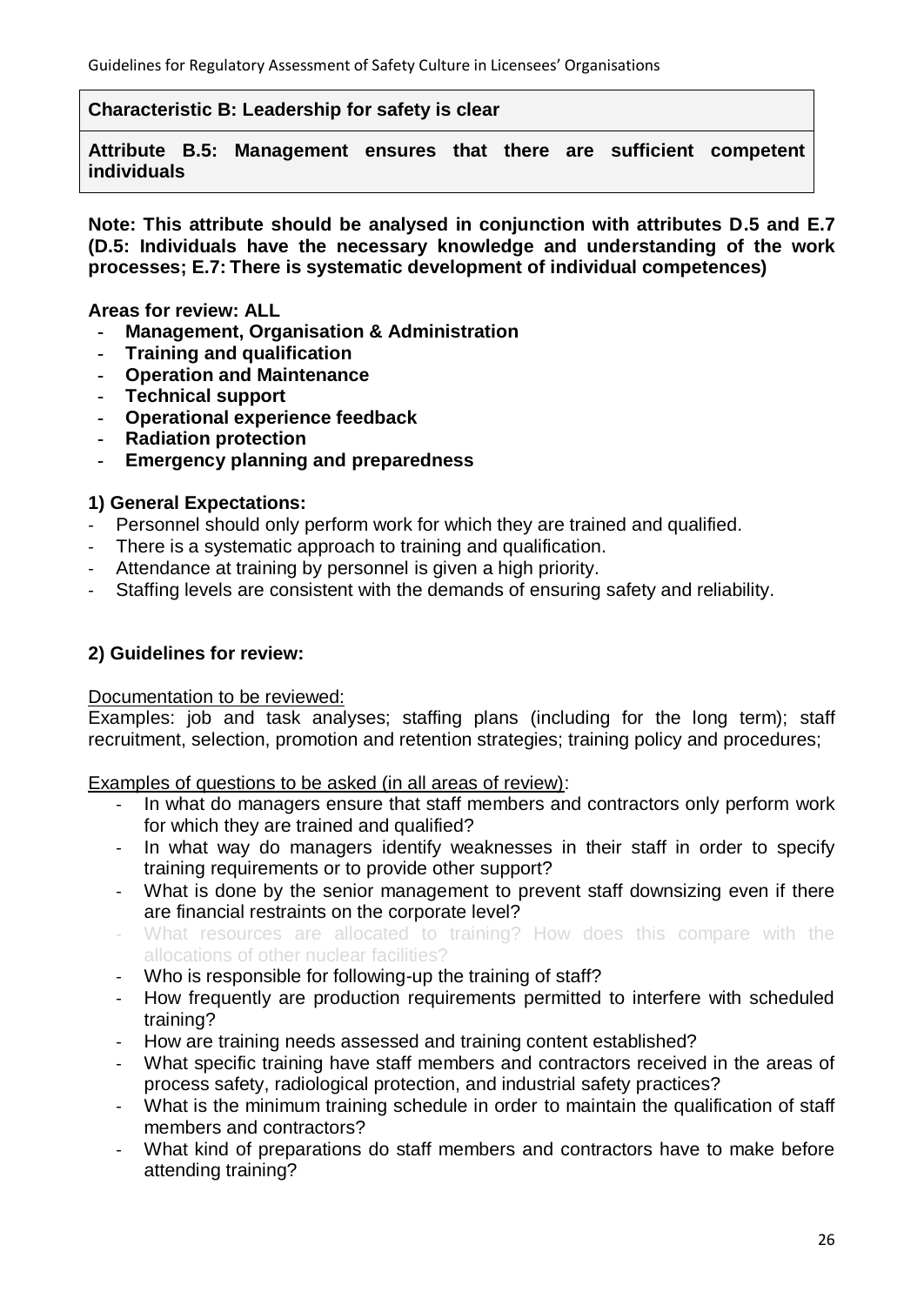**Characteristic B: Leadership for safety is clear**

**Attribute B.5: Management ensures that there are sufficient competent individuals**

**Note: This attribute should be analysed in conjunction with attributes D.5 and E.7 (D.5: Individuals have the necessary knowledge and understanding of the work processes; E.7: There is systematic development of individual competences)**

**Areas for review: ALL**

- **Management, Organisation & Administration**
- **Training and qualification**
- **Operation and Maintenance**
- **Technical support**
- **Operational experience feedback**
- **Radiation protection**
- **Emergency planning and preparedness**

**1) General Expectations:**

- Personnel should only perform work for which they are trained and qualified.
- There is a systematic approach to training and qualification.
- Attendance at training by personnel is given a high priority.
- Staffing levels are consistent with the demands of ensuring safety and reliability.

**2) Guidelines for review:**

Documentation to be reviewed:

Examples: job and task analyses; staffing plans (including for the long term); staff recruitment, selection, promotion and retention strategies; training policy and procedures;

Examples of questions to be asked (in all areas of review):

- In what do managers ensure that staff members and contractors only perform work for which they are trained and qualified?
- In what way do managers identify weaknesses in their staff in order to specify training requirements or to provide other support?
- What is done by the senior management to prevent staff downsizing even if there are financial restraints on the corporate level?
- What resources are allocated to training? How does this compare with the allocations of other nuclear facilities?
- Who is responsible for following-up the training of staff?
- How frequently are production requirements permitted to interfere with scheduled training?
- How are training needs assessed and training content established?
- What specific training have staff members and contractors received in the areas of process safety, radiological protection, and industrial safety practices?
- What is the minimum training schedule in order to maintain the qualification of staff members and contractors?
- What kind of preparations do staff members and contractors have to make before attending training?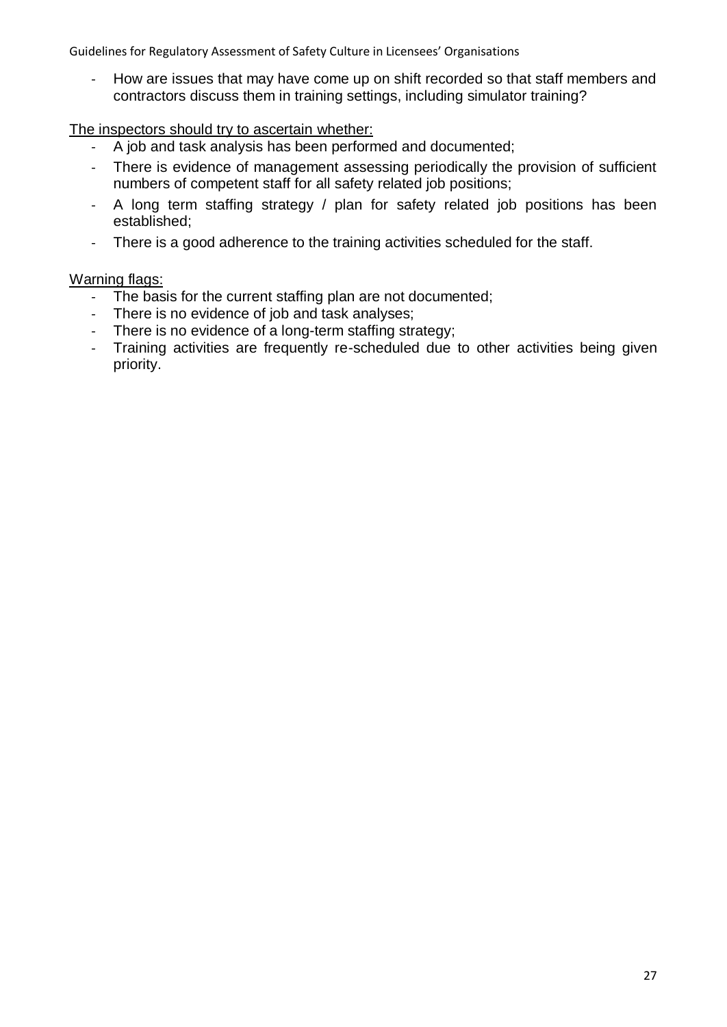- How are issues that may have come up on shift recorded so that staff members and contractors discuss them in training settings, including simulator training?

The inspectors should try to ascertain whether:

- A job and task analysis has been performed and documented;
- There is evidence of management assessing periodically the provision of sufficient numbers of competent staff for all safety related job positions;
- A long term staffing strategy / plan for safety related job positions has been established;
- There is a good adherence to the training activities scheduled for the staff.

Warning flags:

- The basis for the current staffing plan are not documented;
- There is no evidence of job and task analyses;
- There is no evidence of a long-term staffing strategy;
- Training activities are frequently re-scheduled due to other activities being given priority.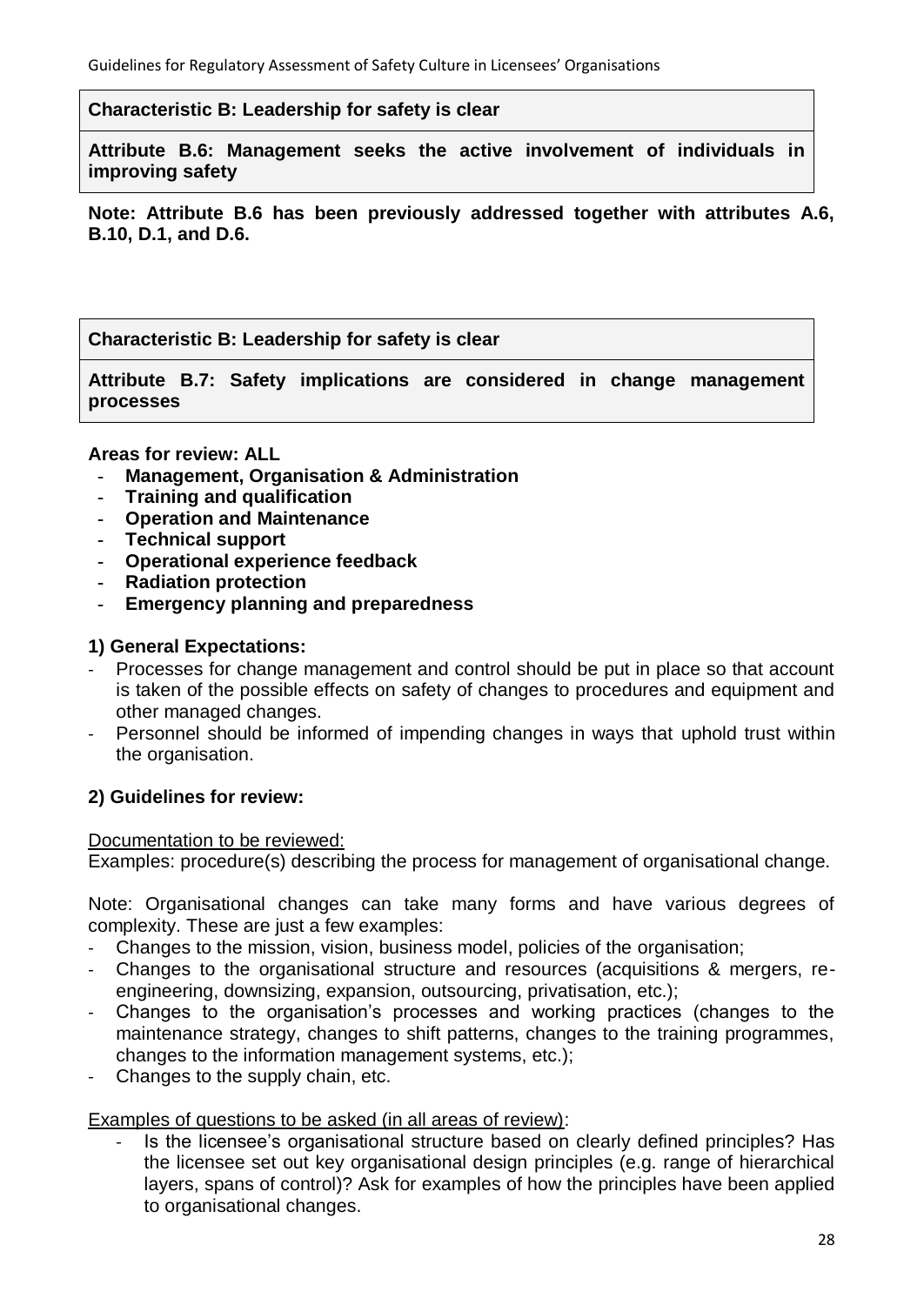**Characteristic B: Leadership for safety is clear**

**Attribute B.6: Management seeks the active involvement of individuals in improving safety**

**Note: Attribute B.6 has been previously addressed together with attributes A.6, B.10, D.1, and D.6.**

**Characteristic B: Leadership for safety is clear**

**Attribute B.7: Safety implications are considered in change management processes**

**Areas for review: ALL**

- **Management, Organisation & Administration**
- **Training and qualification**
- **Operation and Maintenance**
- **Technical support**
- **Operational experience feedback**
- **Radiation protection**
- **Emergency planning and preparedness**

**1) General Expectations:**

- Processes for change management and control should be put in place so that account is taken of the possible effects on safety of changes to procedures and equipment and other managed changes.
- Personnel should be informed of impending changes in ways that uphold trust within the organisation.

**2) Guidelines for review:**

Documentation to be reviewed:

Examples: procedure(s) describing the process for management of organisational change.

Note: Organisational changes can take many forms and have various degrees of complexity. These are just a few examples:

- Changes to the mission, vision, business model, policies of the organisation;
- Changes to the organisational structure and resources (acquisitions & mergers, re-engineering, downsizing, expansion, outsourcing, privatisation, etc.);
- Changes to the organisation's processes and working practices (changes to the maintenance strategy, changes to shift patterns, changes to the training programmes, changes to the information management systems, etc.);
- Changes to the supply chain, etc.

Examples of questions to be asked (in all areas of review):

- Is the licensee's organisational structure based on clearly defined principles? Has the licensee set out key organisational design principles (e.g. range of hierarchical layers, spans of control)? Ask for examples of how the principles have been applied to organisational changes.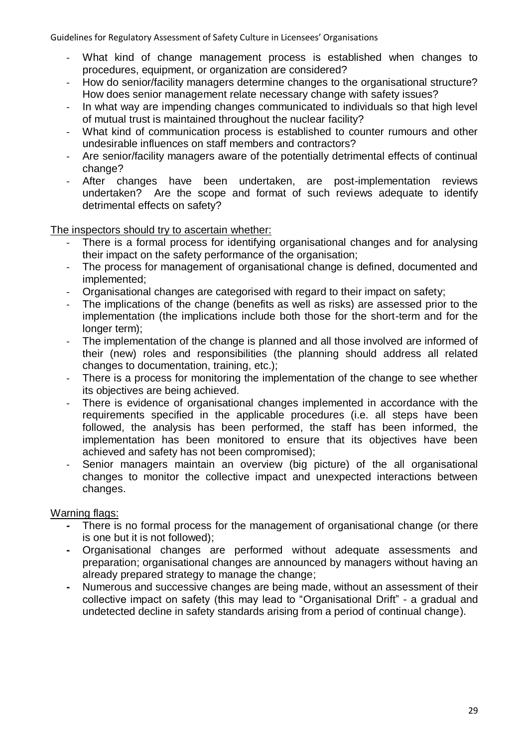- What kind of change management process is established when changes to procedures, equipment, or organization are considered?
- How do senior/facility managers determine changes to the organisational structure? How does senior management relate necessary change with safety issues?
- In what way are impending changes communicated to individuals so that high level of mutual trust is maintained throughout the nuclear facility?
- What kind of communication process is established to counter rumours and other undesirable influences on staff members and contractors?
- Are senior/facility managers aware of the potentially detrimental effects of continual change?
- After changes have been undertaken, are post-implementation reviews undertaken? Are the scope and format of such reviews adequate to identify detrimental effects on safety?

<u>The inspectors should try to ascertain whether:</u>

- There is a formal process for identifying organisational changes and for analysing their impact on the safety performance of the organisation;
- The process for management of organisational change is defined, documented and implemented;
- Organisational changes are categorised with regard to their impact on safety;
- The implications of the change (benefits as well as risks) are assessed prior to the implementation (the implications include both those for the short-term and for the longer term);
- The implementation of the change is planned and all those involved are informed of their (new) roles and responsibilities (the planning should address all related changes to documentation, training, etc.);
- There is a process for monitoring the implementation of the change to see whether its objectives are being achieved.
- There is evidence of organisational changes implemented in accordance with the requirements specified in the applicable procedures (i.e. all steps have been followed, the analysis has been performed, the staff has been informed, the implementation has been monitored to ensure that its objectives have been achieved and safety has not been compromised);
- Senior managers maintain an overview (big picture) of the all organisational changes to monitor the collective impact and unexpected interactions between changes.

<u>Warning flags:</u>

- There is no formal process for the management of organisational change (or there is one but it is not followed);
- Organisational changes are performed without adequate assessments and preparation; organisational changes are announced by managers without having an already prepared strategy to manage the change;
- Numerous and successive changes are being made, without an assessment of their collective impact on safety (this may lead to "Organisational Drift" - a gradual and undetected decline in safety standards arising from a period of continual change).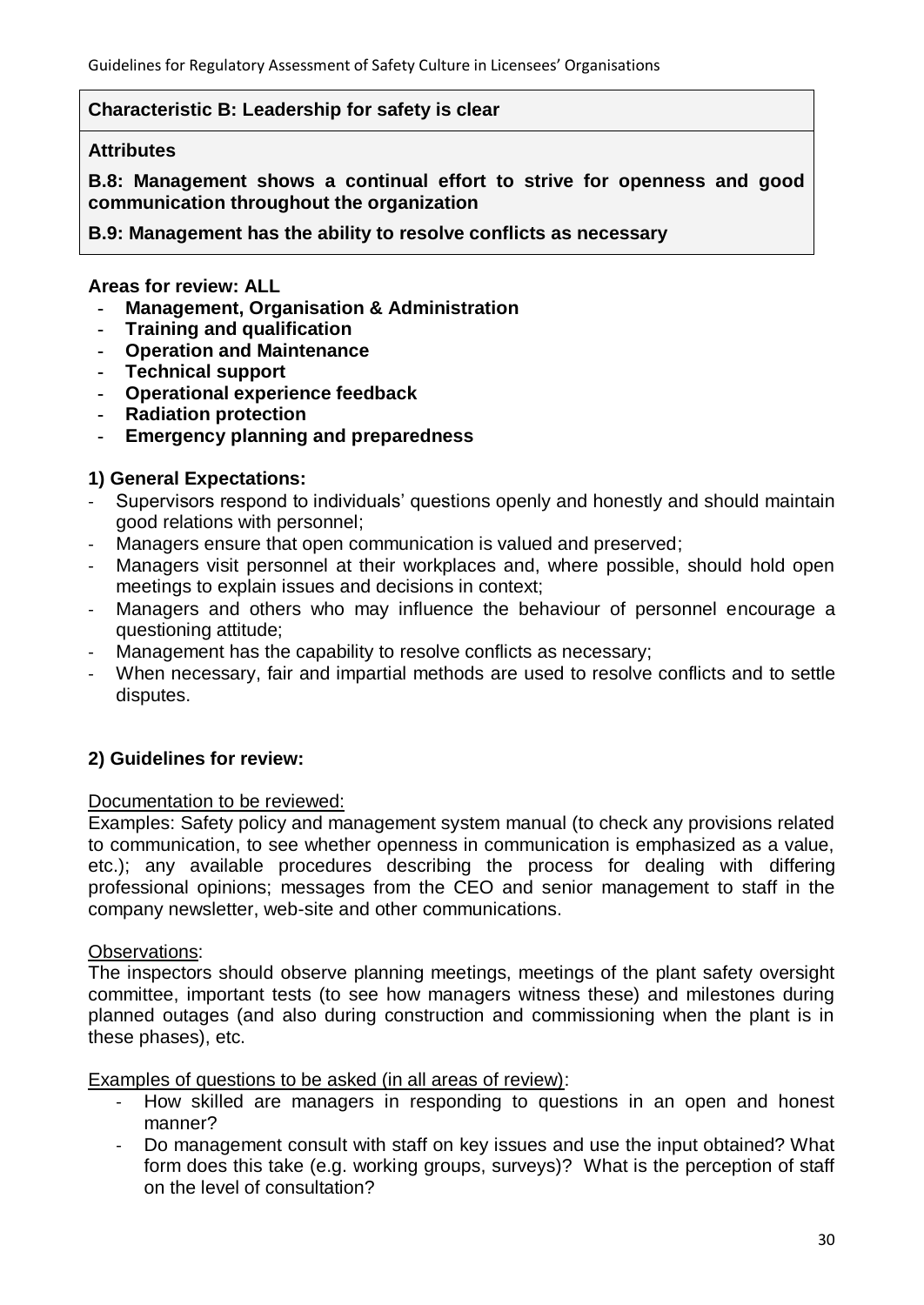**Characteristic B: Leadership for safety is clear**

**Attributes**

**B.8: Management shows a continual effort to strive for openness and good communication throughout the organization**

**B.9: Management has the ability to resolve conflicts as necessary**

**Areas for review: ALL**

- **Management, Organisation & Administration**
- **Training and qualification**
- **Operation and Maintenance**
- **Technical support**
- **Operational experience feedback**
- **Radiation protection**
- **Emergency planning and preparedness**

**1) General Expectations:**

- Supervisors respond to individuals' questions openly and honestly and should maintain good relations with personnel;
- Managers ensure that open communication is valued and preserved;
- Managers visit personnel at their workplaces and, where possible, should hold open meetings to explain issues and decisions in context;
- Managers and others who may influence the behaviour of personnel encourage a questioning attitude;
- Management has the capability to resolve conflicts as necessary;
- When necessary, fair and impartial methods are used to resolve conflicts and to settle disputes.

**2) Guidelines for review:**

Documentation to be reviewed:

Examples: Safety policy and management system manual (to check any provisions related to communication, to see whether openness in communication is emphasized as a value, etc.); any available procedures describing the process for dealing with differing professional opinions; messages from the CEO and senior management to staff in the company newsletter, web-site and other communications.

Observations:

The inspectors should observe planning meetings, meetings of the plant safety oversight committee, important tests (to see how managers witness these) and milestones during planned outages (and also during construction and commissioning when the plant is in these phases), etc.

Examples of questions to be asked (in all areas of review):

- How skilled are managers in responding to questions in an open and honest manner?
- Do management consult with staff on key issues and use the input obtained? What form does this take (e.g. working groups, surveys)? What is the perception of staff on the level of consultation?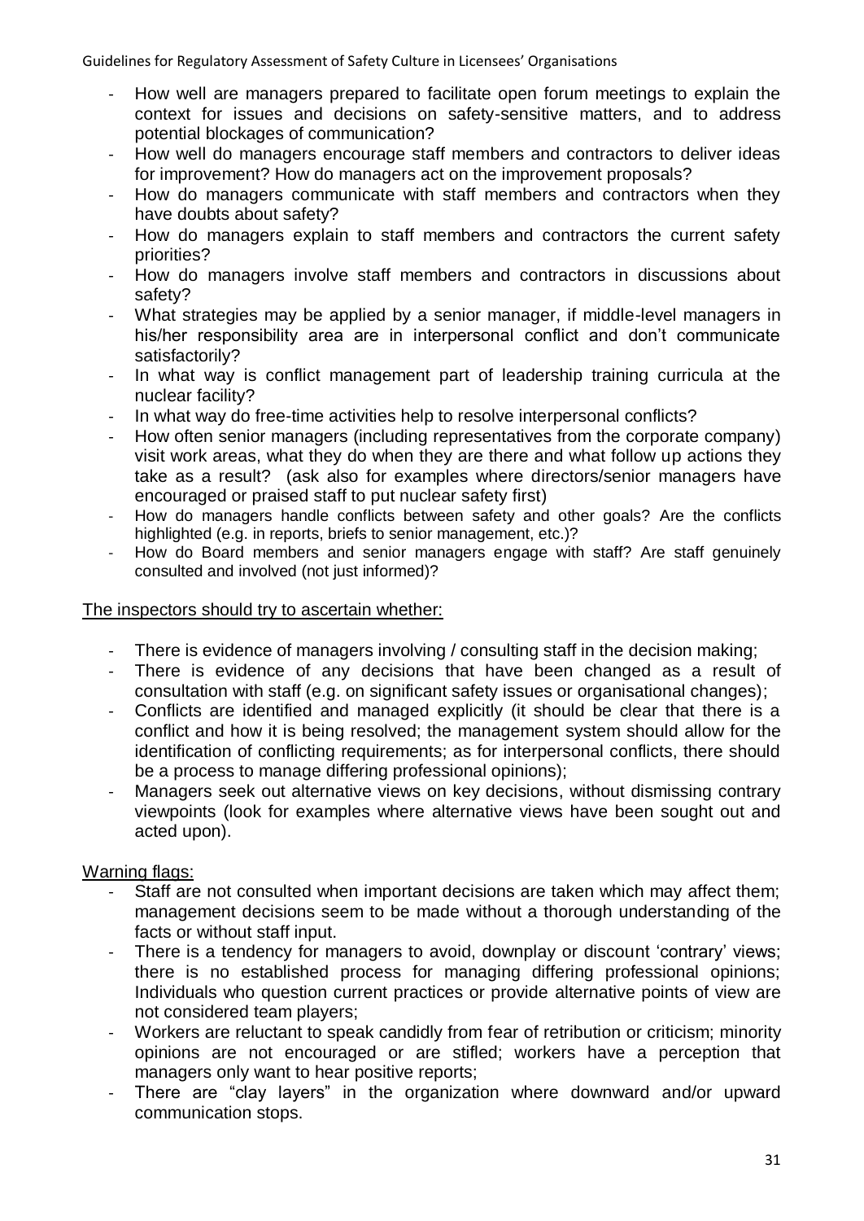- How well are managers prepared to facilitate open forum meetings to explain the context for issues and decisions on safety-sensitive matters, and to address potential blockages of communication?
- How well do managers encourage staff members and contractors to deliver ideas for improvement? How do managers act on the improvement proposals?
- How do managers communicate with staff members and contractors when they have doubts about safety?
- How do managers explain to staff members and contractors the current safety priorities?
- How do managers involve staff members and contractors in discussions about safety?
- What strategies may be applied by a senior manager, if middle-level managers in his/her responsibility area are in interpersonal conflict and don't communicate satisfactorily?
- In what way is conflict management part of leadership training curricula at the nuclear facility?
- In what way do free-time activities help to resolve interpersonal conflicts?
- How often senior managers (including representatives from the corporate company) visit work areas, what they do when they are there and what follow up actions they take as a result? (ask also for examples where directors/senior managers have encouraged or praised staff to put nuclear safety first)
- How do managers handle conflicts between safety and other goals? Are the conflicts highlighted (e.g. in reports, briefs to senior management, etc.)?
- How do Board members and senior managers engage with staff? Are staff genuinely consulted and involved (not just informed)?

The inspectors should try to ascertain whether:

- There is evidence of managers involving / consulting staff in the decision making;
- There is evidence of any decisions that have been changed as a result of consultation with staff (e.g. on significant safety issues or organisational changes);
- Conflicts are identified and managed explicitly (it should be clear that there is a conflict and how it is being resolved; the management system should allow for the identification of conflicting requirements; as for interpersonal conflicts, there should be a process to manage differing professional opinions);
- Managers seek out alternative views on key decisions, without dismissing contrary viewpoints (look for examples where alternative views have been sought out and acted upon).

Warning flags:

- Staff are not consulted when important decisions are taken which may affect them; management decisions seem to be made without a thorough understanding of the facts or without staff input.
- There is a tendency for managers to avoid, downplay or discount 'contrary' views; there is no established process for managing differing professional opinions; Individuals who question current practices or provide alternative points of view are not considered team players;
- Workers are reluctant to speak candidly from fear of retribution or criticism; minority opinions are not encouraged or are stifled; workers have a perception that managers only want to hear positive reports;
- There are "clay layers" in the organization where downward and/or upward communication stops.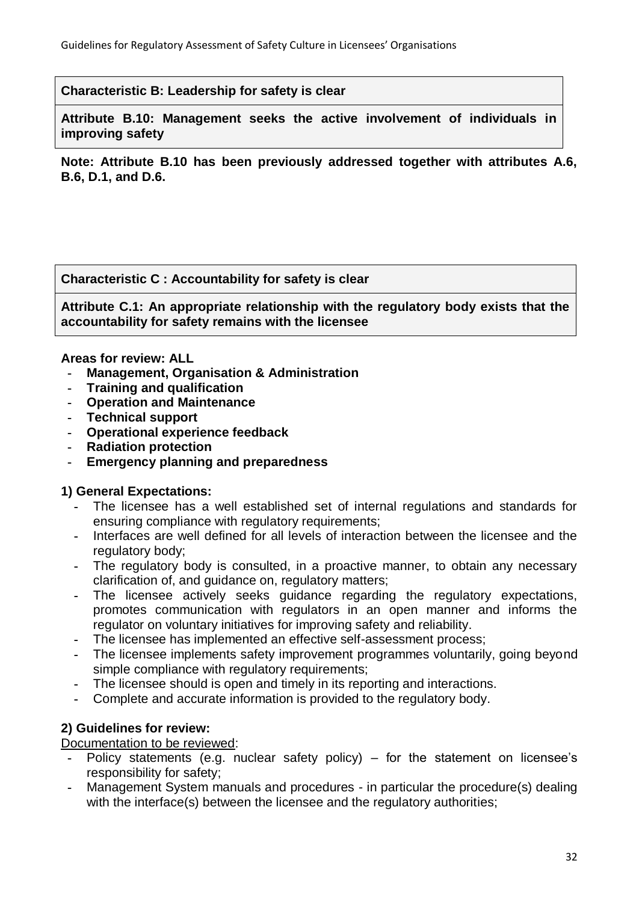**Characteristic B: Leadership for safety is clear**

**Attribute B.10: Management seeks the active involvement of individuals in improving safety**

**Note: Attribute B.10 has been previously addressed together with attributes A.6, B.6, D.1, and D.6.**

**Characteristic C : Accountability for safety is clear**

**Attribute C.1: An appropriate relationship with the regulatory body exists that the accountability for safety remains with the licensee**

**Areas for review: ALL**

- **Management, Organisation & Administration**
- **Training and qualification**
- **Operation and Maintenance**
- **Technical support**
- **Operational experience feedback**
- **Radiation protection**
- **Emergency planning and preparedness**

**1) General Expectations:**

- The licensee has a well established set of internal regulations and standards for ensuring compliance with regulatory requirements;
- Interfaces are well defined for all levels of interaction between the licensee and the regulatory body;
- The regulatory body is consulted, in a proactive manner, to obtain any necessary clarification of, and guidance on, regulatory matters;
- The licensee actively seeks guidance regarding the regulatory expectations, promotes communication with regulators in an open manner and informs the regulator on voluntary initiatives for improving safety and reliability.
- The licensee has implemented an effective self-assessment process;
- The licensee implements safety improvement programmes voluntarily, going beyond simple compliance with regulatory requirements;
- The licensee should is open and timely in its reporting and interactions.
- Complete and accurate information is provided to the regulatory body.

**2) Guidelines for review:**

Documentation to be reviewed:

- Policy statements (e.g. nuclear safety policy) – for the statement on licensee's responsibility for safety;
- Management System manuals and procedures - in particular the procedure(s) dealing with the interface(s) between the licensee and the regulatory authorities;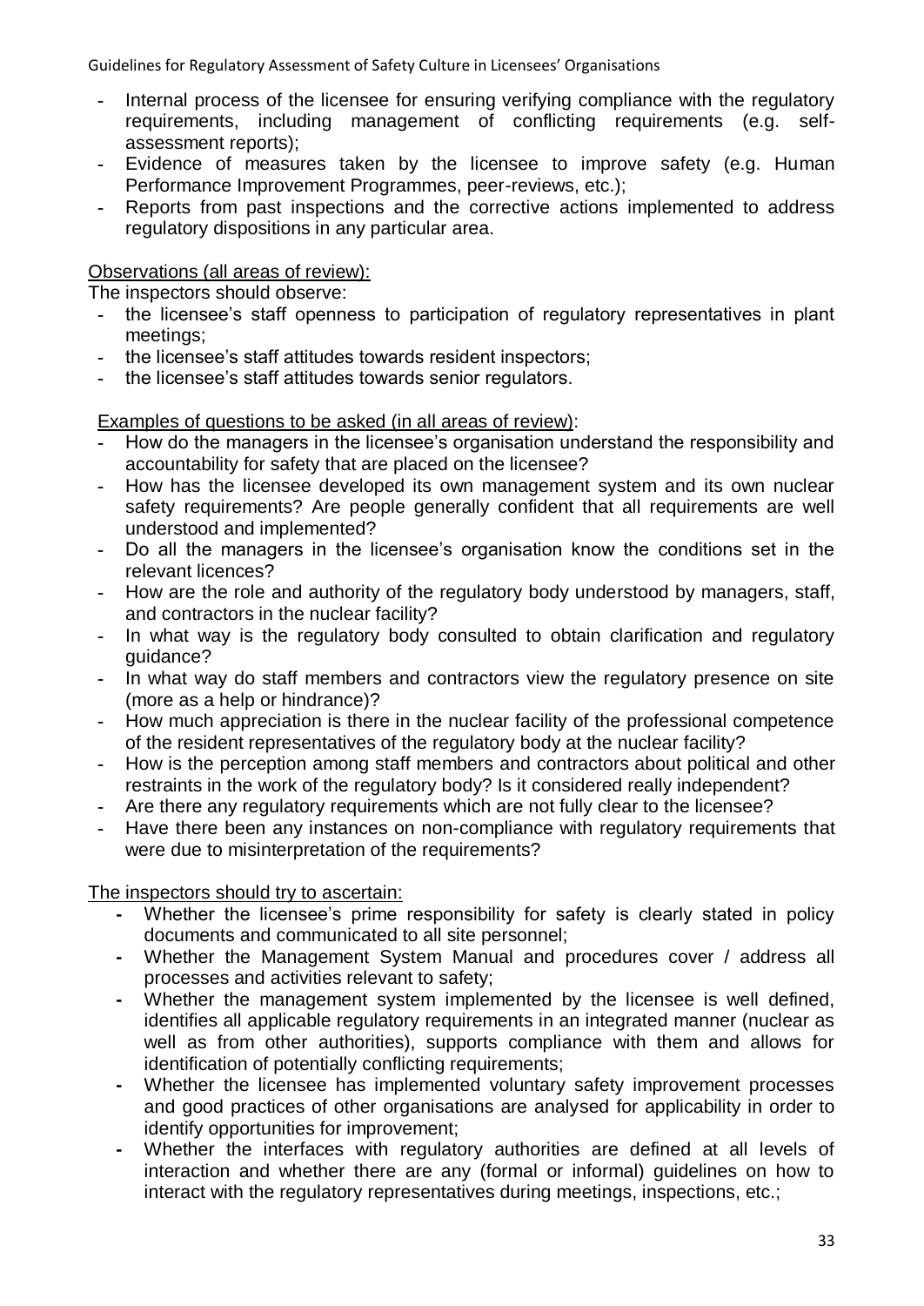- Internal process of the licensee for ensuring verifying compliance with the regulatory requirements, including management of conflicting requirements (e.g. self-assessment reports);
- Evidence of measures taken by the licensee to improve safety (e.g. Human Performance Improvement Programmes, peer-reviews, etc.);
- Reports from past inspections and the corrective actions implemented to address regulatory dispositions in any particular area.

Observations (all areas of review):

The inspectors should observe:

- the licensee's staff openness to participation of regulatory representatives in plant meetings;
- the licensee's staff attitudes towards resident inspectors;
- the licensee's staff attitudes towards senior regulators.

Examples of questions to be asked (in all areas of review):

- How do the managers in the licensee's organisation understand the responsibility and accountability for safety that are placed on the licensee?
- How has the licensee developed its own management system and its own nuclear safety requirements? Are people generally confident that all requirements are well understood and implemented?
- Do all the managers in the licensee's organisation know the conditions set in the relevant licences?
- How are the role and authority of the regulatory body understood by managers, staff, and contractors in the nuclear facility?
- In what way is the regulatory body consulted to obtain clarification and regulatory guidance?
- In what way do staff members and contractors view the regulatory presence on site (more as a help or hindrance)?
- How much appreciation is there in the nuclear facility of the professional competence of the resident representatives of the regulatory body at the nuclear facility?
- How is the perception among staff members and contractors about political and other restraints in the work of the regulatory body? Is it considered really independent?
- Are there any regulatory requirements which are not fully clear to the licensee?
- Have there been any instances on non-compliance with regulatory requirements that were due to misinterpretation of the requirements?

The inspectors should try to ascertain:

- Whether the licensee's prime responsibility for safety is clearly stated in policy documents and communicated to all site personnel;
- Whether the Management System Manual and procedures cover / address all processes and activities relevant to safety;
- Whether the management system implemented by the licensee is well defined, identifies all applicable regulatory requirements in an integrated manner (nuclear as well as from other authorities), supports compliance with them and allows for identification of potentially conflicting requirements;
- Whether the licensee has implemented voluntary safety improvement processes and good practices of other organisations are analysed for applicability in order to identify opportunities for improvement;
- Whether the interfaces with regulatory authorities are defined at all levels of interaction and whether there are any (formal or informal) guidelines on how to interact with the regulatory representatives during meetings, inspections, etc.;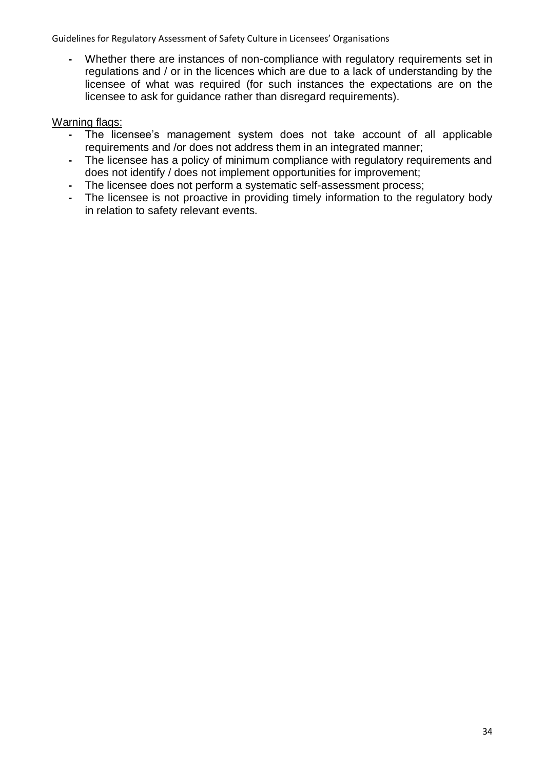- Whether there are instances of non-compliance with regulatory requirements set in regulations and / or in the licences which are due to a lack of understanding by the licensee of what was required (for such instances the expectations are on the licensee to ask for guidance rather than disregard requirements).

Warning flags:

- The licensee's management system does not take account of all applicable requirements and /or does not address them in an integrated manner;
- The licensee has a policy of minimum compliance with regulatory requirements and does not identify / does not implement opportunities for improvement;
- The licensee does not perform a systematic self-assessment process;
- The licensee is not proactive in providing timely information to the regulatory body in relation to safety relevant events.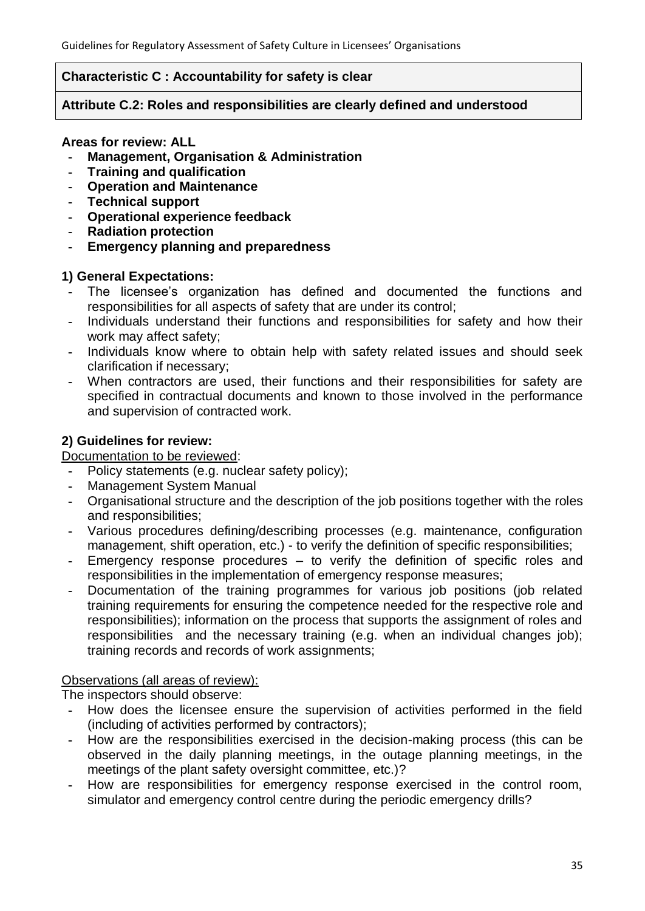**Characteristic C : Accountability for safety is clear**

**Attribute C.2: Roles and responsibilities are clearly defined and understood**

**Areas for review: ALL**

- **Management, Organisation & Administration**
- **Training and qualification**
- **Operation and Maintenance**
- **Technical support**
- **Operational experience feedback**
- **Radiation protection**
- **Emergency planning and preparedness**

**1) General Expectations:**

- The licensee's organization has defined and documented the functions and responsibilities for all aspects of safety that are under its control;
- Individuals understand their functions and responsibilities for safety and how their work may affect safety;
- Individuals know where to obtain help with safety related issues and should seek clarification if necessary;
- When contractors are used, their functions and their responsibilities for safety are specified in contractual documents and known to those involved in the performance and supervision of contracted work.

**2) Guidelines for review:**

Documentation to be reviewed:

- Policy statements (e.g. nuclear safety policy);
- Management System Manual
- Organisational structure and the description of the job positions together with the roles and responsibilities;
- Various procedures defining/describing processes (e.g. maintenance, configuration management, shift operation, etc.) - to verify the definition of specific responsibilities;
- Emergency response procedures – to verify the definition of specific roles and responsibilities in the implementation of emergency response measures;
- Documentation of the training programmes for various job positions (job related training requirements for ensuring the competence needed for the respective role and responsibilities); information on the process that supports the assignment of roles and responsibilities and the necessary training (e.g. when an individual changes job); training records and records of work assignments;

Observations (all areas of review):

The inspectors should observe:

- How does the licensee ensure the supervision of activities performed in the field (including of activities performed by contractors);
- How are the responsibilities exercised in the decision-making process (this can be observed in the daily planning meetings, in the outage planning meetings, in the meetings of the plant safety oversight committee, etc.)?
- How are responsibilities for emergency response exercised in the control room, simulator and emergency control centre during the periodic emergency drills?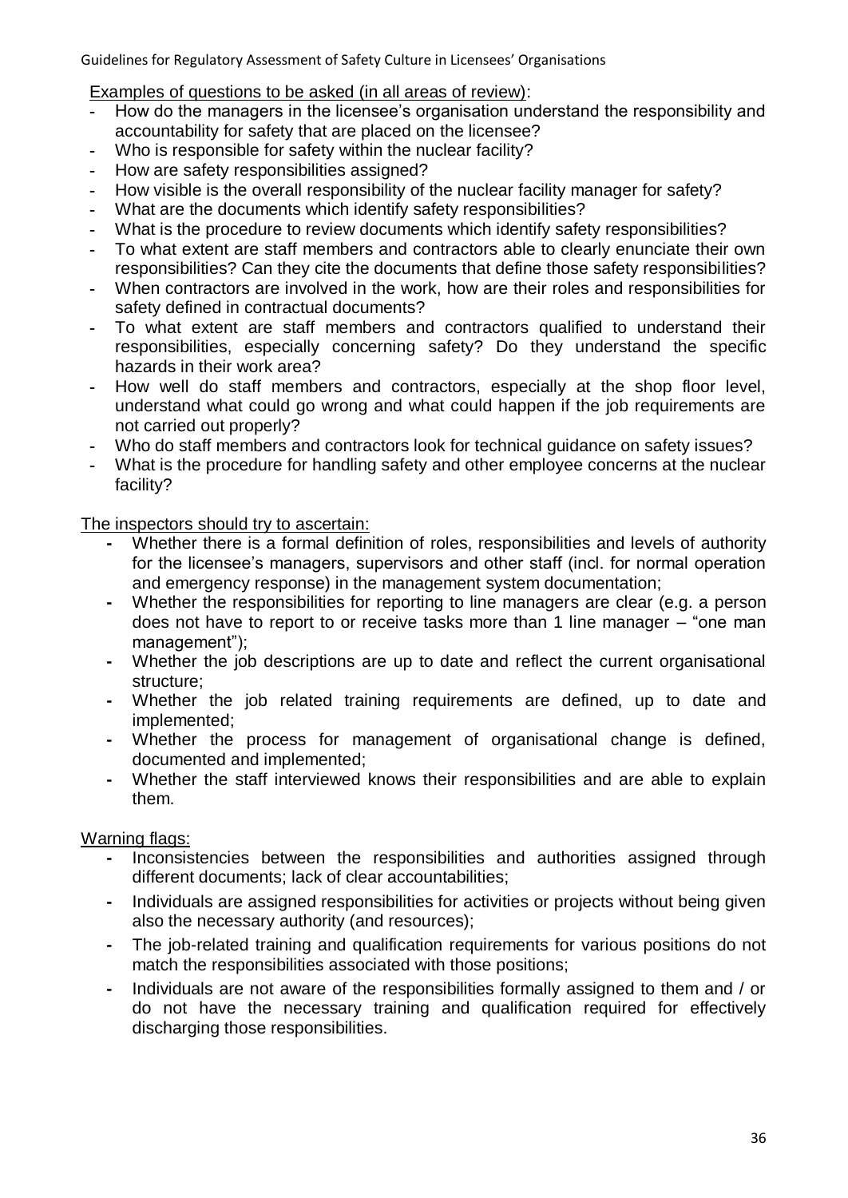Examples of questions to be asked (in all areas of review):

- How do the managers in the licensee's organisation understand the responsibility and accountability for safety that are placed on the licensee?
- Who is responsible for safety within the nuclear facility?
- How are safety responsibilities assigned?
- How visible is the overall responsibility of the nuclear facility manager for safety?
- What are the documents which identify safety responsibilities?
- What is the procedure to review documents which identify safety responsibilities?
- To what extent are staff members and contractors able to clearly enunciate their own responsibilities? Can they cite the documents that define those safety responsibilities?
- When contractors are involved in the work, how are their roles and responsibilities for safety defined in contractual documents?
- To what extent are staff members and contractors qualified to understand their responsibilities, especially concerning safety? Do they understand the specific hazards in their work area?
- How well do staff members and contractors, especially at the shop floor level, understand what could go wrong and what could happen if the job requirements are not carried out properly?
- Who do staff members and contractors look for technical guidance on safety issues?
- What is the procedure for handling safety and other employee concerns at the nuclear facility?

The inspectors should try to ascertain:

- Whether there is a formal definition of roles, responsibilities and levels of authority for the licensee's managers, supervisors and other staff (incl. for normal operation and emergency response) in the management system documentation;
- Whether the responsibilities for reporting to line managers are clear (e.g. a person does not have to report to or receive tasks more than 1 line manager – "one man management");
- Whether the job descriptions are up to date and reflect the current organisational structure;
- Whether the job related training requirements are defined, up to date and implemented;
- Whether the process for management of organisational change is defined, documented and implemented;
- Whether the staff interviewed knows their responsibilities and are able to explain them.

Warning flags:

- Inconsistencies between the responsibilities and authorities assigned through different documents; lack of clear accountabilities;
- Individuals are assigned responsibilities for activities or projects without being given also the necessary authority (and resources);
- The job-related training and qualification requirements for various positions do not match the responsibilities associated with those positions;
- Individuals are not aware of the responsibilities formally assigned to them and / or do not have the necessary training and qualification required for effectively discharging those responsibilities.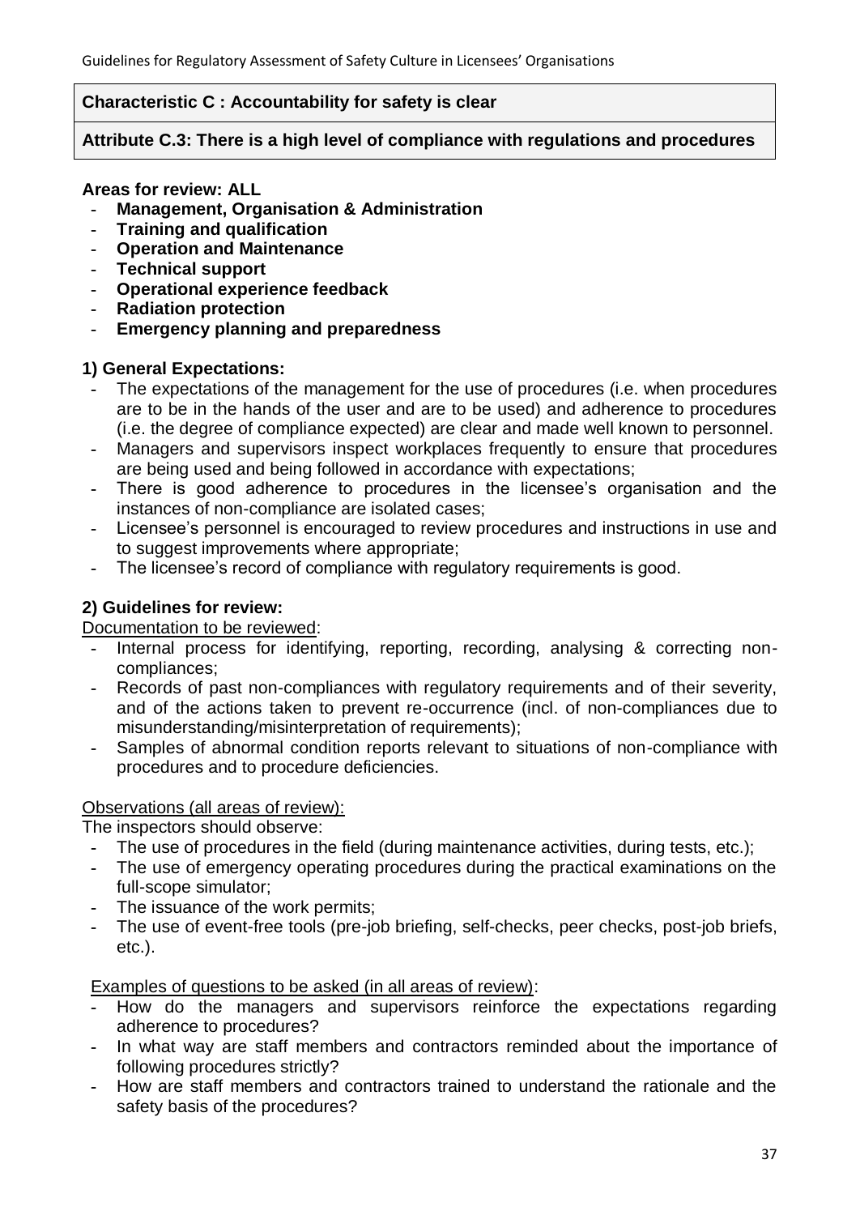**Characteristic C : Accountability for safety is clear**

**Attribute C.3: There is a high level of compliance with regulations and procedures**

**Areas for review: ALL**

- **Management, Organisation & Administration**
- **Training and qualification**
- **Operation and Maintenance**
- **Technical support**
- **Operational experience feedback**
- **Radiation protection**
- **Emergency planning and preparedness**

### 1) General Expectations:

- The expectations of the management for the use of procedures (i.e. when procedures are to be in the hands of the user and are to be used) and adherence to procedures (i.e. the degree of compliance expected) are clear and made well known to personnel.
- Managers and supervisors inspect workplaces frequently to ensure that procedures are being used and being followed in accordance with expectations;
- There is good adherence to procedures in the licensee's organisation and the instances of non-compliance are isolated cases;
- Licensee's personnel is encouraged to review procedures and instructions in use and to suggest improvements where appropriate;
- The licensee's record of compliance with regulatory requirements is good.

### 2) Guidelines for review:

Documentation to be reviewed:

- Internal process for identifying, reporting, recording, analysing & correcting non-compliances;
- Records of past non-compliances with regulatory requirements and of their severity, and of the actions taken to prevent re-occurrence (incl. of non-compliances due to misunderstanding/misinterpretation of requirements);
- Samples of abnormal condition reports relevant to situations of non-compliance with procedures and to procedure deficiencies.

Observations (all areas of review):

The inspectors should observe:

- The use of procedures in the field (during maintenance activities, during tests, etc.);
- The use of emergency operating procedures during the practical examinations on the full-scope simulator;
- The issuance of the work permits;
- The use of event-free tools (pre-job briefing, self-checks, peer checks, post-job briefs, etc.).

Examples of questions to be asked (in all areas of review):

- How do the managers and supervisors reinforce the expectations regarding adherence to procedures?
- In what way are staff members and contractors reminded about the importance of following procedures strictly?
- How are staff members and contractors trained to understand the rationale and the safety basis of the procedures?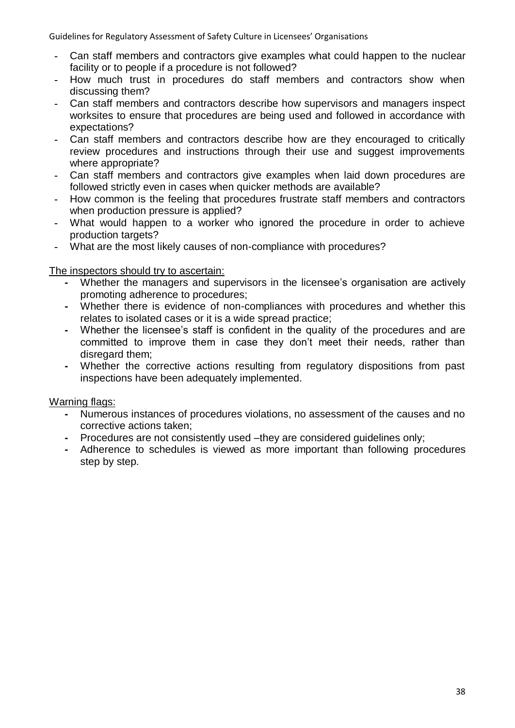- Can staff members and contractors give examples what could happen to the nuclear facility or to people if a procedure is not followed?
- How much trust in procedures do staff members and contractors show when discussing them?
- Can staff members and contractors describe how supervisors and managers inspect worksites to ensure that procedures are being used and followed in accordance with expectations?
- Can staff members and contractors describe how are they encouraged to critically review procedures and instructions through their use and suggest improvements where appropriate?
- Can staff members and contractors give examples when laid down procedures are followed strictly even in cases when quicker methods are available?
- How common is the feeling that procedures frustrate staff members and contractors when production pressure is applied?
- What would happen to a worker who ignored the procedure in order to achieve production targets?
- What are the most likely causes of non-compliance with procedures?

<u>The inspectors should try to ascertain:</u>

- Whether the managers and supervisors in the licensee's organisation are actively promoting adherence to procedures;
- Whether there is evidence of non-compliances with procedures and whether this relates to isolated cases or it is a wide spread practice;
- Whether the licensee's staff is confident in the quality of the procedures and are committed to improve them in case they don't meet their needs, rather than disregard them;
- Whether the corrective actions resulting from regulatory dispositions from past inspections have been adequately implemented.

<u>Warning flags:</u>

- Numerous instances of procedures violations, no assessment of the causes and no corrective actions taken;
- Procedures are not consistently used –they are considered guidelines only;
- Adherence to schedules is viewed as more important than following procedures step by step.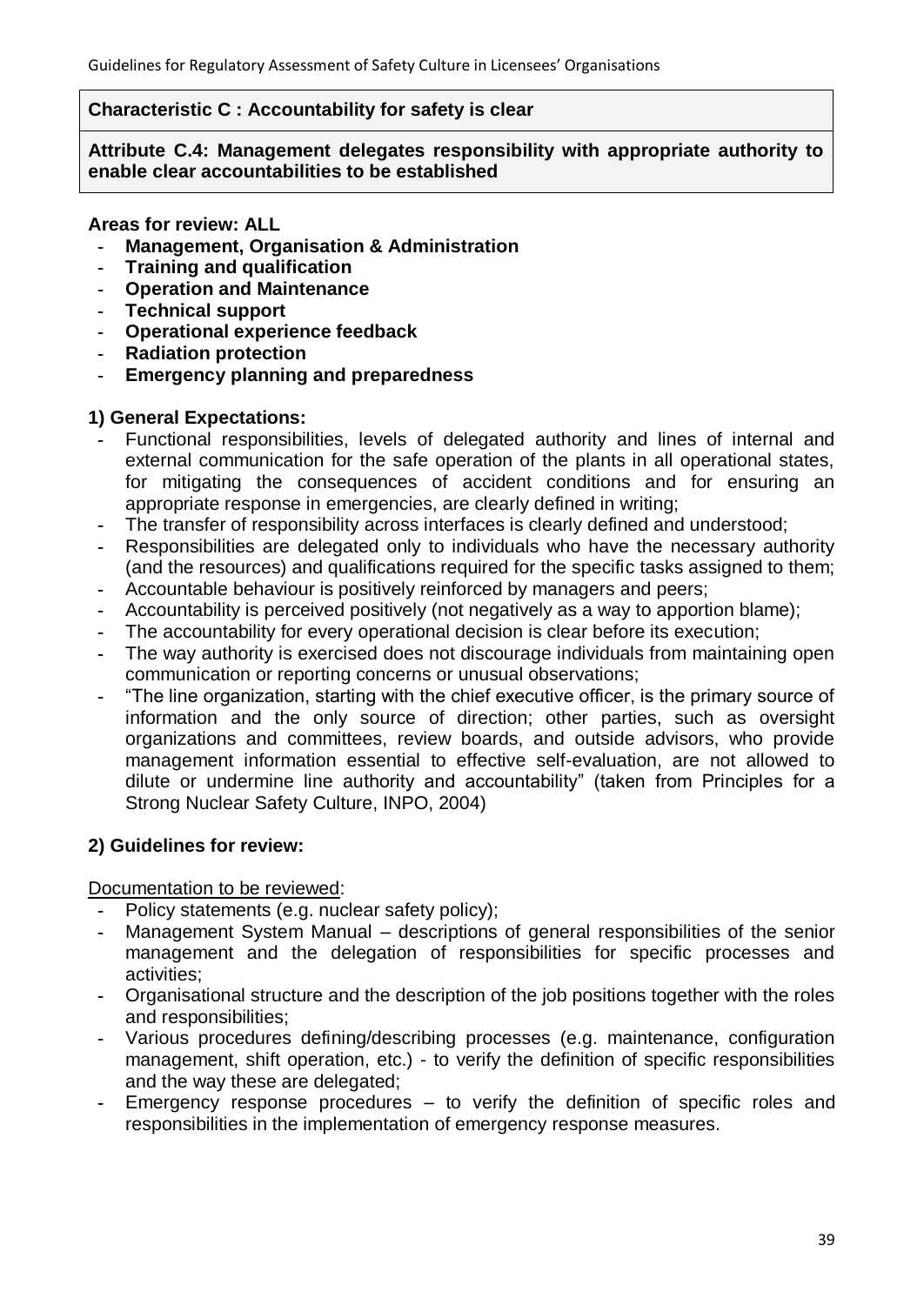**Characteristic C : Accountability for safety is clear**

**Attribute C.4: Management delegates responsibility with appropriate authority to enable clear accountabilities to be established**

**Areas for review: ALL**

- **Management, Organisation & Administration**
- **Training and qualification**
- **Operation and Maintenance**
- **Technical support**
- **Operational experience feedback**
- **Radiation protection**
- **Emergency planning and preparedness**

**1) General Expectations:**

- Functional responsibilities, levels of delegated authority and lines of internal and external communication for the safe operation of the plants in all operational states, for mitigating the consequences of accident conditions and for ensuring an appropriate response in emergencies, are clearly defined in writing;
- The transfer of responsibility across interfaces is clearly defined and understood;
- Responsibilities are delegated only to individuals who have the necessary authority (and the resources) and qualifications required for the specific tasks assigned to them;
- Accountable behaviour is positively reinforced by managers and peers;
- Accountability is perceived positively (not negatively as a way to apportion blame);
- The accountability for every operational decision is clear before its execution;
- The way authority is exercised does not discourage individuals from maintaining open communication or reporting concerns or unusual observations;
- "The line organization, starting with the chief executive officer, is the primary source of information and the only source of direction; other parties, such as oversight organizations and committees, review boards, and outside advisors, who provide management information essential to effective self-evaluation, are not allowed to dilute or undermine line authority and accountability" (taken from Principles for a Strong Nuclear Safety Culture, INPO, 2004)

**2) Guidelines for review:**

Documentation to be reviewed:

- Policy statements (e.g. nuclear safety policy);
- Management System Manual – descriptions of general responsibilities of the senior management and the delegation of responsibilities for specific processes and activities;
- Organisational structure and the description of the job positions together with the roles and responsibilities;
- Various procedures defining/describing processes (e.g. maintenance, configuration management, shift operation, etc.) - to verify the definition of specific responsibilities and the way these are delegated;
- Emergency response procedures – to verify the definition of specific roles and responsibilities in the implementation of emergency response measures.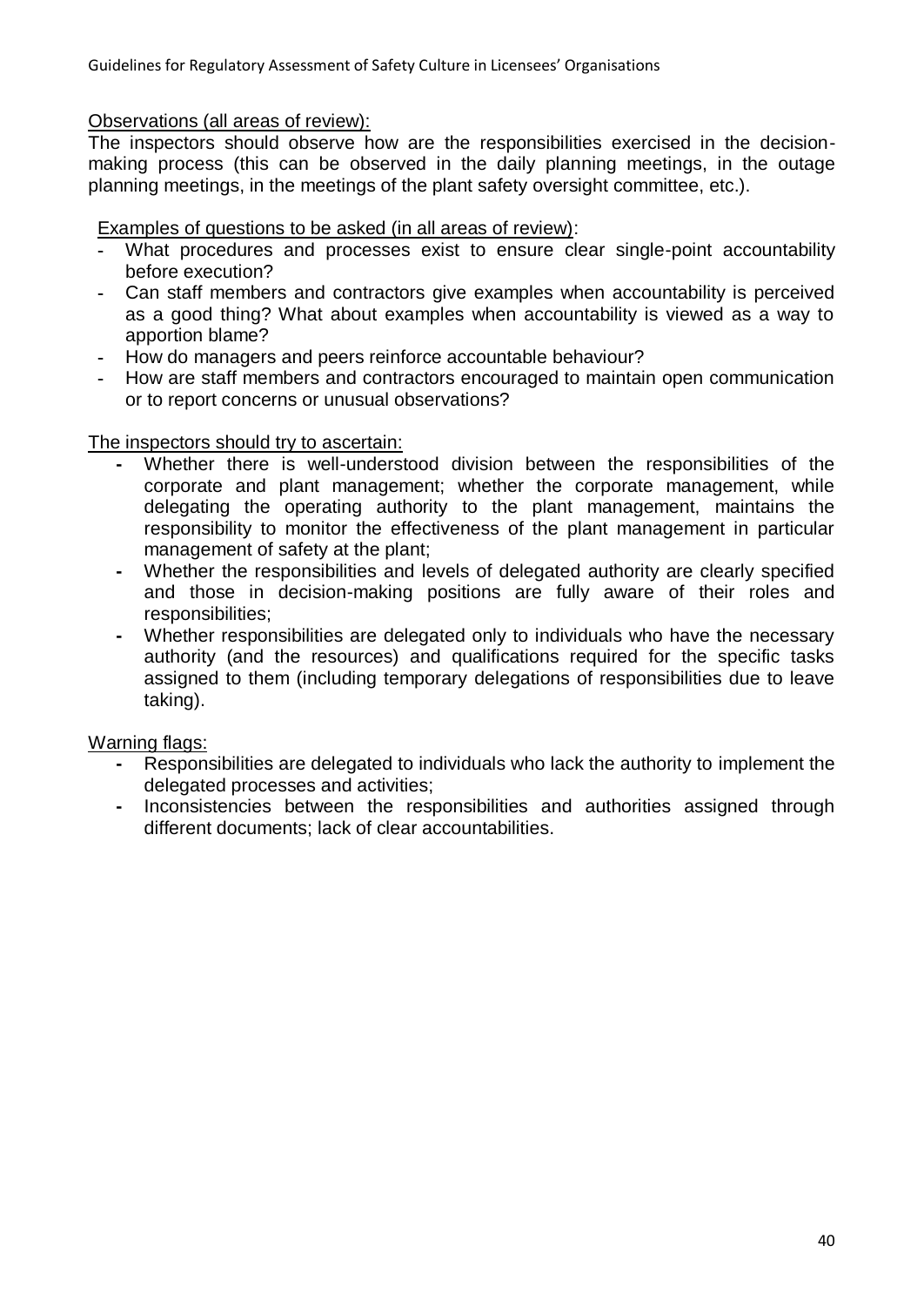Observations (all areas of review):

The inspectors should observe how are the responsibilities exercised in the decision-making process (this can be observed in the daily planning meetings, in the outage planning meetings, in the meetings of the plant safety oversight committee, etc.).

Examples of questions to be asked (in all areas of review):

- What procedures and processes exist to ensure clear single-point accountability before execution?
- Can staff members and contractors give examples when accountability is perceived as a good thing? What about examples when accountability is viewed as a way to apportion blame?
- How do managers and peers reinforce accountable behaviour?
- How are staff members and contractors encouraged to maintain open communication or to report concerns or unusual observations?

The inspectors should try to ascertain:

- Whether there is well-understood division between the responsibilities of the corporate and plant management; whether the corporate management, while delegating the operating authority to the plant management, maintains the responsibility to monitor the effectiveness of the plant management in particular management of safety at the plant;
- Whether the responsibilities and levels of delegated authority are clearly specified and those in decision-making positions are fully aware of their roles and responsibilities;
- Whether responsibilities are delegated only to individuals who have the necessary authority (and the resources) and qualifications required for the specific tasks assigned to them (including temporary delegations of responsibilities due to leave taking).

Warning flags:

- Responsibilities are delegated to individuals who lack the authority to implement the delegated processes and activities;
- Inconsistencies between the responsibilities and authorities assigned through different documents; lack of clear accountabilities.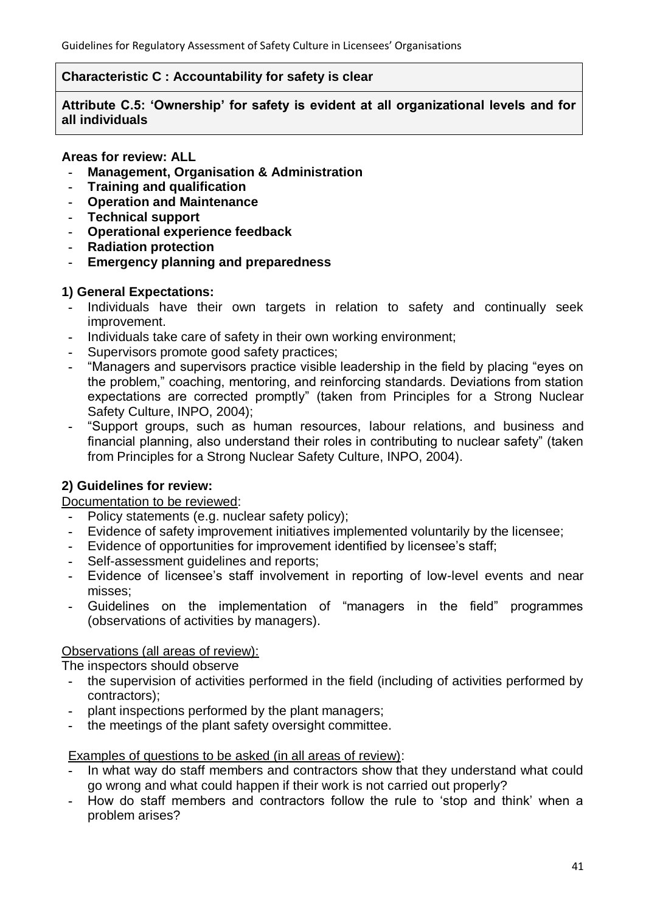**Characteristic C : Accountability for safety is clear**

**Attribute C.5: 'Ownership' for safety is evident at all organizational levels and for all individuals**

**Areas for review: ALL**

- **Management, Organisation & Administration**
- **Training and qualification**
- **Operation and Maintenance**
- **Technical support**
- **Operational experience feedback**
- **Radiation protection**
- **Emergency planning and preparedness**

**1) General Expectations:**

- Individuals have their own targets in relation to safety and continually seek improvement.
- Individuals take care of safety in their own working environment;
- Supervisors promote good safety practices;
- "Managers and supervisors practice visible leadership in the field by placing "eyes on the problem," coaching, mentoring, and reinforcing standards. Deviations from station expectations are corrected promptly" (taken from Principles for a Strong Nuclear Safety Culture, INPO, 2004);
- "Support groups, such as human resources, labour relations, and business and financial planning, also understand their roles in contributing to nuclear safety" (taken from Principles for a Strong Nuclear Safety Culture, INPO, 2004).

**2) Guidelines for review:**

Documentation to be reviewed:

- Policy statements (e.g. nuclear safety policy);
- Evidence of safety improvement initiatives implemented voluntarily by the licensee;
- Evidence of opportunities for improvement identified by licensee's staff;
- Self-assessment guidelines and reports;
- Evidence of licensee's staff involvement in reporting of low-level events and near misses;
- Guidelines on the implementation of "managers in the field" programmes (observations of activities by managers).

Observations (all areas of review):

The inspectors should observe

- the supervision of activities performed in the field (including of activities performed by contractors);
- plant inspections performed by the plant managers;
- the meetings of the plant safety oversight committee.

Examples of questions to be asked (in all areas of review):

- In what way do staff members and contractors show that they understand what could go wrong and what could happen if their work is not carried out properly?
- How do staff members and contractors follow the rule to 'stop and think' when a problem arises?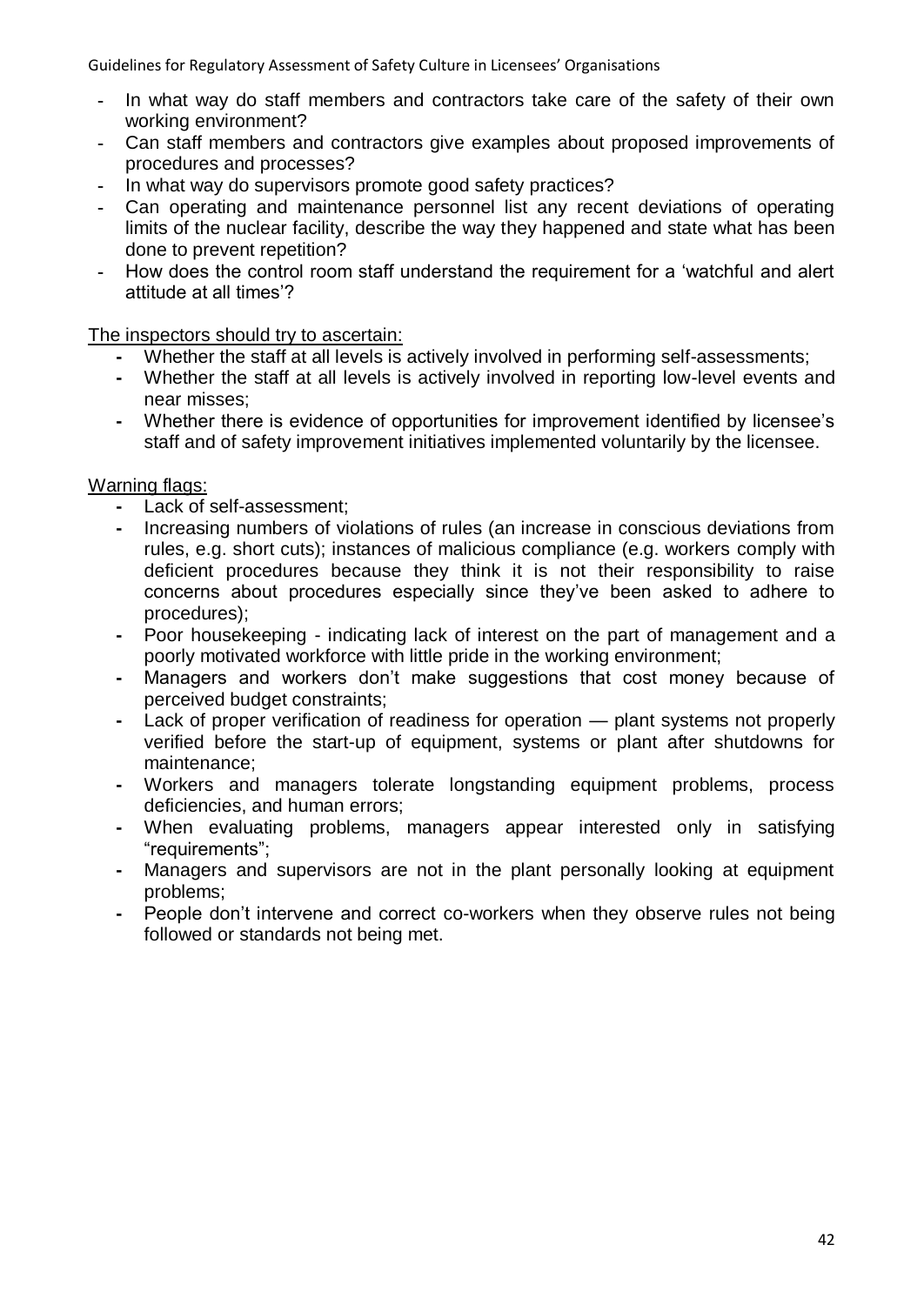- In what way do staff members and contractors take care of the safety of their own working environment?
- Can staff members and contractors give examples about proposed improvements of procedures and processes?
- In what way do supervisors promote good safety practices?
- Can operating and maintenance personnel list any recent deviations of operating limits of the nuclear facility, describe the way they happened and state what has been done to prevent repetition?
- How does the control room staff understand the requirement for a 'watchful and alert attitude at all times'?

<u>The inspectors should try to ascertain:</u>

- Whether the staff at all levels is actively involved in performing self-assessments;
- Whether the staff at all levels is actively involved in reporting low-level events and near misses;
- Whether there is evidence of opportunities for improvement identified by licensee's staff and of safety improvement initiatives implemented voluntarily by the licensee.

<u>Warning flags:</u>

- Lack of self-assessment;
- Increasing numbers of violations of rules (an increase in conscious deviations from rules, e.g. short cuts); instances of malicious compliance (e.g. workers comply with deficient procedures because they think it is not their responsibility to raise concerns about procedures especially since they've been asked to adhere to procedures);
- Poor housekeeping - indicating lack of interest on the part of management and a poorly motivated workforce with little pride in the working environment;
- Managers and workers don't make suggestions that cost money because of perceived budget constraints;
- Lack of proper verification of readiness for operation — plant systems not properly verified before the start-up of equipment, systems or plant after shutdowns for maintenance;
- Workers and managers tolerate longstanding equipment problems, process deficiencies, and human errors;
- When evaluating problems, managers appear interested only in satisfying "requirements";
- Managers and supervisors are not in the plant personally looking at equipment problems;
- People don't intervene and correct co-workers when they observe rules not being followed or standards not being met.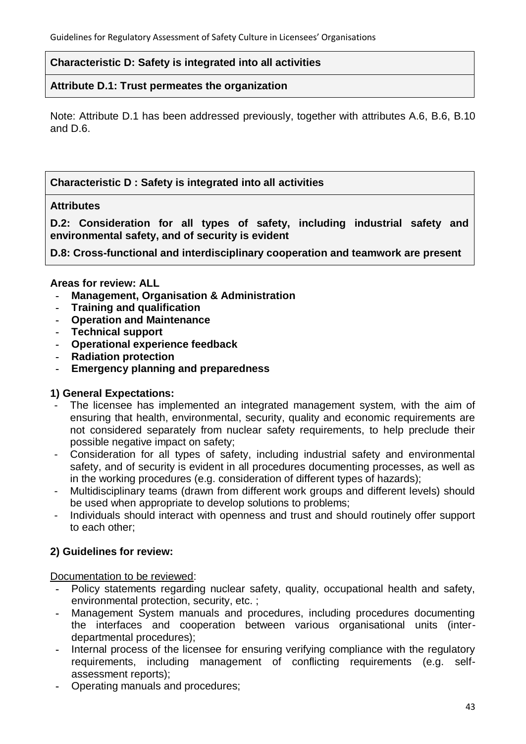**Characteristic D: Safety is integrated into all activities**

**Attribute D.1: Trust permeates the organization**

Note: Attribute D.1 has been addressed previously, together with attributes A.6, B.6, B.10 and D.6.

**Characteristic D : Safety is integrated into all activities**

**Attributes**

**D.2: Consideration for all types of safety, including industrial safety and environmental safety, and of security is evident**

**D.8: Cross-functional and interdisciplinary cooperation and teamwork are present**

**Areas for review: ALL**

- **Management, Organisation & Administration**
- **Training and qualification**
- **Operation and Maintenance**
- **Technical support**
- **Operational experience feedback**
- **Radiation protection**
- **Emergency planning and preparedness**

**1) General Expectations:**

- The licensee has implemented an integrated management system, with the aim of ensuring that health, environmental, security, quality and economic requirements are not considered separately from nuclear safety requirements, to help preclude their possible negative impact on safety;
- Consideration for all types of safety, including industrial safety and environmental safety, and of security is evident in all procedures documenting processes, as well as in the working procedures (e.g. consideration of different types of hazards);
- Multidisciplinary teams (drawn from different work groups and different levels) should be used when appropriate to develop solutions to problems;
- Individuals should interact with openness and trust and should routinely offer support to each other;

**2) Guidelines for review:**

Documentation to be reviewed:

- Policy statements regarding nuclear safety, quality, occupational health and safety, environmental protection, security, etc. ;
- Management System manuals and procedures, including procedures documenting the interfaces and cooperation between various organisational units (inter-departmental procedures);
- Internal process of the licensee for ensuring verifying compliance with the regulatory requirements, including management of conflicting requirements (e.g. self-assessment reports);
- Operating manuals and procedures;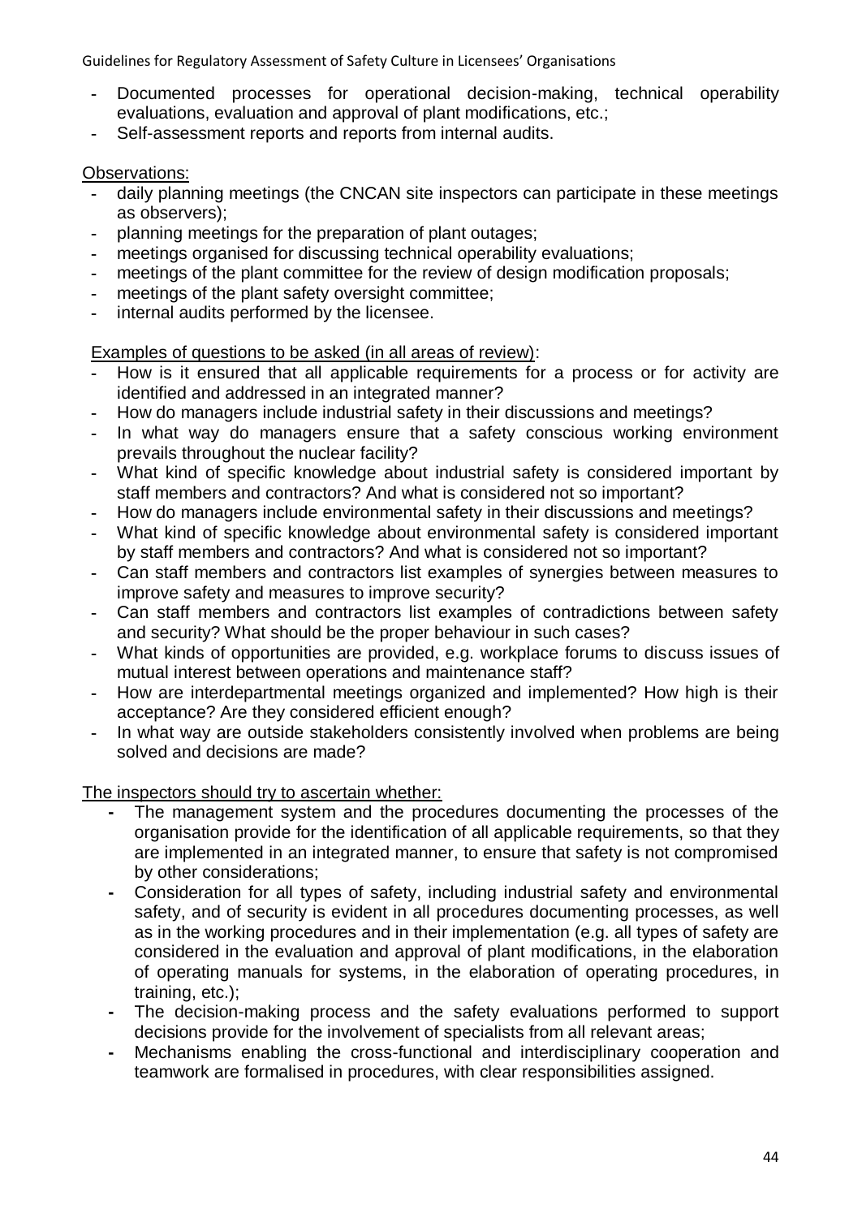- Documented processes for operational decision-making, technical operability evaluations, evaluation and approval of plant modifications, etc.;
- Self-assessment reports and reports from internal audits.

Observations:

- daily planning meetings (the CNCAN site inspectors can participate in these meetings as observers);
- planning meetings for the preparation of plant outages;
- meetings organised for discussing technical operability evaluations;
- meetings of the plant committee for the review of design modification proposals;
- meetings of the plant safety oversight committee;
- internal audits performed by the licensee.

Examples of questions to be asked (in all areas of review):

- How is it ensured that all applicable requirements for a process or for activity are identified and addressed in an integrated manner?
- How do managers include industrial safety in their discussions and meetings?
- In what way do managers ensure that a safety conscious working environment prevails throughout the nuclear facility?
- What kind of specific knowledge about industrial safety is considered important by staff members and contractors? And what is considered not so important?
- How do managers include environmental safety in their discussions and meetings?
- What kind of specific knowledge about environmental safety is considered important by staff members and contractors? And what is considered not so important?
- Can staff members and contractors list examples of synergies between measures to improve safety and measures to improve security?
- Can staff members and contractors list examples of contradictions between safety and security? What should be the proper behaviour in such cases?
- What kinds of opportunities are provided, e.g. workplace forums to discuss issues of mutual interest between operations and maintenance staff?
- How are interdepartmental meetings organized and implemented? How high is their acceptance? Are they considered efficient enough?
- In what way are outside stakeholders consistently involved when problems are being solved and decisions are made?

The inspectors should try to ascertain whether:

- The management system and the procedures documenting the processes of the organisation provide for the identification of all applicable requirements, so that they are implemented in an integrated manner, to ensure that safety is not compromised by other considerations;
- Consideration for all types of safety, including industrial safety and environmental safety, and of security is evident in all procedures documenting processes, as well as in the working procedures and in their implementation (e.g. all types of safety are considered in the evaluation and approval of plant modifications, in the elaboration of operating manuals for systems, in the elaboration of operating procedures, in training, etc.);
- The decision-making process and the safety evaluations performed to support decisions provide for the involvement of specialists from all relevant areas;
- Mechanisms enabling the cross-functional and interdisciplinary cooperation and teamwork are formalised in procedures, with clear responsibilities assigned.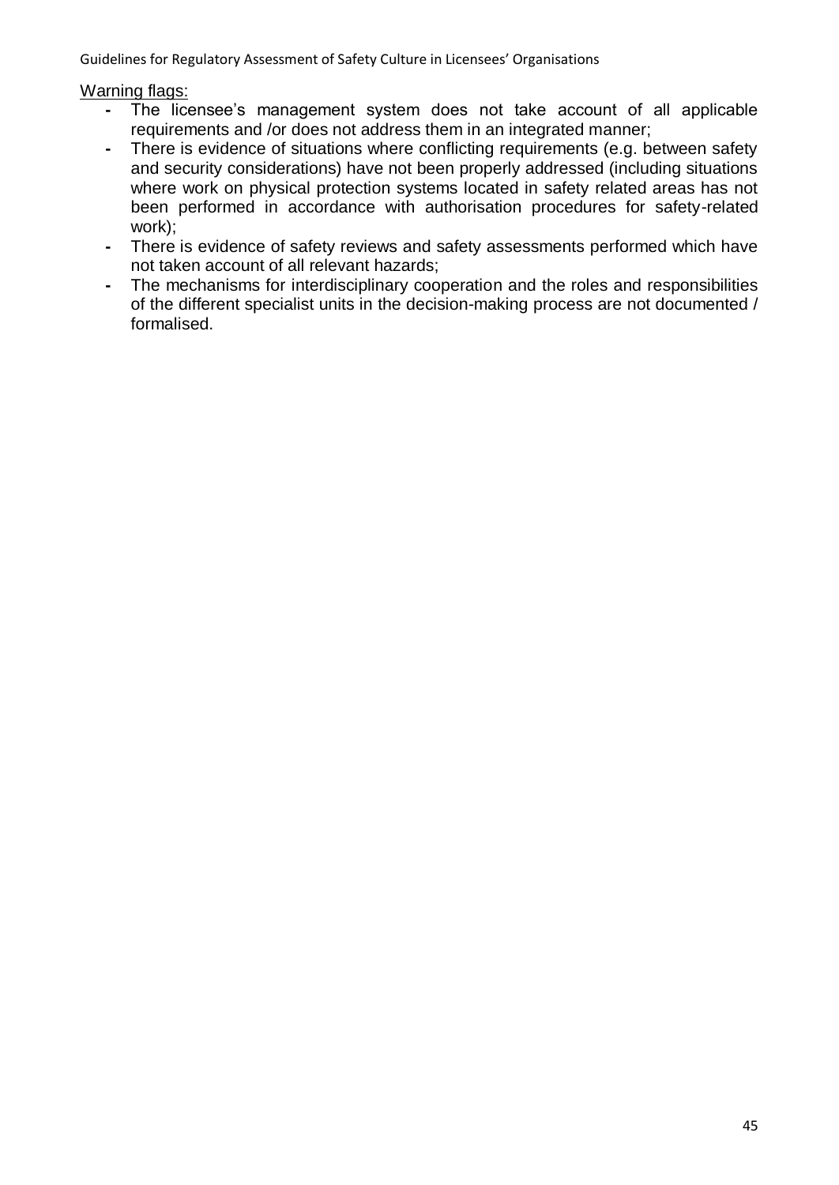Warning flags:

- The licensee's management system does not take account of all applicable requirements and /or does not address them in an integrated manner;
- There is evidence of situations where conflicting requirements (e.g. between safety and security considerations) have not been properly addressed (including situations where work on physical protection systems located in safety related areas has not been performed in accordance with authorisation procedures for safety-related work);
- There is evidence of safety reviews and safety assessments performed which have not taken account of all relevant hazards;
- The mechanisms for interdisciplinary cooperation and the roles and responsibilities of the different specialist units in the decision-making process are not documented / formalised.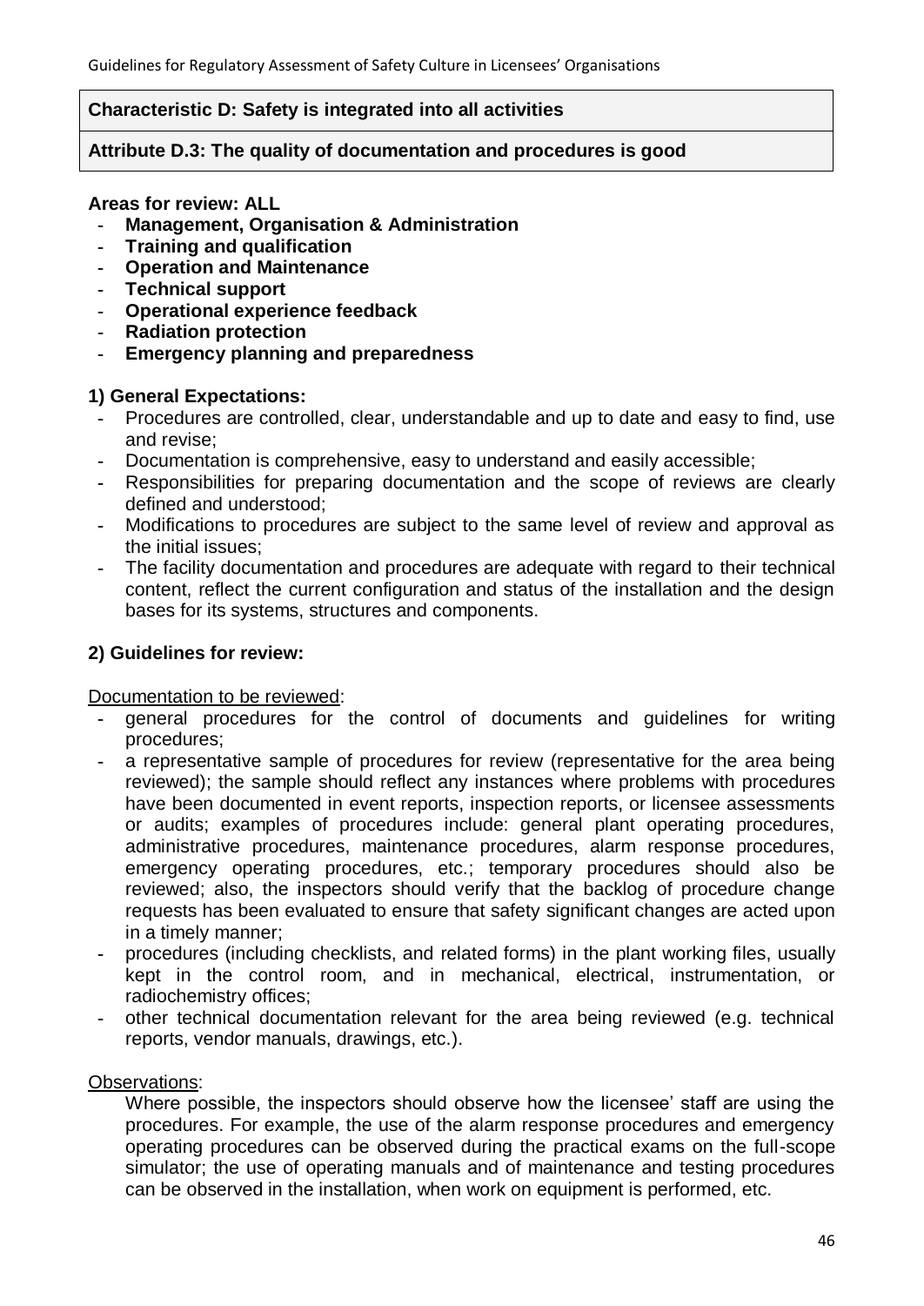**Characteristic D: Safety is integrated into all activities**

**Attribute D.3: The quality of documentation and procedures is good**

**Areas for review: ALL**

- **Management, Organisation & Administration**
- **Training and qualification**
- **Operation and Maintenance**
- **Technical support**
- **Operational experience feedback**
- **Radiation protection**
- **Emergency planning and preparedness**

**1) General Expectations:**

- Procedures are controlled, clear, understandable and up to date and easy to find, use and revise;
- Documentation is comprehensive, easy to understand and easily accessible;
- Responsibilities for preparing documentation and the scope of reviews are clearly defined and understood;
- Modifications to procedures are subject to the same level of review and approval as the initial issues;
- The facility documentation and procedures are adequate with regard to their technical content, reflect the current configuration and status of the installation and the design bases for its systems, structures and components.

**2) Guidelines for review:**

Documentation to be reviewed:

- general procedures for the control of documents and guidelines for writing procedures;
- a representative sample of procedures for review (representative for the area being reviewed); the sample should reflect any instances where problems with procedures have been documented in event reports, inspection reports, or licensee assessments or audits; examples of procedures include: general plant operating procedures, administrative procedures, maintenance procedures, alarm response procedures, emergency operating procedures, etc.; temporary procedures should also be reviewed; also, the inspectors should verify that the backlog of procedure change requests has been evaluated to ensure that safety significant changes are acted upon in a timely manner;
- procedures (including checklists, and related forms) in the plant working files, usually kept in the control room, and in mechanical, electrical, instrumentation, or radiochemistry offices;
- other technical documentation relevant for the area being reviewed (e.g. technical reports, vendor manuals, drawings, etc.).

Observations:

Where possible, the inspectors should observe how the licensee' staff are using the procedures. For example, the use of the alarm response procedures and emergency operating procedures can be observed during the practical exams on the full-scope simulator; the use of operating manuals and of maintenance and testing procedures can be observed in the installation, when work on equipment is performed, etc.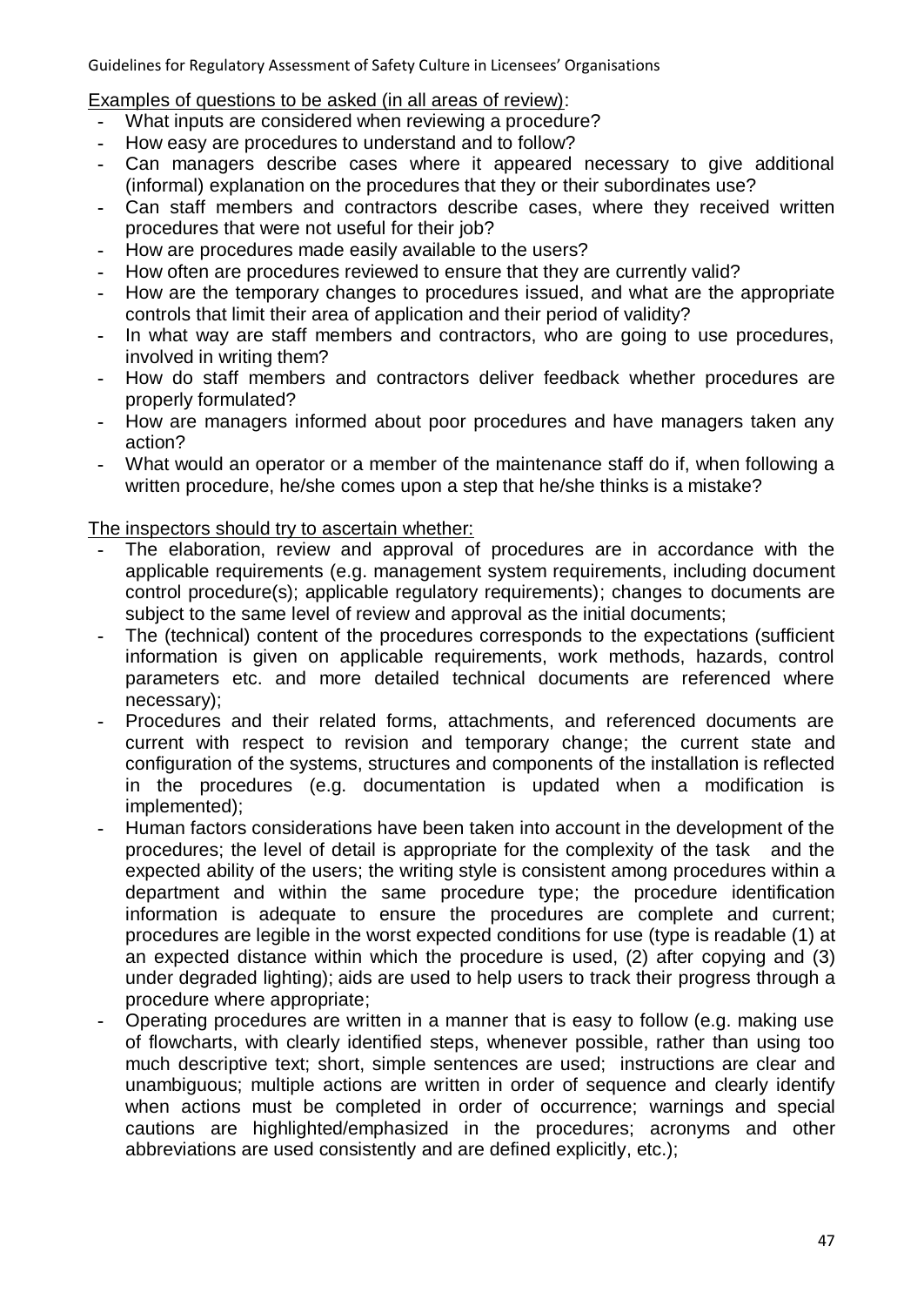Examples of questions to be asked (in all areas of review):

- What inputs are considered when reviewing a procedure?
- How easy are procedures to understand and to follow?
- Can managers describe cases where it appeared necessary to give additional (informal) explanation on the procedures that they or their subordinates use?
- Can staff members and contractors describe cases, where they received written procedures that were not useful for their job?
- How are procedures made easily available to the users?
- How often are procedures reviewed to ensure that they are currently valid?
- How are the temporary changes to procedures issued, and what are the appropriate controls that limit their area of application and their period of validity?
- In what way are staff members and contractors, who are going to use procedures, involved in writing them?
- How do staff members and contractors deliver feedback whether procedures are properly formulated?
- How are managers informed about poor procedures and have managers taken any action?
- What would an operator or a member of the maintenance staff do if, when following a written procedure, he/she comes upon a step that he/she thinks is a mistake?

The inspectors should try to ascertain whether:

- The elaboration, review and approval of procedures are in accordance with the applicable requirements (e.g. management system requirements, including document control procedure(s); applicable regulatory requirements); changes to documents are subject to the same level of review and approval as the initial documents;
- The (technical) content of the procedures corresponds to the expectations (sufficient information is given on applicable requirements, work methods, hazards, control parameters etc. and more detailed technical documents are referenced where necessary);
- Procedures and their related forms, attachments, and referenced documents are current with respect to revision and temporary change; the current state and configuration of the systems, structures and components of the installation is reflected in the procedures (e.g. documentation is updated when a modification is implemented);
- Human factors considerations have been taken into account in the development of the procedures; the level of detail is appropriate for the complexity of the task and the expected ability of the users; the writing style is consistent among procedures within a department and within the same procedure type; the procedure identification information is adequate to ensure the procedures are complete and current; procedures are legible in the worst expected conditions for use (type is readable (1) at an expected distance within which the procedure is used, (2) after copying and (3) under degraded lighting); aids are used to help users to track their progress through a procedure where appropriate;
- Operating procedures are written in a manner that is easy to follow (e.g. making use of flowcharts, with clearly identified steps, whenever possible, rather than using too much descriptive text; short, simple sentences are used; instructions are clear and unambiguous; multiple actions are written in order of sequence and clearly identify when actions must be completed in order of occurrence; warnings and special cautions are highlighted/emphasized in the procedures; acronyms and other abbreviations are used consistently and are defined explicitly, etc.);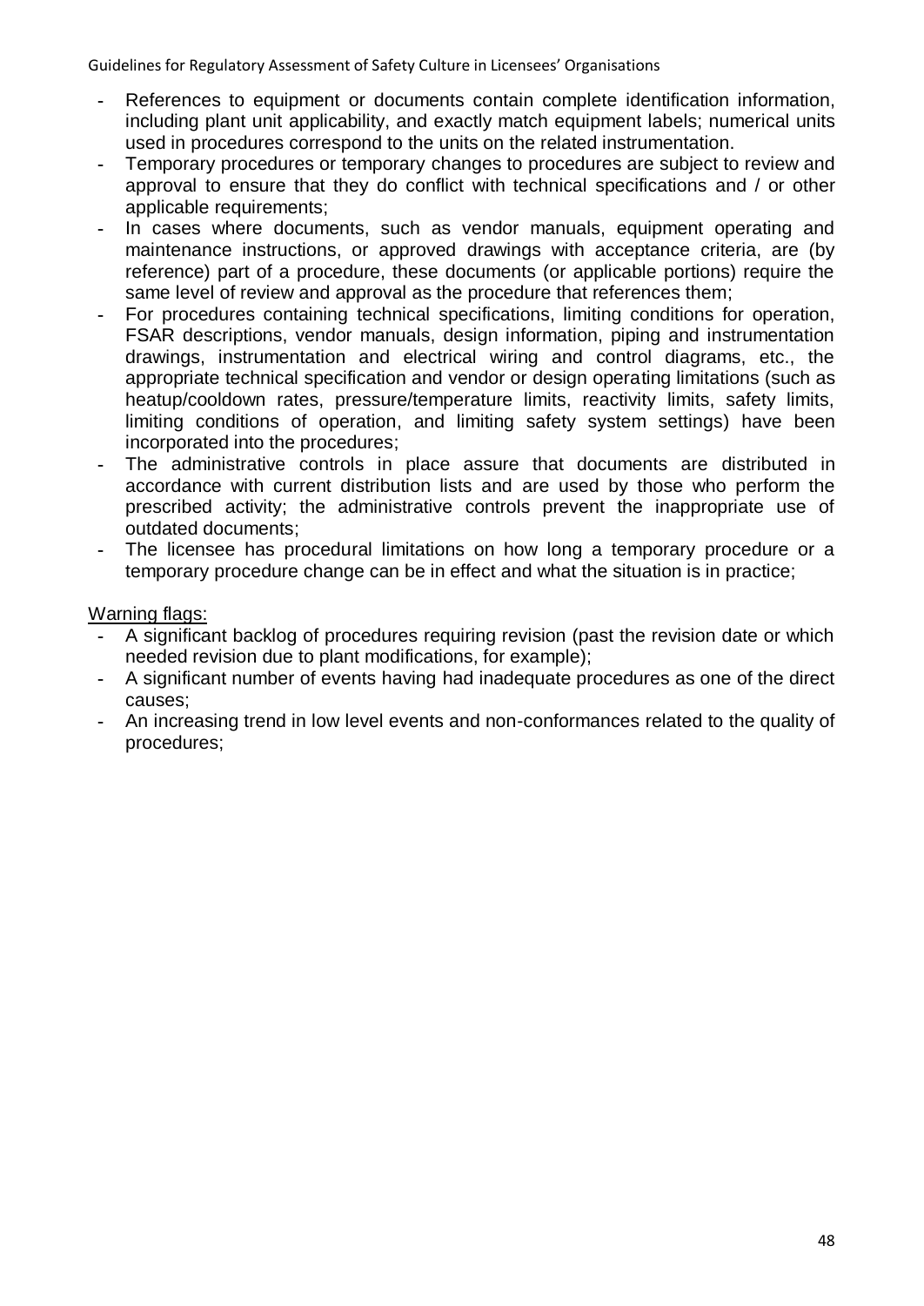- References to equipment or documents contain complete identification information, including plant unit applicability, and exactly match equipment labels; numerical units used in procedures correspond to the units on the related instrumentation.
- Temporary procedures or temporary changes to procedures are subject to review and approval to ensure that they do conflict with technical specifications and / or other applicable requirements;
- In cases where documents, such as vendor manuals, equipment operating and maintenance instructions, or approved drawings with acceptance criteria, are (by reference) part of a procedure, these documents (or applicable portions) require the same level of review and approval as the procedure that references them;
- For procedures containing technical specifications, limiting conditions for operation, FSAR descriptions, vendor manuals, design information, piping and instrumentation drawings, instrumentation and electrical wiring and control diagrams, etc., the appropriate technical specification and vendor or design operating limitations (such as heatup/cooldown rates, pressure/temperature limits, reactivity limits, safety limits, limiting conditions of operation, and limiting safety system settings) have been incorporated into the procedures;
- The administrative controls in place assure that documents are distributed in accordance with current distribution lists and are used by those who perform the prescribed activity; the administrative controls prevent the inappropriate use of outdated documents;
- The licensee has procedural limitations on how long a temporary procedure or a temporary procedure change can be in effect and what the situation is in practice;

Warning flags:

- A significant backlog of procedures requiring revision (past the revision date or which needed revision due to plant modifications, for example);
- A significant number of events having had inadequate procedures as one of the direct causes;
- An increasing trend in low level events and non-conformances related to the quality of procedures;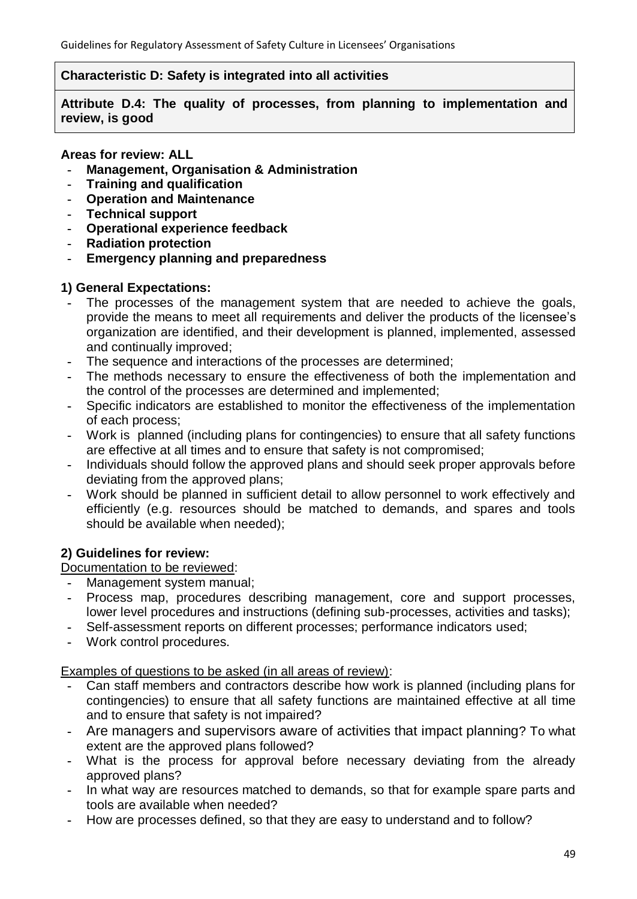**Characteristic D: Safety is integrated into all activities**

**Attribute D.4: The quality of processes, from planning to implementation and review, is good**

**Areas for review: ALL**

- **Management, Organisation & Administration**
- **Training and qualification**
- **Operation and Maintenance**
- **Technical support**
- **Operational experience feedback**
- **Radiation protection**
- **Emergency planning and preparedness**

**1) General Expectations:**

- The processes of the management system that are needed to achieve the goals, provide the means to meet all requirements and deliver the products of the licensee's organization are identified, and their development is planned, implemented, assessed and continually improved;
- The sequence and interactions of the processes are determined;
- The methods necessary to ensure the effectiveness of both the implementation and the control of the processes are determined and implemented;
- Specific indicators are established to monitor the effectiveness of the implementation of each process;
- Work is planned (including plans for contingencies) to ensure that all safety functions are effective at all times and to ensure that safety is not compromised;
- Individuals should follow the approved plans and should seek proper approvals before deviating from the approved plans;
- Work should be planned in sufficient detail to allow personnel to work effectively and efficiently (e.g. resources should be matched to demands, and spares and tools should be available when needed);

**2) Guidelines for review:**

Documentation to be reviewed:

- Management system manual;
- Process map, procedures describing management, core and support processes, lower level procedures and instructions (defining sub-processes, activities and tasks);
- Self-assessment reports on different processes; performance indicators used;
- Work control procedures.

Examples of questions to be asked (in all areas of review):

- Can staff members and contractors describe how work is planned (including plans for contingencies) to ensure that all safety functions are maintained effective at all time and to ensure that safety is not impaired?
- Are managers and supervisors aware of activities that impact planning? To what extent are the approved plans followed?
- What is the process for approval before necessary deviating from the already approved plans?
- In what way are resources matched to demands, so that for example spare parts and tools are available when needed?
- How are processes defined, so that they are easy to understand and to follow?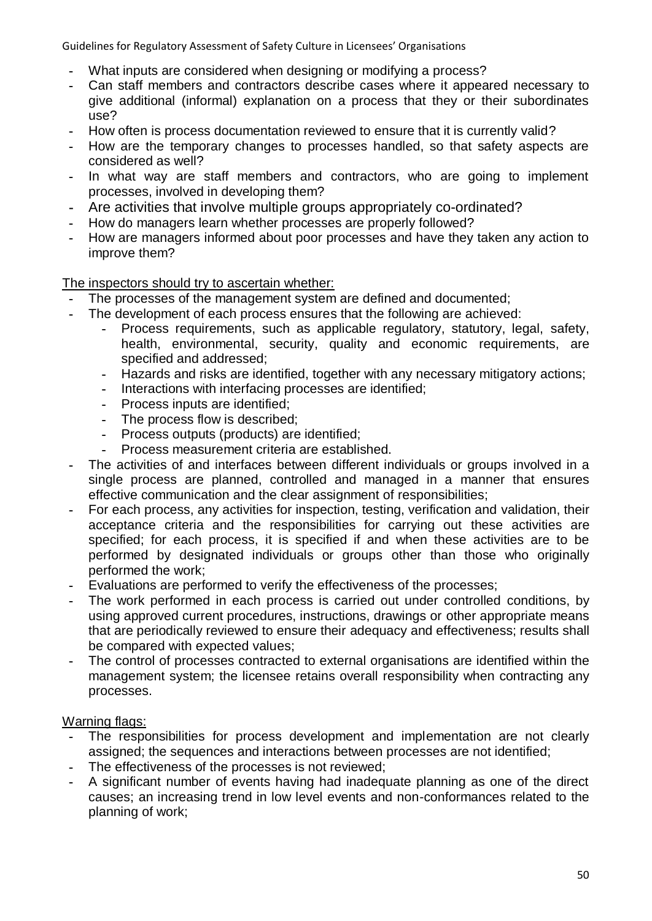- What inputs are considered when designing or modifying a process?
- Can staff members and contractors describe cases where it appeared necessary to give additional (informal) explanation on a process that they or their subordinates use?
- How often is process documentation reviewed to ensure that it is currently valid?
- How are the temporary changes to processes handled, so that safety aspects are considered as well?
- In what way are staff members and contractors, who are going to implement processes, involved in developing them?
- Are activities that involve multiple groups appropriately co-ordinated?
- How do managers learn whether processes are properly followed?
- How are managers informed about poor processes and have they taken any action to improve them?

<u>The inspectors should try to ascertain whether:</u>

- The processes of the management system are defined and documented;
- The development of each process ensures that the following are achieved:
  - Process requirements, such as applicable regulatory, statutory, legal, safety, health, environmental, security, quality and economic requirements, are specified and addressed;
  - Hazards and risks are identified, together with any necessary mitigatory actions;
  - Interactions with interfacing processes are identified;
  - Process inputs are identified;
  - The process flow is described;
  - Process outputs (products) are identified;
  - Process measurement criteria are established.
- The activities of and interfaces between different individuals or groups involved in a single process are planned, controlled and managed in a manner that ensures effective communication and the clear assignment of responsibilities;
- For each process, any activities for inspection, testing, verification and validation, their acceptance criteria and the responsibilities for carrying out these activities are specified; for each process, it is specified if and when these activities are to be performed by designated individuals or groups other than those who originally performed the work;
- Evaluations are performed to verify the effectiveness of the processes;
- The work performed in each process is carried out under controlled conditions, by using approved current procedures, instructions, drawings or other appropriate means that are periodically reviewed to ensure their adequacy and effectiveness; results shall be compared with expected values;
- The control of processes contracted to external organisations are identified within the management system; the licensee retains overall responsibility when contracting any processes.

<u>Warning flags:</u>

- The responsibilities for process development and implementation are not clearly assigned; the sequences and interactions between processes are not identified;
- The effectiveness of the processes is not reviewed;
- A significant number of events having had inadequate planning as one of the direct causes; an increasing trend in low level events and non-conformances related to the planning of work;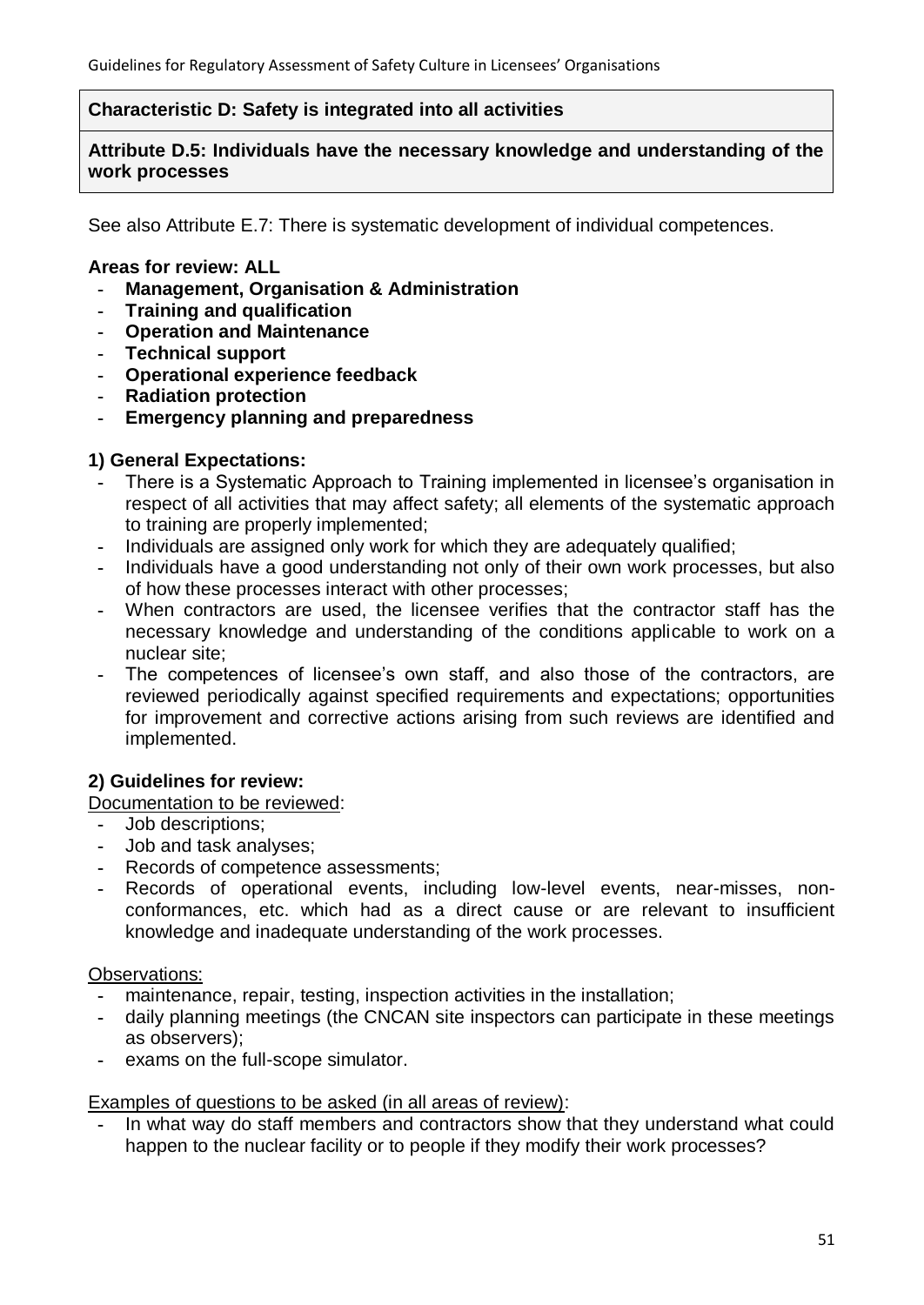**Characteristic D: Safety is integrated into all activities**

**Attribute D.5: Individuals have the necessary knowledge and understanding of the work processes**

See also Attribute E.7: There is systematic development of individual competences.

**Areas for review: ALL**

- **Management, Organisation & Administration**
- **Training and qualification**
- **Operation and Maintenance**
- **Technical support**
- **Operational experience feedback**
- **Radiation protection**
- **Emergency planning and preparedness**

**1) General Expectations:**

- There is a Systematic Approach to Training implemented in licensee's organisation in respect of all activities that may affect safety; all elements of the systematic approach to training are properly implemented;
- Individuals are assigned only work for which they are adequately qualified;
- Individuals have a good understanding not only of their own work processes, but also of how these processes interact with other processes;
- When contractors are used, the licensee verifies that the contractor staff has the necessary knowledge and understanding of the conditions applicable to work on a nuclear site;
- The competences of licensee's own staff, and also those of the contractors, are reviewed periodically against specified requirements and expectations; opportunities for improvement and corrective actions arising from such reviews are identified and implemented.

**2) Guidelines for review:**

Documentation to be reviewed:

- Job descriptions;
- Job and task analyses;
- Records of competence assessments;
- Records of operational events, including low-level events, near-misses, non-conformances, etc. which had as a direct cause or are relevant to insufficient knowledge and inadequate understanding of the work processes.

Observations:

- maintenance, repair, testing, inspection activities in the installation;
- daily planning meetings (the CNCAN site inspectors can participate in these meetings as observers);
- exams on the full-scope simulator.

Examples of questions to be asked (in all areas of review):

- In what way do staff members and contractors show that they understand what could happen to the nuclear facility or to people if they modify their work processes?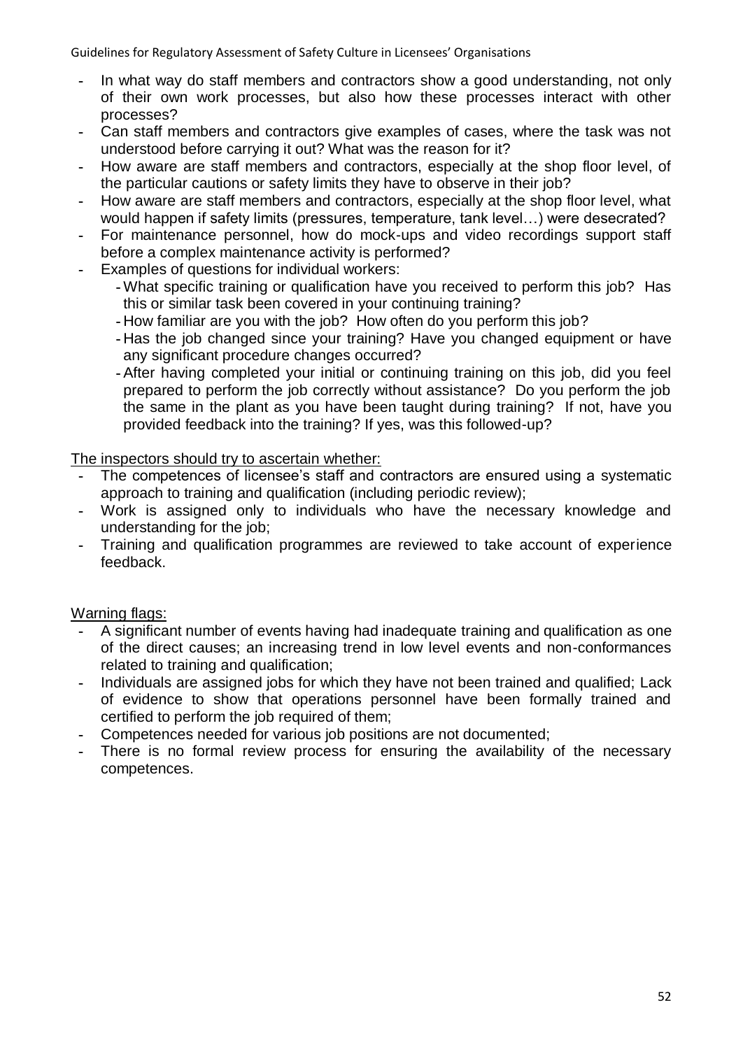- In what way do staff members and contractors show a good understanding, not only of their own work processes, but also how these processes interact with other processes?
- Can staff members and contractors give examples of cases, where the task was not understood before carrying it out? What was the reason for it?
- How aware are staff members and contractors, especially at the shop floor level, of the particular cautions or safety limits they have to observe in their job?
- How aware are staff members and contractors, especially at the shop floor level, what would happen if safety limits (pressures, temperature, tank level…) were desecrated?
- For maintenance personnel, how do mock-ups and video recordings support staff before a complex maintenance activity is performed?
- Examples of questions for individual workers:
  - What specific training or qualification have you received to perform this job? Has this or similar task been covered in your continuing training?
  - How familiar are you with the job? How often do you perform this job?
  - Has the job changed since your training? Have you changed equipment or have any significant procedure changes occurred?
  - After having completed your initial or continuing training on this job, did you feel prepared to perform the job correctly without assistance? Do you perform the job the same in the plant as you have been taught during training? If not, have you provided feedback into the training? If yes, was this followed-up?

The inspectors should try to ascertain whether:

- The competences of licensee's staff and contractors are ensured using a systematic approach to training and qualification (including periodic review);
- Work is assigned only to individuals who have the necessary knowledge and understanding for the job;
- Training and qualification programmes are reviewed to take account of experience feedback.

Warning flags:

- A significant number of events having had inadequate training and qualification as one of the direct causes; an increasing trend in low level events and non-conformances related to training and qualification;
- Individuals are assigned jobs for which they have not been trained and qualified; Lack of evidence to show that operations personnel have been formally trained and certified to perform the job required of them;
- Competences needed for various job positions are not documented;
- There is no formal review process for ensuring the availability of the necessary competences.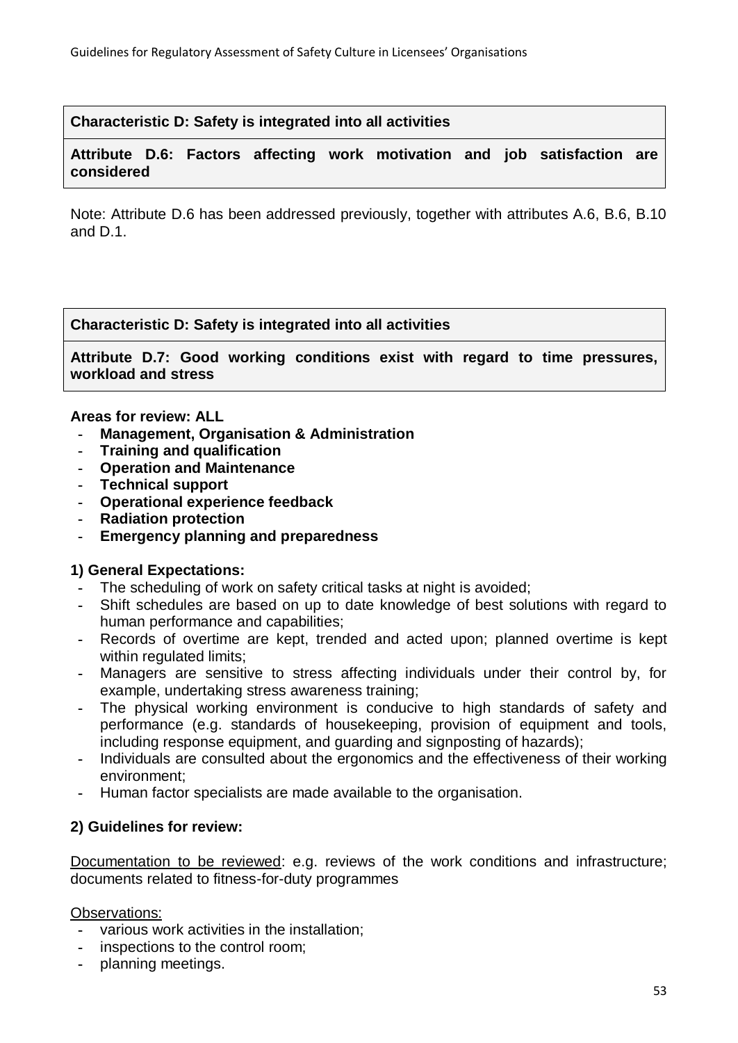**Characteristic D: Safety is integrated into all activities**

**Attribute D.6: Factors affecting work motivation and job satisfaction are considered**

Note: Attribute D.6 has been addressed previously, together with attributes A.6, B.6, B.10 and D.1.

**Characteristic D: Safety is integrated into all activities**

**Attribute D.7: Good working conditions exist with regard to time pressures, workload and stress**

**Areas for review: ALL**

- **Management, Organisation & Administration**
- **Training and qualification**
- **Operation and Maintenance**
- **Technical support**
- **Operational experience feedback**
- **Radiation protection**
- **Emergency planning and preparedness**

**1) General Expectations:**

- The scheduling of work on safety critical tasks at night is avoided;
- Shift schedules are based on up to date knowledge of best solutions with regard to human performance and capabilities;
- Records of overtime are kept, trended and acted upon; planned overtime is kept within regulated limits;
- Managers are sensitive to stress affecting individuals under their control by, for example, undertaking stress awareness training;
- The physical working environment is conducive to high standards of safety and performance (e.g. standards of housekeeping, provision of equipment and tools, including response equipment, and guarding and signposting of hazards);
- Individuals are consulted about the ergonomics and the effectiveness of their working environment;
- Human factor specialists are made available to the organisation.

**2) Guidelines for review:**

<u>Documentation to be reviewed</u>: e.g. reviews of the work conditions and infrastructure; documents related to fitness-for-duty programmes

<u>Observations:</u>

- various work activities in the installation;
- inspections to the control room;
- planning meetings.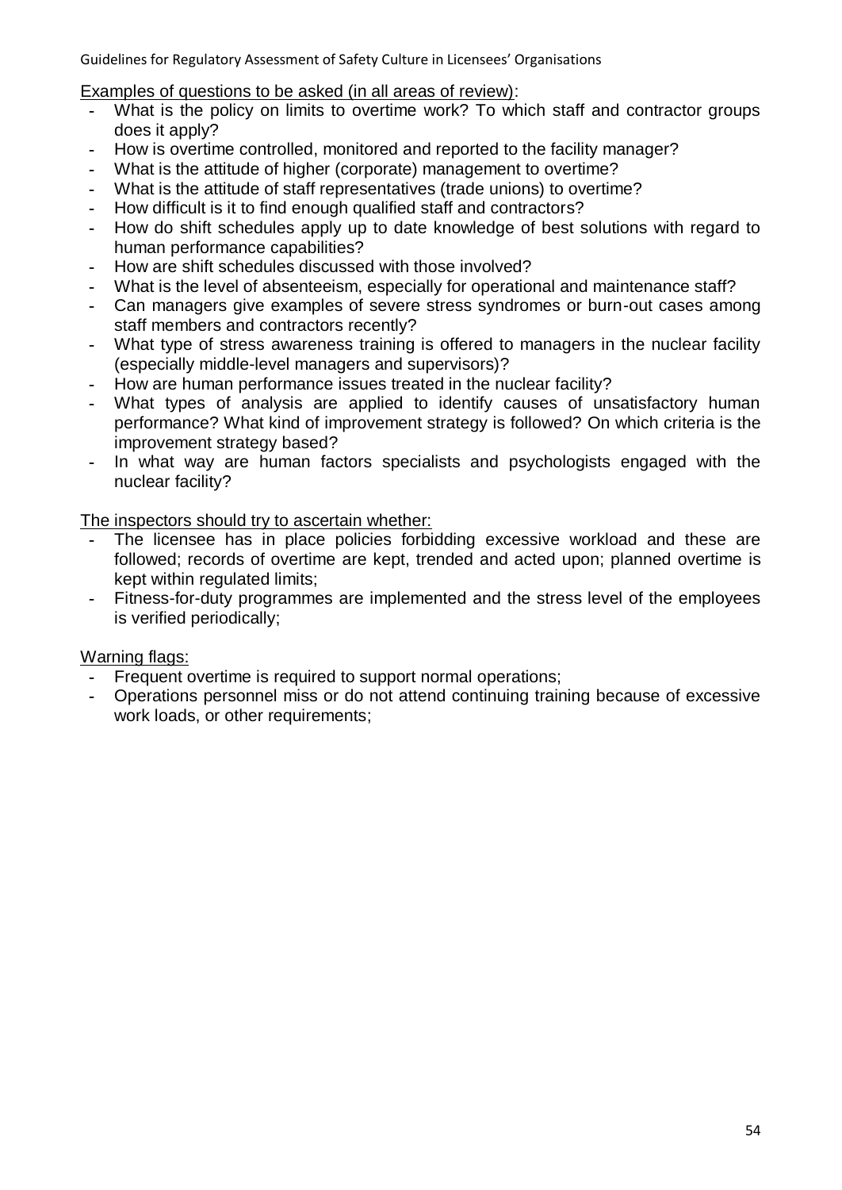Examples of questions to be asked (in all areas of review):

- What is the policy on limits to overtime work? To which staff and contractor groups does it apply?
- How is overtime controlled, monitored and reported to the facility manager?
- What is the attitude of higher (corporate) management to overtime?
- What is the attitude of staff representatives (trade unions) to overtime?
- How difficult is it to find enough qualified staff and contractors?
- How do shift schedules apply up to date knowledge of best solutions with regard to human performance capabilities?
- How are shift schedules discussed with those involved?
- What is the level of absenteeism, especially for operational and maintenance staff?
- Can managers give examples of severe stress syndromes or burn-out cases among staff members and contractors recently?
- What type of stress awareness training is offered to managers in the nuclear facility (especially middle-level managers and supervisors)?
- How are human performance issues treated in the nuclear facility?
- What types of analysis are applied to identify causes of unsatisfactory human performance? What kind of improvement strategy is followed? On which criteria is the improvement strategy based?
- In what way are human factors specialists and psychologists engaged with the nuclear facility?

The inspectors should try to ascertain whether:

- The licensee has in place policies forbidding excessive workload and these are followed; records of overtime are kept, trended and acted upon; planned overtime is kept within regulated limits;
- Fitness-for-duty programmes are implemented and the stress level of the employees is verified periodically;

Warning flags:

- Frequent overtime is required to support normal operations;
- Operations personnel miss or do not attend continuing training because of excessive work loads, or other requirements;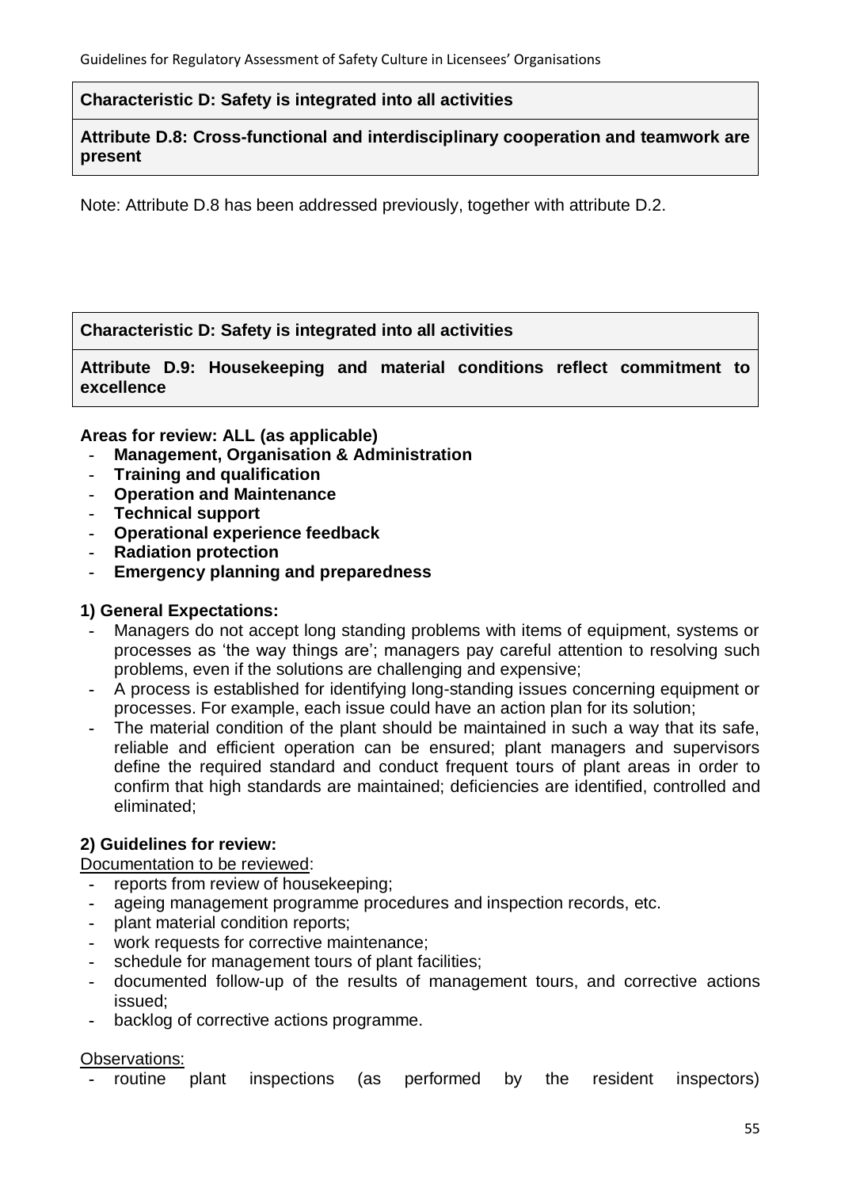**Characteristic D: Safety is integrated into all activities**

**Attribute D.8: Cross-functional and interdisciplinary cooperation and teamwork are present**

Note: Attribute D.8 has been addressed previously, together with attribute D.2.

**Characteristic D: Safety is integrated into all activities**

**Attribute D.9: Housekeeping and material conditions reflect commitment to excellence**

**Areas for review: ALL (as applicable)**

- **Management, Organisation & Administration**
- **Training and qualification**
- **Operation and Maintenance**
- **Technical support**
- **Operational experience feedback**
- **Radiation protection**
- **Emergency planning and preparedness**

**1) General Expectations:**

- Managers do not accept long standing problems with items of equipment, systems or processes as 'the way things are'; managers pay careful attention to resolving such problems, even if the solutions are challenging and expensive;
- A process is established for identifying long-standing issues concerning equipment or processes. For example, each issue could have an action plan for its solution;
- The material condition of the plant should be maintained in such a way that its safe, reliable and efficient operation can be ensured; plant managers and supervisors define the required standard and conduct frequent tours of plant areas in order to confirm that high standards are maintained; deficiencies are identified, controlled and eliminated;

**2) Guidelines for review:**

Documentation to be reviewed:

- reports from review of housekeeping;
- ageing management programme procedures and inspection records, etc.
- plant material condition reports;
- work requests for corrective maintenance;
- schedule for management tours of plant facilities;
- documented follow-up of the results of management tours, and corrective actions issued;
- backlog of corrective actions programme.

Observations:

- routine plant inspections (as performed by the resident inspectors)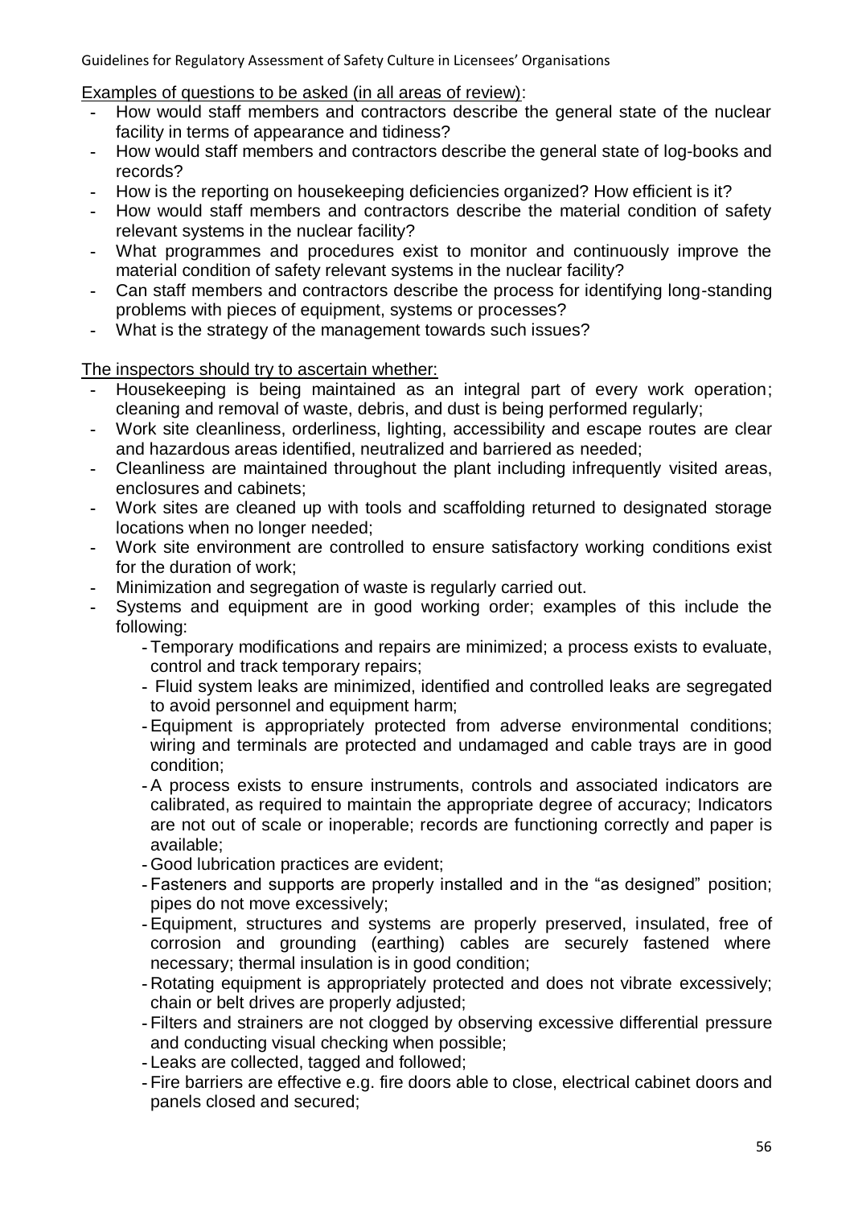Examples of questions to be asked (in all areas of review):

- How would staff members and contractors describe the general state of the nuclear facility in terms of appearance and tidiness?
- How would staff members and contractors describe the general state of log-books and records?
- How is the reporting on housekeeping deficiencies organized? How efficient is it?
- How would staff members and contractors describe the material condition of safety relevant systems in the nuclear facility?
- What programmes and procedures exist to monitor and continuously improve the material condition of safety relevant systems in the nuclear facility?
- Can staff members and contractors describe the process for identifying long-standing problems with pieces of equipment, systems or processes?
- What is the strategy of the management towards such issues?

The inspectors should try to ascertain whether:

- Housekeeping is being maintained as an integral part of every work operation; cleaning and removal of waste, debris, and dust is being performed regularly;
- Work site cleanliness, orderliness, lighting, accessibility and escape routes are clear and hazardous areas identified, neutralized and barriered as needed;
- Cleanliness are maintained throughout the plant including infrequently visited areas, enclosures and cabinets;
- Work sites are cleaned up with tools and scaffolding returned to designated storage locations when no longer needed;
- Work site environment are controlled to ensure satisfactory working conditions exist for the duration of work;
- Minimization and segregation of waste is regularly carried out.
- Systems and equipment are in good working order; examples of this include the following:
  - Temporary modifications and repairs are minimized; a process exists to evaluate, control and track temporary repairs;
  - Fluid system leaks are minimized, identified and controlled leaks are segregated to avoid personnel and equipment harm;
  - Equipment is appropriately protected from adverse environmental conditions; wiring and terminals are protected and undamaged and cable trays are in good condition;
  - A process exists to ensure instruments, controls and associated indicators are calibrated, as required to maintain the appropriate degree of accuracy; Indicators are not out of scale or inoperable; records are functioning correctly and paper is available;
  - Good lubrication practices are evident;
  - Fasteners and supports are properly installed and in the "as designed" position; pipes do not move excessively;
  - Equipment, structures and systems are properly preserved, insulated, free of corrosion and grounding (earthing) cables are securely fastened where necessary; thermal insulation is in good condition;
  - Rotating equipment is appropriately protected and does not vibrate excessively; chain or belt drives are properly adjusted;
  - Filters and strainers are not clogged by observing excessive differential pressure and conducting visual checking when possible;
  - Leaks are collected, tagged and followed;
  - Fire barriers are effective e.g. fire doors able to close, electrical cabinet doors and panels closed and secured;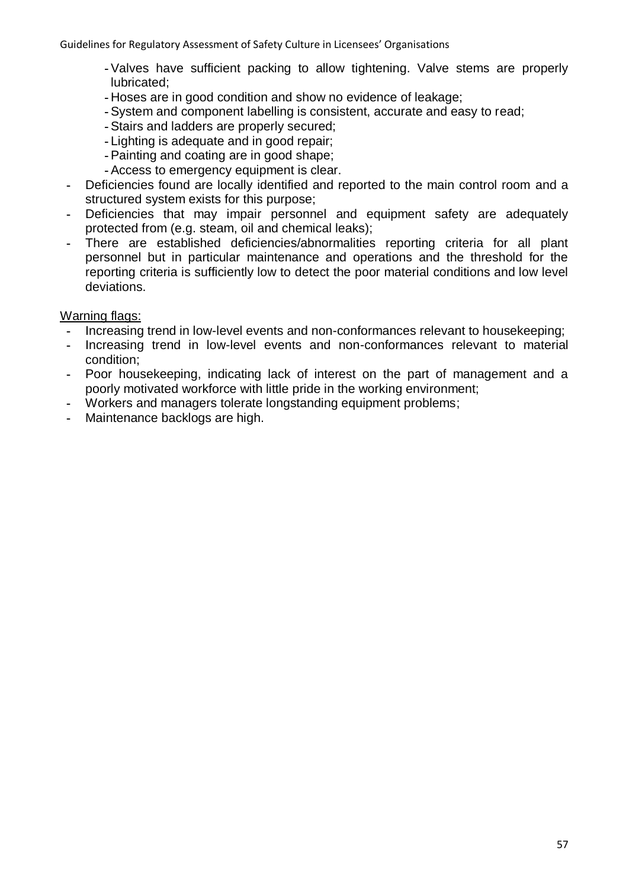- Valves have sufficient packing to allow tightening. Valve stems are properly lubricated;
  - Hoses are in good condition and show no evidence of leakage;
  - System and component labelling is consistent, accurate and easy to read;
  - Stairs and ladders are properly secured;
  - Lighting is adequate and in good repair;
  - Painting and coating are in good shape;
  - Access to emergency equipment is clear.
- Deficiencies found are locally identified and reported to the main control room and a structured system exists for this purpose;
- Deficiencies that may impair personnel and equipment safety are adequately protected from (e.g. steam, oil and chemical leaks);
- There are established deficiencies/abnormalities reporting criteria for all plant personnel but in particular maintenance and operations and the threshold for the reporting criteria is sufficiently low to detect the poor material conditions and low level deviations.

Warning flags:

- Increasing trend in low-level events and non-conformances relevant to housekeeping;
- Increasing trend in low-level events and non-conformances relevant to material condition;
- Poor housekeeping, indicating lack of interest on the part of management and a poorly motivated workforce with little pride in the working environment;
- Workers and managers tolerate longstanding equipment problems;
- Maintenance backlogs are high.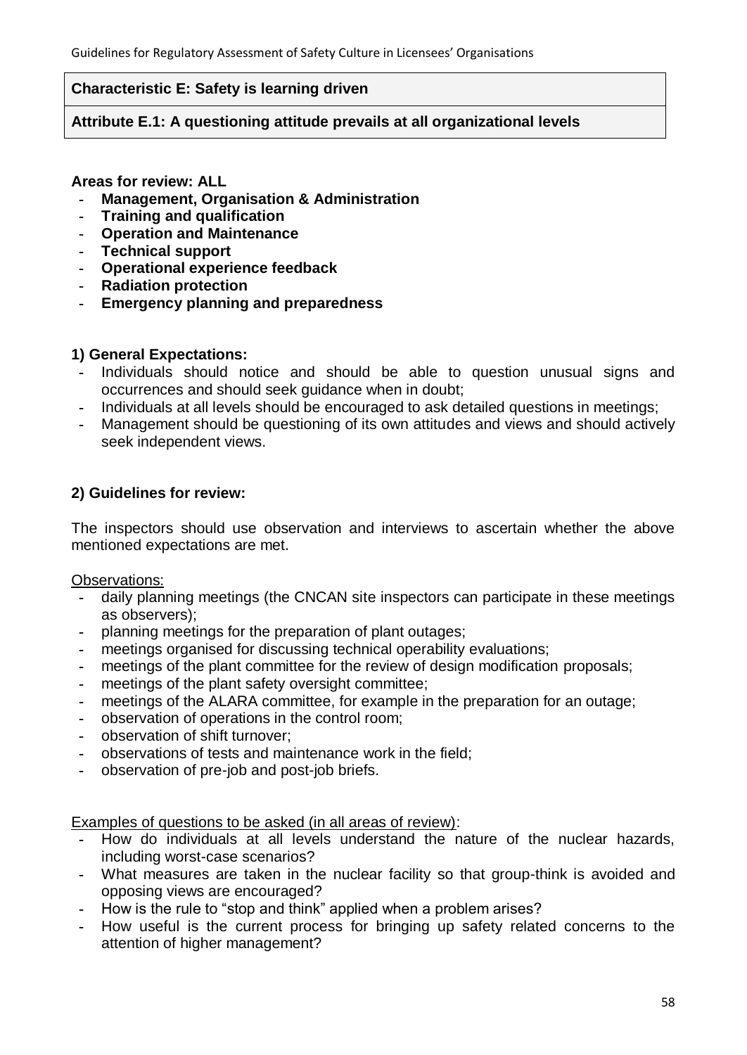**Characteristic E: Safety is learning driven**

**Attribute E.1: A questioning attitude prevails at all organizational levels**

**Areas for review: ALL**

- **Management, Organisation & Administration**
- **Training and qualification**
- **Operation and Maintenance**
- **Technical support**
- **Operational experience feedback**
- **Radiation protection**
- **Emergency planning and preparedness**

**1) General Expectations:**

- Individuals should notice and should be able to question unusual signs and occurrences and should seek guidance when in doubt;
- Individuals at all levels should be encouraged to ask detailed questions in meetings;
- Management should be questioning of its own attitudes and views and should actively seek independent views.

**2) Guidelines for review:**

The inspectors should use observation and interviews to ascertain whether the above mentioned expectations are met.

Observations:

- daily planning meetings (the CNCAN site inspectors can participate in these meetings as observers);
- planning meetings for the preparation of plant outages;
- meetings organised for discussing technical operability evaluations;
- meetings of the plant committee for the review of design modification proposals;
- meetings of the plant safety oversight committee;
- meetings of the ALARA committee, for example in the preparation for an outage;
- observation of operations in the control room;
- observation of shift turnover;
- observations of tests and maintenance work in the field;
- observation of pre-job and post-job briefs.

Examples of questions to be asked (in all areas of review):

- How do individuals at all levels understand the nature of the nuclear hazards, including worst-case scenarios?
- What measures are taken in the nuclear facility so that group-think is avoided and opposing views are encouraged?
- How is the rule to "stop and think" applied when a problem arises?
- How useful is the current process for bringing up safety related concerns to the attention of higher management?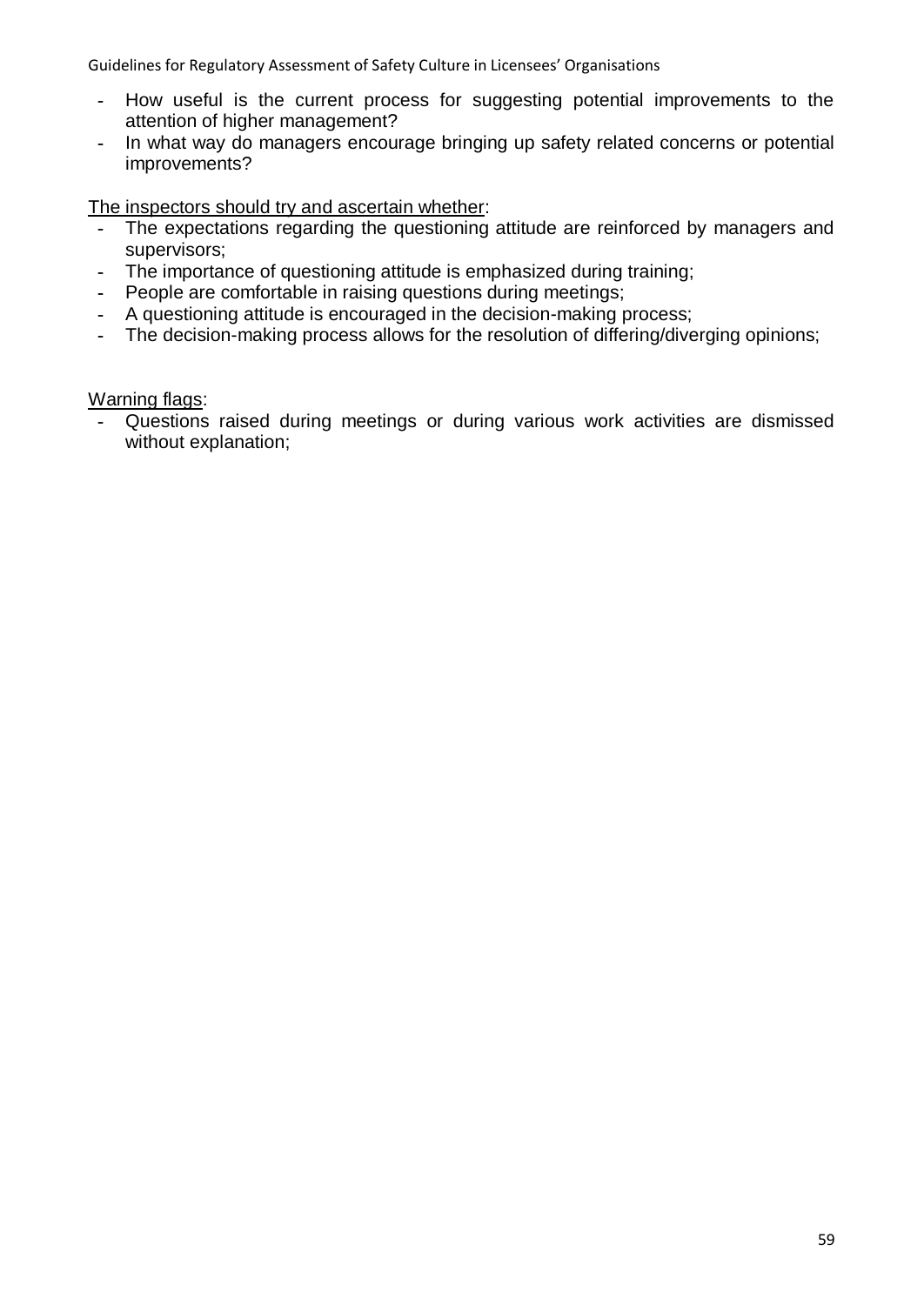- How useful is the current process for suggesting potential improvements to the attention of higher management?
- In what way do managers encourage bringing up safety related concerns or potential improvements?

<u>The inspectors should try and ascertain whether</u>:

- The expectations regarding the questioning attitude are reinforced by managers and supervisors;
- The importance of questioning attitude is emphasized during training;
- People are comfortable in raising questions during meetings;
- A questioning attitude is encouraged in the decision-making process;
- The decision-making process allows for the resolution of differing/diverging opinions;

<u>Warning flags</u>:

- Questions raised during meetings or during various work activities are dismissed without explanation;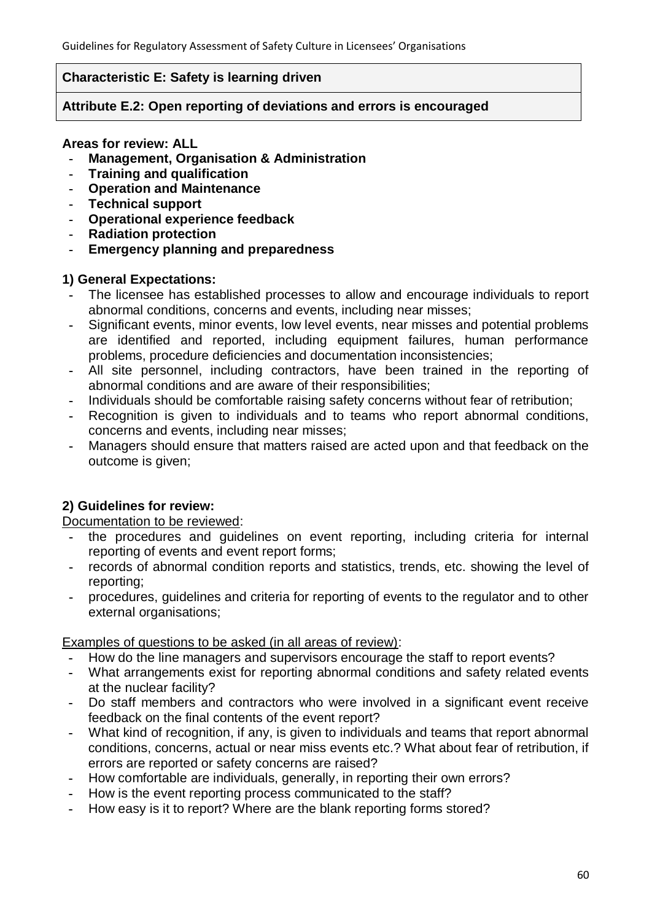**Characteristic E: Safety is learning driven**

**Attribute E.2: Open reporting of deviations and errors is encouraged**

**Areas for review: ALL**

- **Management, Organisation & Administration**
- **Training and qualification**
- **Operation and Maintenance**
- **Technical support**
- **Operational experience feedback**
- **Radiation protection**
- **Emergency planning and preparedness**

**1) General Expectations:**

- The licensee has established processes to allow and encourage individuals to report abnormal conditions, concerns and events, including near misses;
- Significant events, minor events, low level events, near misses and potential problems are identified and reported, including equipment failures, human performance problems, procedure deficiencies and documentation inconsistencies;
- All site personnel, including contractors, have been trained in the reporting of abnormal conditions and are aware of their responsibilities;
- Individuals should be comfortable raising safety concerns without fear of retribution;
- Recognition is given to individuals and to teams who report abnormal conditions, concerns and events, including near misses;
- Managers should ensure that matters raised are acted upon and that feedback on the outcome is given;

**2) Guidelines for review:**

Documentation to be reviewed:

- the procedures and guidelines on event reporting, including criteria for internal reporting of events and event report forms;
- records of abnormal condition reports and statistics, trends, etc. showing the level of reporting;
- procedures, guidelines and criteria for reporting of events to the regulator and to other external organisations;

Examples of questions to be asked (in all areas of review):

- How do the line managers and supervisors encourage the staff to report events?
- What arrangements exist for reporting abnormal conditions and safety related events at the nuclear facility?
- Do staff members and contractors who were involved in a significant event receive feedback on the final contents of the event report?
- What kind of recognition, if any, is given to individuals and teams that report abnormal conditions, concerns, actual or near miss events etc.? What about fear of retribution, if errors are reported or safety concerns are raised?
- How comfortable are individuals, generally, in reporting their own errors?
- How is the event reporting process communicated to the staff?
- How easy is it to report? Where are the blank reporting forms stored?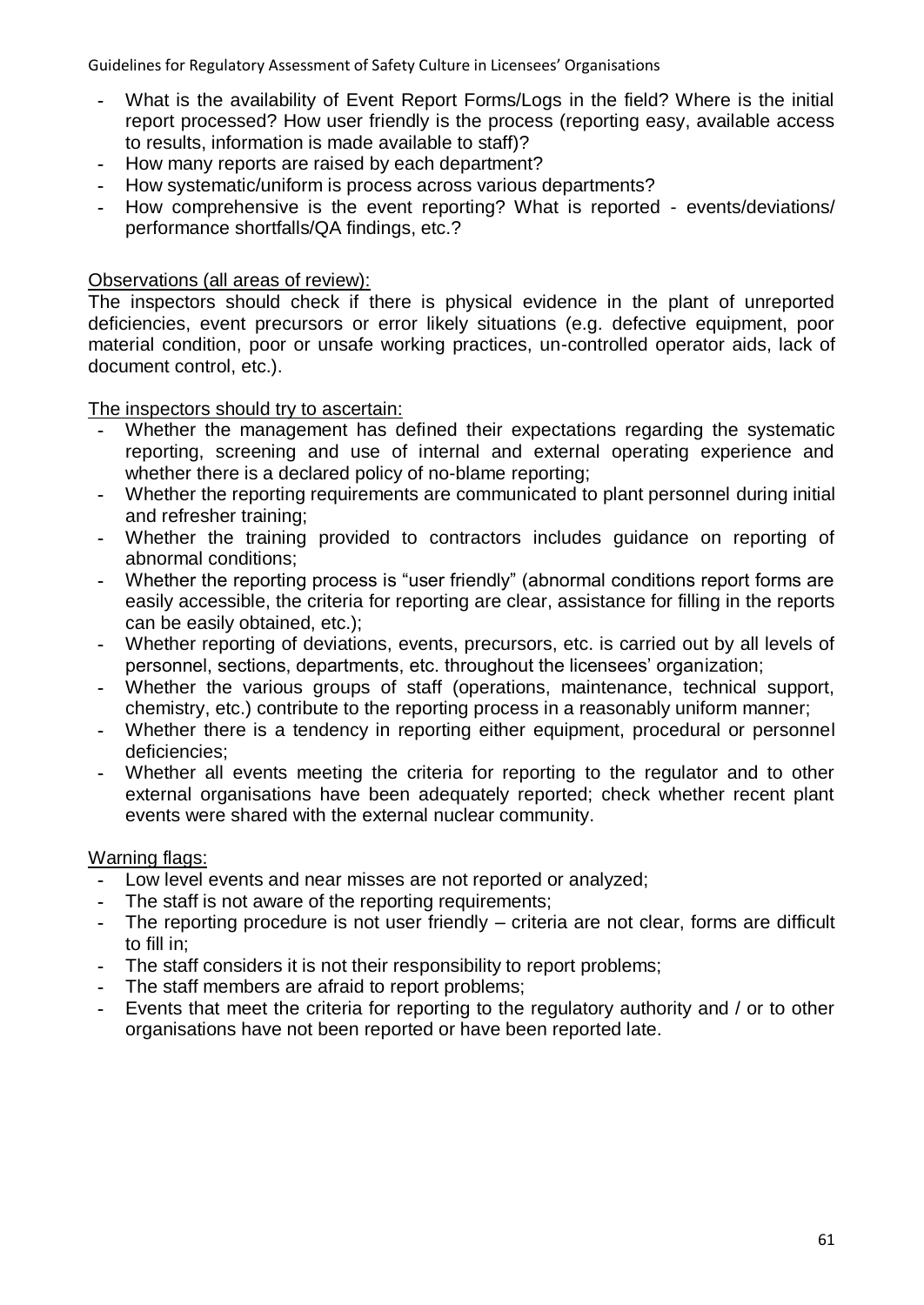- What is the availability of Event Report Forms/Logs in the field? Where is the initial report processed? How user friendly is the process (reporting easy, available access to results, information is made available to staff)?
- How many reports are raised by each department?
- How systematic/uniform is process across various departments?
- How comprehensive is the event reporting? What is reported - events/deviations/ performance shortfalls/QA findings, etc.?

Observations (all areas of review):

The inspectors should check if there is physical evidence in the plant of unreported deficiencies, event precursors or error likely situations (e.g. defective equipment, poor material condition, poor or unsafe working practices, un-controlled operator aids, lack of document control, etc.).

The inspectors should try to ascertain:

- Whether the management has defined their expectations regarding the systematic reporting, screening and use of internal and external operating experience and whether there is a declared policy of no-blame reporting;
- Whether the reporting requirements are communicated to plant personnel during initial and refresher training;
- Whether the training provided to contractors includes guidance on reporting of abnormal conditions;
- Whether the reporting process is "user friendly" (abnormal conditions report forms are easily accessible, the criteria for reporting are clear, assistance for filling in the reports can be easily obtained, etc.);
- Whether reporting of deviations, events, precursors, etc. is carried out by all levels of personnel, sections, departments, etc. throughout the licensees' organization;
- Whether the various groups of staff (operations, maintenance, technical support, chemistry, etc.) contribute to the reporting process in a reasonably uniform manner;
- Whether there is a tendency in reporting either equipment, procedural or personnel deficiencies;
- Whether all events meeting the criteria for reporting to the regulator and to other external organisations have been adequately reported; check whether recent plant events were shared with the external nuclear community.

Warning flags:

- Low level events and near misses are not reported or analyzed;
- The staff is not aware of the reporting requirements;
- The reporting procedure is not user friendly – criteria are not clear, forms are difficult to fill in;
- The staff considers it is not their responsibility to report problems;
- The staff members are afraid to report problems;
- Events that meet the criteria for reporting to the regulatory authority and / or to other organisations have not been reported or have been reported late.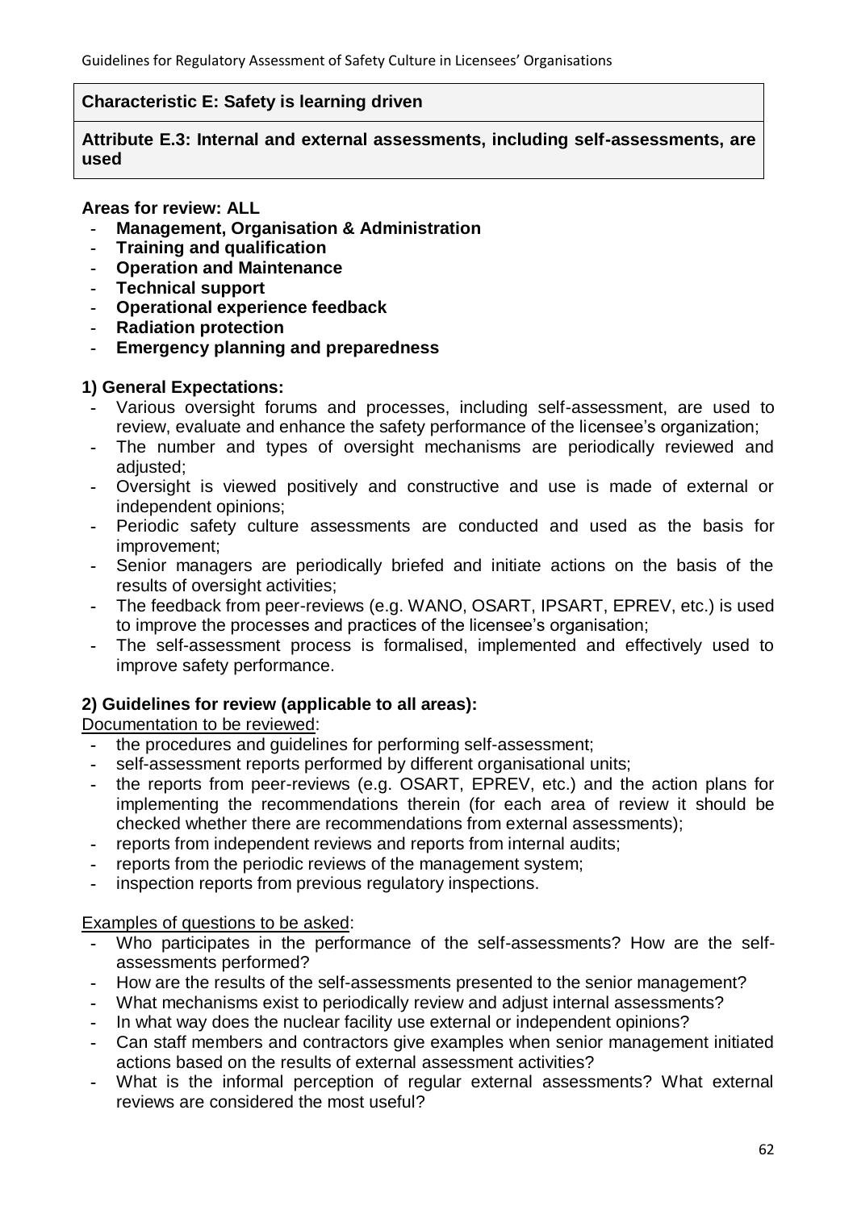**Characteristic E: Safety is learning driven**

**Attribute E.3: Internal and external assessments, including self-assessments, are used**

**Areas for review: ALL**

- **Management, Organisation & Administration**
- **Training and qualification**
- **Operation and Maintenance**
- **Technical support**
- **Operational experience feedback**
- **Radiation protection**
- **Emergency planning and preparedness**

**1) General Expectations:**

- Various oversight forums and processes, including self-assessment, are used to review, evaluate and enhance the safety performance of the licensee's organization;
- The number and types of oversight mechanisms are periodically reviewed and adjusted;
- Oversight is viewed positively and constructive and use is made of external or independent opinions;
- Periodic safety culture assessments are conducted and used as the basis for improvement;
- Senior managers are periodically briefed and initiate actions on the basis of the results of oversight activities;
- The feedback from peer-reviews (e.g. WANO, OSART, IPSART, EPREV, etc.) is used to improve the processes and practices of the licensee's organisation;
- The self-assessment process is formalised, implemented and effectively used to improve safety performance.

**2) Guidelines for review (applicable to all areas):**

Documentation to be reviewed:

- the procedures and guidelines for performing self-assessment;
- self-assessment reports performed by different organisational units;
- the reports from peer-reviews (e.g. OSART, EPREV, etc.) and the action plans for implementing the recommendations therein (for each area of review it should be checked whether there are recommendations from external assessments);
- reports from independent reviews and reports from internal audits;
- reports from the periodic reviews of the management system;
- inspection reports from previous regulatory inspections.

Examples of questions to be asked:

- Who participates in the performance of the self-assessments? How are the self-assessments performed?
- How are the results of the self-assessments presented to the senior management?
- What mechanisms exist to periodically review and adjust internal assessments?
- In what way does the nuclear facility use external or independent opinions?
- Can staff members and contractors give examples when senior management initiated actions based on the results of external assessment activities?
- What is the informal perception of regular external assessments? What external reviews are considered the most useful?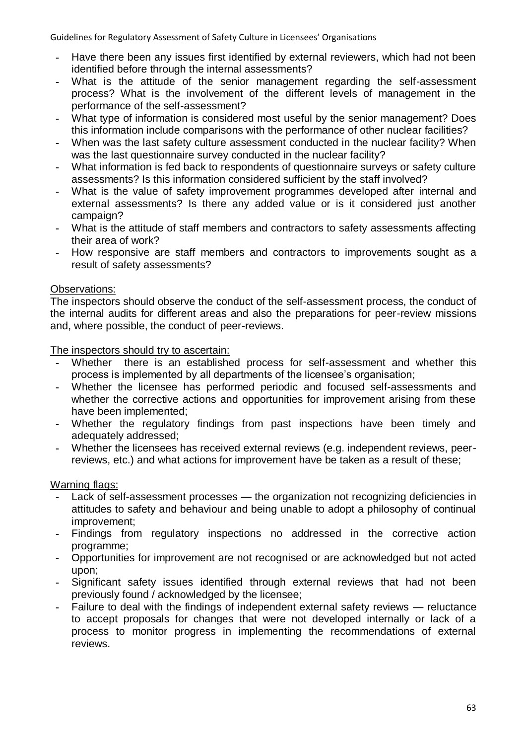- Have there been any issues first identified by external reviewers, which had not been identified before through the internal assessments?
- What is the attitude of the senior management regarding the self-assessment process? What is the involvement of the different levels of management in the performance of the self-assessment?
- What type of information is considered most useful by the senior management? Does this information include comparisons with the performance of other nuclear facilities?
- When was the last safety culture assessment conducted in the nuclear facility? When was the last questionnaire survey conducted in the nuclear facility?
- What information is fed back to respondents of questionnaire surveys or safety culture assessments? Is this information considered sufficient by the staff involved?
- What is the value of safety improvement programmes developed after internal and external assessments? Is there any added value or is it considered just another campaign?
- What is the attitude of staff members and contractors to safety assessments affecting their area of work?
- How responsive are staff members and contractors to improvements sought as a result of safety assessments?

Observations:

The inspectors should observe the conduct of the self-assessment process, the conduct of the internal audits for different areas and also the preparations for peer-review missions and, where possible, the conduct of peer-reviews.

The inspectors should try to ascertain:

- Whether there is an established process for self-assessment and whether this process is implemented by all departments of the licensee's organisation;
- Whether the licensee has performed periodic and focused self-assessments and whether the corrective actions and opportunities for improvement arising from these have been implemented;
- Whether the regulatory findings from past inspections have been timely and adequately addressed;
- Whether the licensees has received external reviews (e.g. independent reviews, peer-reviews, etc.) and what actions for improvement have be taken as a result of these;

Warning flags:

- Lack of self-assessment processes — the organization not recognizing deficiencies in attitudes to safety and behaviour and being unable to adopt a philosophy of continual improvement;
- Findings from regulatory inspections no addressed in the corrective action programme;
- Opportunities for improvement are not recognised or are acknowledged but not acted upon;
- Significant safety issues identified through external reviews that had not been previously found / acknowledged by the licensee;
- Failure to deal with the findings of independent external safety reviews — reluctance to accept proposals for changes that were not developed internally or lack of a process to monitor progress in implementing the recommendations of external reviews.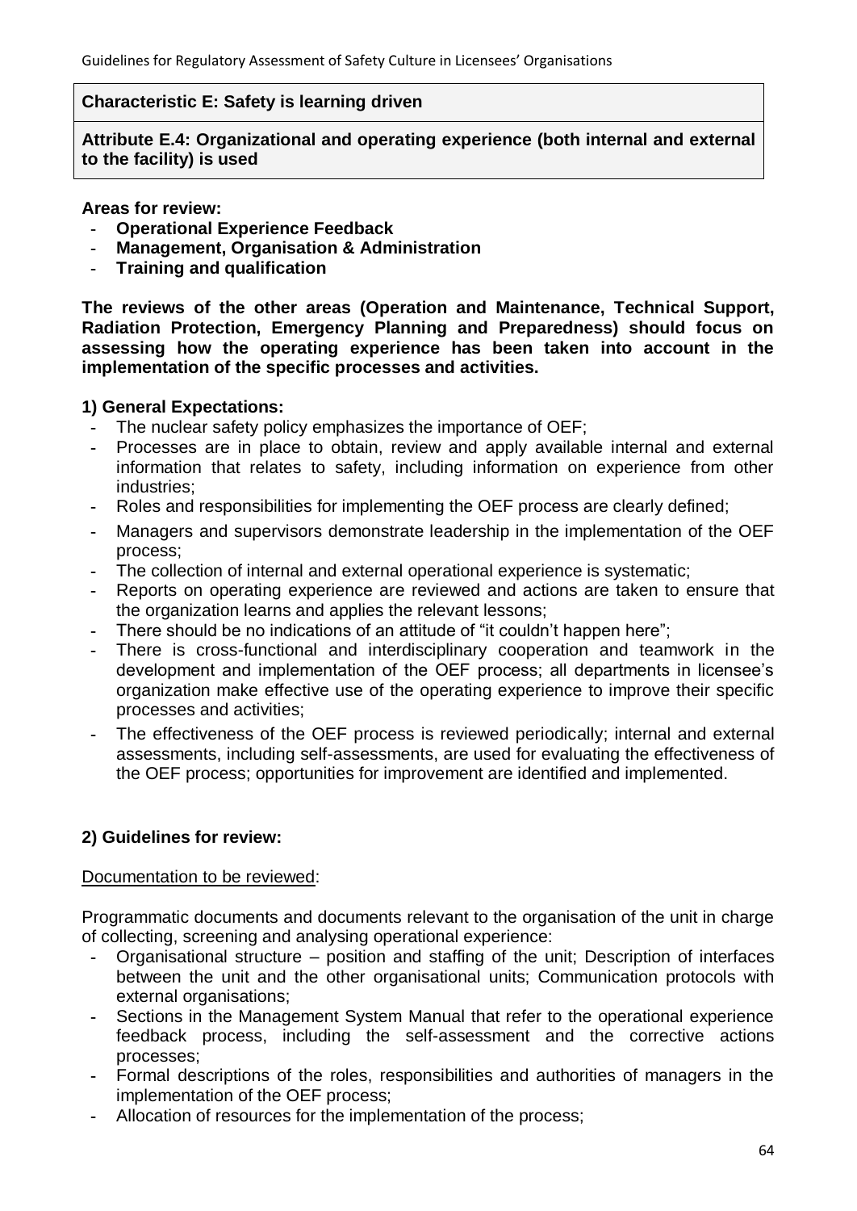**Characteristic E: Safety is learning driven**

**Attribute E.4: Organizational and operating experience (both internal and external to the facility) is used**

**Areas for review:**

- **Operational Experience Feedback**
- **Management, Organisation & Administration**
- **Training and qualification**

**The reviews of the other areas (Operation and Maintenance, Technical Support, Radiation Protection, Emergency Planning and Preparedness) should focus on assessing how the operating experience has been taken into account in the implementation of the specific processes and activities.**

**1) General Expectations:**

- The nuclear safety policy emphasizes the importance of OEF;
- Processes are in place to obtain, review and apply available internal and external information that relates to safety, including information on experience from other industries;
- Roles and responsibilities for implementing the OEF process are clearly defined;
- Managers and supervisors demonstrate leadership in the implementation of the OEF process;
- The collection of internal and external operational experience is systematic;
- Reports on operating experience are reviewed and actions are taken to ensure that the organization learns and applies the relevant lessons;
- There should be no indications of an attitude of "it couldn't happen here";
- There is cross-functional and interdisciplinary cooperation and teamwork in the development and implementation of the OEF process; all departments in licensee's organization make effective use of the operating experience to improve their specific processes and activities;
- The effectiveness of the OEF process is reviewed periodically; internal and external assessments, including self-assessments, are used for evaluating the effectiveness of the OEF process; opportunities for improvement are identified and implemented.

**2) Guidelines for review:**

Documentation to be reviewed:

Programmatic documents and documents relevant to the organisation of the unit in charge of collecting, screening and analysing operational experience:

- Organisational structure – position and staffing of the unit; Description of interfaces between the unit and the other organisational units; Communication protocols with external organisations;
- Sections in the Management System Manual that refer to the operational experience feedback process, including the self-assessment and the corrective actions processes;
- Formal descriptions of the roles, responsibilities and authorities of managers in the implementation of the OEF process;
- Allocation of resources for the implementation of the process;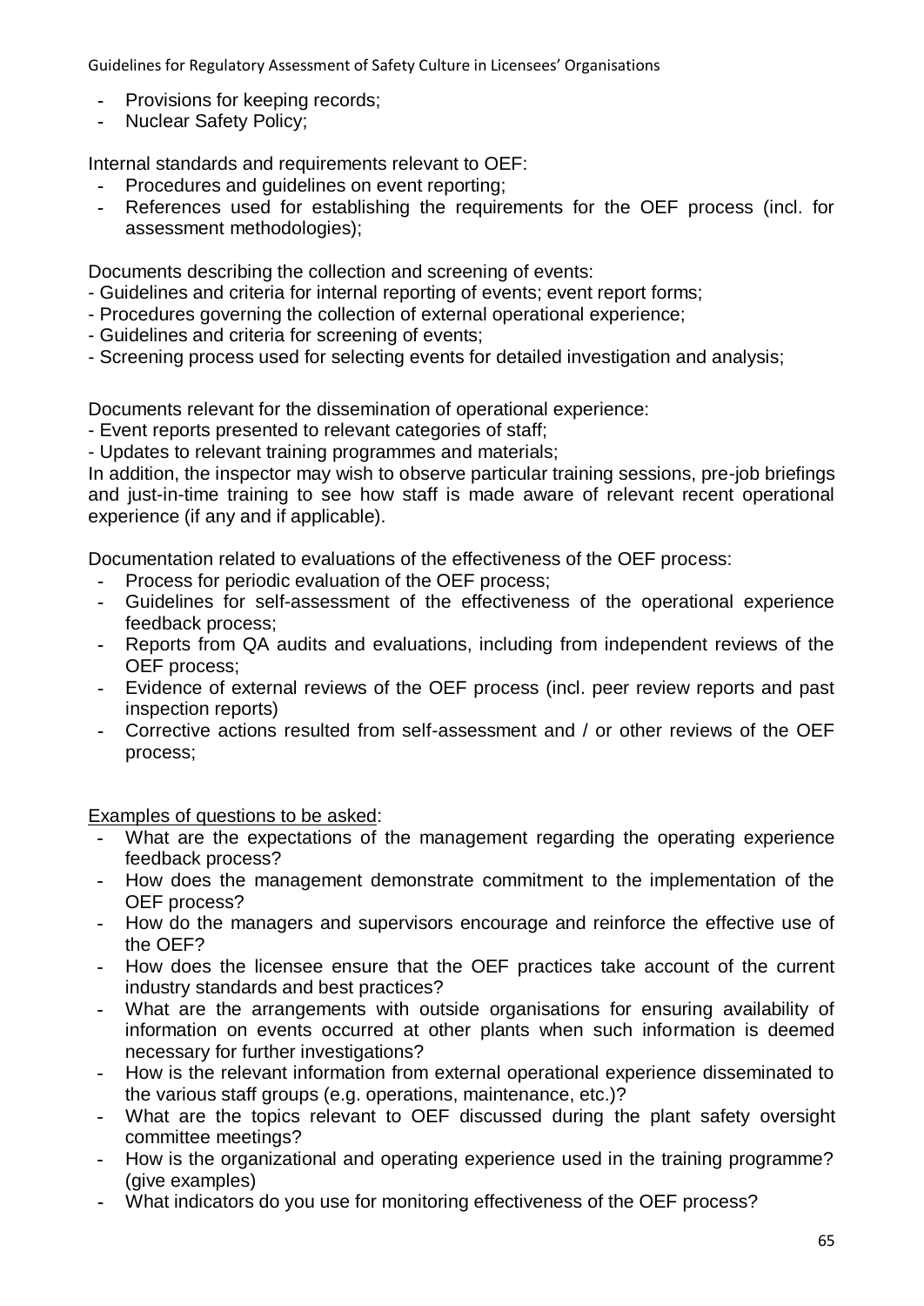- Provisions for keeping records;
- Nuclear Safety Policy;

Internal standards and requirements relevant to OEF:

- Procedures and guidelines on event reporting;
- References used for establishing the requirements for the OEF process (incl. for assessment methodologies);

Documents describing the collection and screening of events:

- Guidelines and criteria for internal reporting of events; event report forms;
- Procedures governing the collection of external operational experience;
- Guidelines and criteria for screening of events;
- Screening process used for selecting events for detailed investigation and analysis;

Documents relevant for the dissemination of operational experience:

- Event reports presented to relevant categories of staff;
- Updates to relevant training programmes and materials;

In addition, the inspector may wish to observe particular training sessions, pre-job briefings and just-in-time training to see how staff is made aware of relevant recent operational experience (if any and if applicable).

Documentation related to evaluations of the effectiveness of the OEF process:

- Process for periodic evaluation of the OEF process;
- Guidelines for self-assessment of the effectiveness of the operational experience feedback process;
- Reports from QA audits and evaluations, including from independent reviews of the OEF process;
- Evidence of external reviews of the OEF process (incl. peer review reports and past inspection reports)
- Corrective actions resulted from self-assessment and / or other reviews of the OEF process;

<u>Examples of questions to be asked</u>:

- What are the expectations of the management regarding the operating experience feedback process?
- How does the management demonstrate commitment to the implementation of the OEF process?
- How do the managers and supervisors encourage and reinforce the effective use of the OEF?
- How does the licensee ensure that the OEF practices take account of the current industry standards and best practices?
- What are the arrangements with outside organisations for ensuring availability of information on events occurred at other plants when such information is deemed necessary for further investigations?
- How is the relevant information from external operational experience disseminated to the various staff groups (e.g. operations, maintenance, etc.)?
- What are the topics relevant to OEF discussed during the plant safety oversight committee meetings?
- How is the organizational and operating experience used in the training programme? (give examples)
- What indicators do you use for monitoring effectiveness of the OEF process?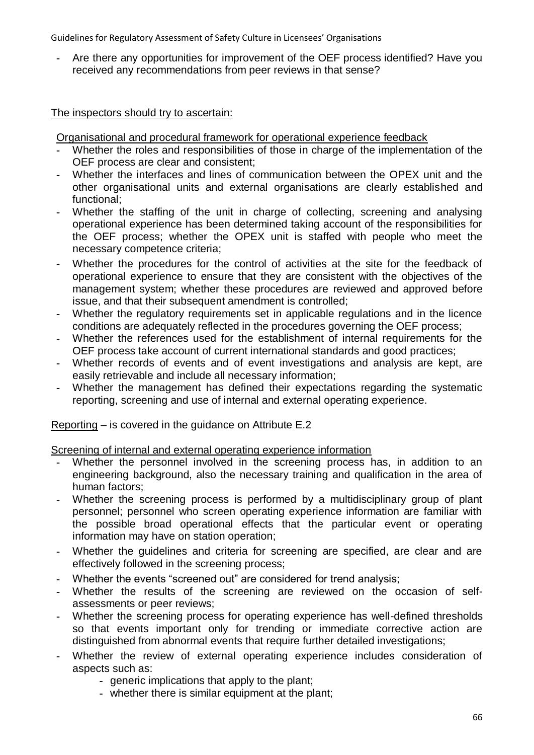- Are there any opportunities for improvement of the OEF process identified? Have you received any recommendations from peer reviews in that sense?

The inspectors should try to ascertain:

Organisational and procedural framework for operational experience feedback

- Whether the roles and responsibilities of those in charge of the implementation of the OEF process are clear and consistent;
- Whether the interfaces and lines of communication between the OPEX unit and the other organisational units and external organisations are clearly established and functional;
- Whether the staffing of the unit in charge of collecting, screening and analysing operational experience has been determined taking account of the responsibilities for the OEF process; whether the OPEX unit is staffed with people who meet the necessary competence criteria;
- Whether the procedures for the control of activities at the site for the feedback of operational experience to ensure that they are consistent with the objectives of the management system; whether these procedures are reviewed and approved before issue, and that their subsequent amendment is controlled;
- Whether the regulatory requirements set in applicable regulations and in the licence conditions are adequately reflected in the procedures governing the OEF process;
- Whether the references used for the establishment of internal requirements for the OEF process take account of current international standards and good practices;
- Whether records of events and of event investigations and analysis are kept, are easily retrievable and include all necessary information;
- Whether the management has defined their expectations regarding the systematic reporting, screening and use of internal and external operating experience.

Reporting – is covered in the guidance on Attribute E.2

Screening of internal and external operating experience information

- Whether the personnel involved in the screening process has, in addition to an engineering background, also the necessary training and qualification in the area of human factors;
- Whether the screening process is performed by a multidisciplinary group of plant personnel; personnel who screen operating experience information are familiar with the possible broad operational effects that the particular event or operating information may have on station operation;
- Whether the guidelines and criteria for screening are specified, are clear and are effectively followed in the screening process;
- Whether the events "screened out" are considered for trend analysis;
- Whether the results of the screening are reviewed on the occasion of self-assessments or peer reviews;
- Whether the screening process for operating experience has well-defined thresholds so that events important only for trending or immediate corrective action are distinguished from abnormal events that require further detailed investigations;
- Whether the review of external operating experience includes consideration of aspects such as:
  - generic implications that apply to the plant;
  - whether there is similar equipment at the plant;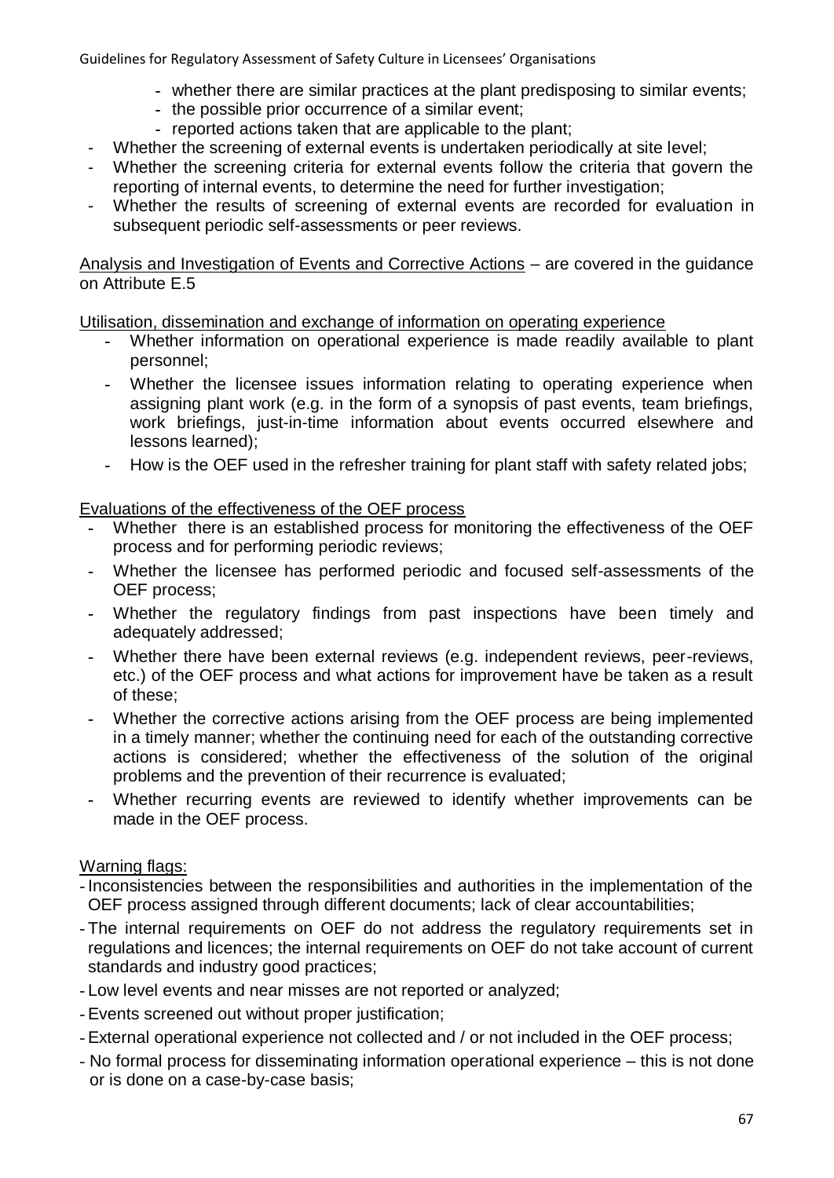- whether there are similar practices at the plant predisposing to similar events;
  - the possible prior occurrence of a similar event;
  - reported actions taken that are applicable to the plant;
- Whether the screening of external events is undertaken periodically at site level;
- Whether the screening criteria for external events follow the criteria that govern the reporting of internal events, to determine the need for further investigation;
- Whether the results of screening of external events are recorded for evaluation in subsequent periodic self-assessments or peer reviews.

<u>Analysis and Investigation of Events and Corrective Actions</u> – are covered in the guidance on Attribute E.5

<u>Utilisation, dissemination and exchange of information on operating experience</u>

- Whether information on operational experience is made readily available to plant personnel;
- Whether the licensee issues information relating to operating experience when assigning plant work (e.g. in the form of a synopsis of past events, team briefings, work briefings, just-in-time information about events occurred elsewhere and lessons learned);
- How is the OEF used in the refresher training for plant staff with safety related jobs;

<u>Evaluations of the effectiveness of the OEF process</u>

- Whether there is an established process for monitoring the effectiveness of the OEF process and for performing periodic reviews;
- Whether the licensee has performed periodic and focused self-assessments of the OEF process;
- Whether the regulatory findings from past inspections have been timely and adequately addressed;
- Whether there have been external reviews (e.g. independent reviews, peer-reviews, etc.) of the OEF process and what actions for improvement have be taken as a result of these;
- Whether the corrective actions arising from the OEF process are being implemented in a timely manner; whether the continuing need for each of the outstanding corrective actions is considered; whether the effectiveness of the solution of the original problems and the prevention of their recurrence is evaluated;
- Whether recurring events are reviewed to identify whether improvements can be made in the OEF process.

<u>Warning flags:</u>

- Inconsistencies between the responsibilities and authorities in the implementation of the OEF process assigned through different documents; lack of clear accountabilities;
- The internal requirements on OEF do not address the regulatory requirements set in regulations and licences; the internal requirements on OEF do not take account of current standards and industry good practices;
- Low level events and near misses are not reported or analyzed;
- Events screened out without proper justification;
- External operational experience not collected and / or not included in the OEF process;
- No formal process for disseminating information operational experience – this is not done or is done on a case-by-case basis;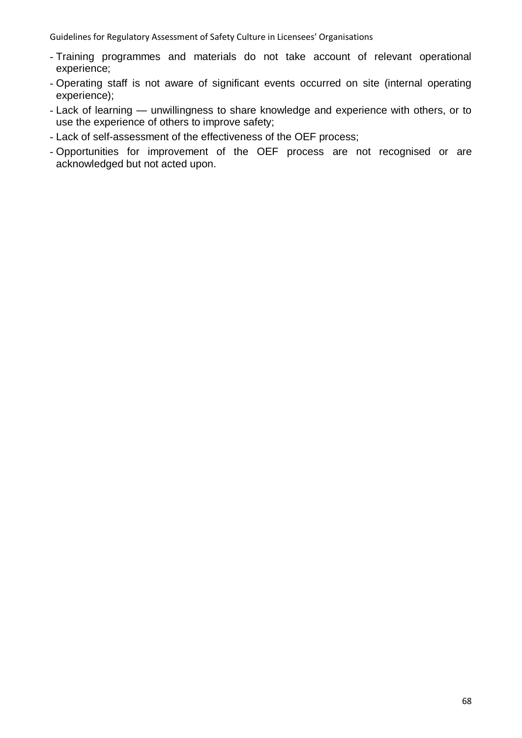- Training programmes and materials do not take account of relevant operational experience;
- Operating staff is not aware of significant events occurred on site (internal operating experience);
- Lack of learning — unwillingness to share knowledge and experience with others, or to use the experience of others to improve safety;
- Lack of self-assessment of the effectiveness of the OEF process;
- Opportunities for improvement of the OEF process are not recognised or are acknowledged but not acted upon.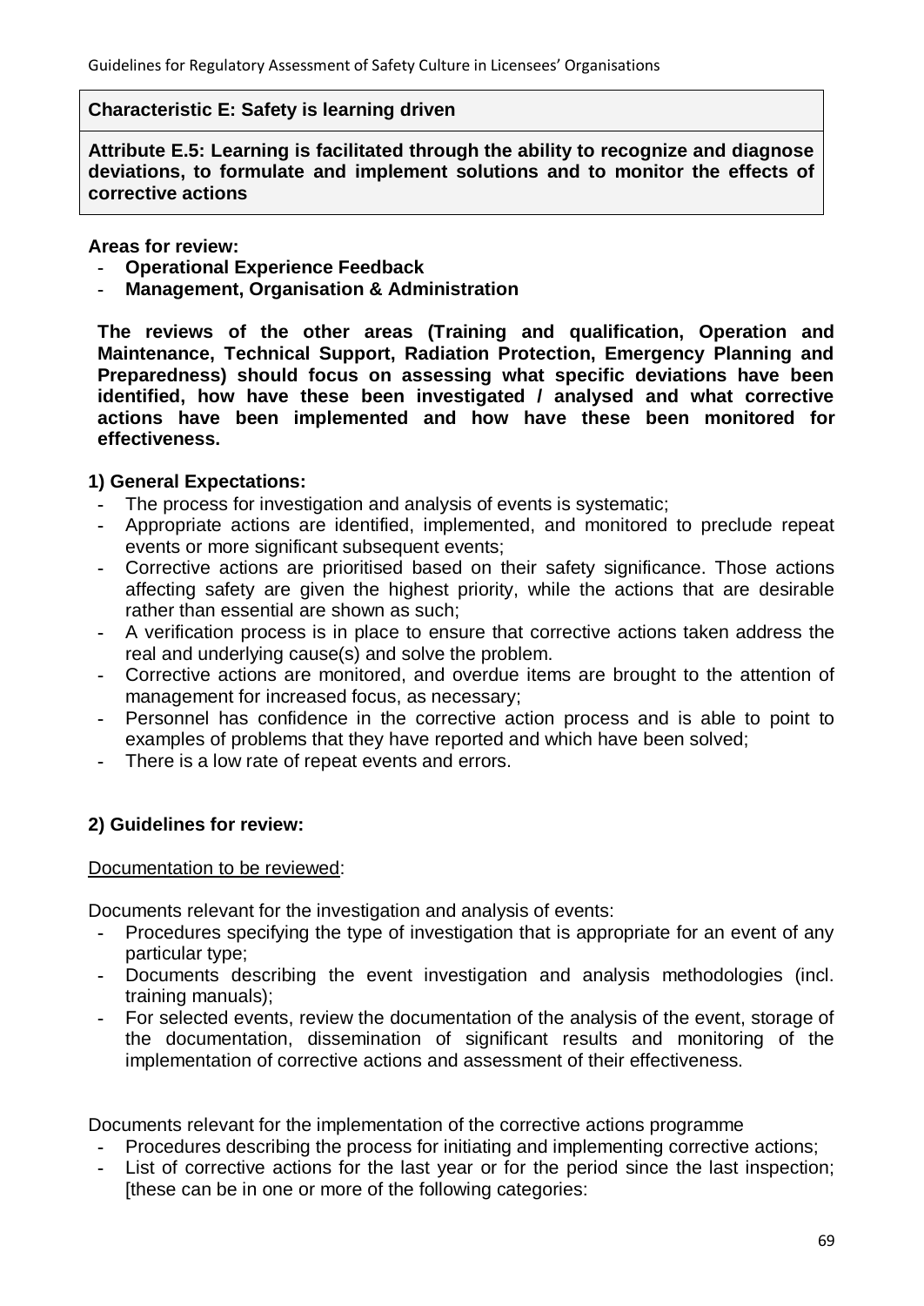**Characteristic E: Safety is learning driven**

**Attribute E.5: Learning is facilitated through the ability to recognize and diagnose deviations, to formulate and implement solutions and to monitor the effects of corrective actions**

**Areas for review:**

- **Operational Experience Feedback**
- **Management, Organisation & Administration**

**The reviews of the other areas (Training and qualification, Operation and Maintenance, Technical Support, Radiation Protection, Emergency Planning and Preparedness) should focus on assessing what specific deviations have been identified, how have these been investigated / analysed and what corrective actions have been implemented and how have these been monitored for effectiveness.**

**1) General Expectations:**

- The process for investigation and analysis of events is systematic;
- Appropriate actions are identified, implemented, and monitored to preclude repeat events or more significant subsequent events;
- Corrective actions are prioritised based on their safety significance. Those actions affecting safety are given the highest priority, while the actions that are desirable rather than essential are shown as such;
- A verification process is in place to ensure that corrective actions taken address the real and underlying cause(s) and solve the problem.
- Corrective actions are monitored, and overdue items are brought to the attention of management for increased focus, as necessary;
- Personnel has confidence in the corrective action process and is able to point to examples of problems that they have reported and which have been solved;
- There is a low rate of repeat events and errors.

**2) Guidelines for review:**

Documentation to be reviewed:

Documents relevant for the investigation and analysis of events:

- Procedures specifying the type of investigation that is appropriate for an event of any particular type;
- Documents describing the event investigation and analysis methodologies (incl. training manuals);
- For selected events, review the documentation of the analysis of the event, storage of the documentation, dissemination of significant results and monitoring of the implementation of corrective actions and assessment of their effectiveness.

Documents relevant for the implementation of the corrective actions programme

- Procedures describing the process for initiating and implementing corrective actions;
- List of corrective actions for the last year or for the period since the last inspection; [these can be in one or more of the following categories: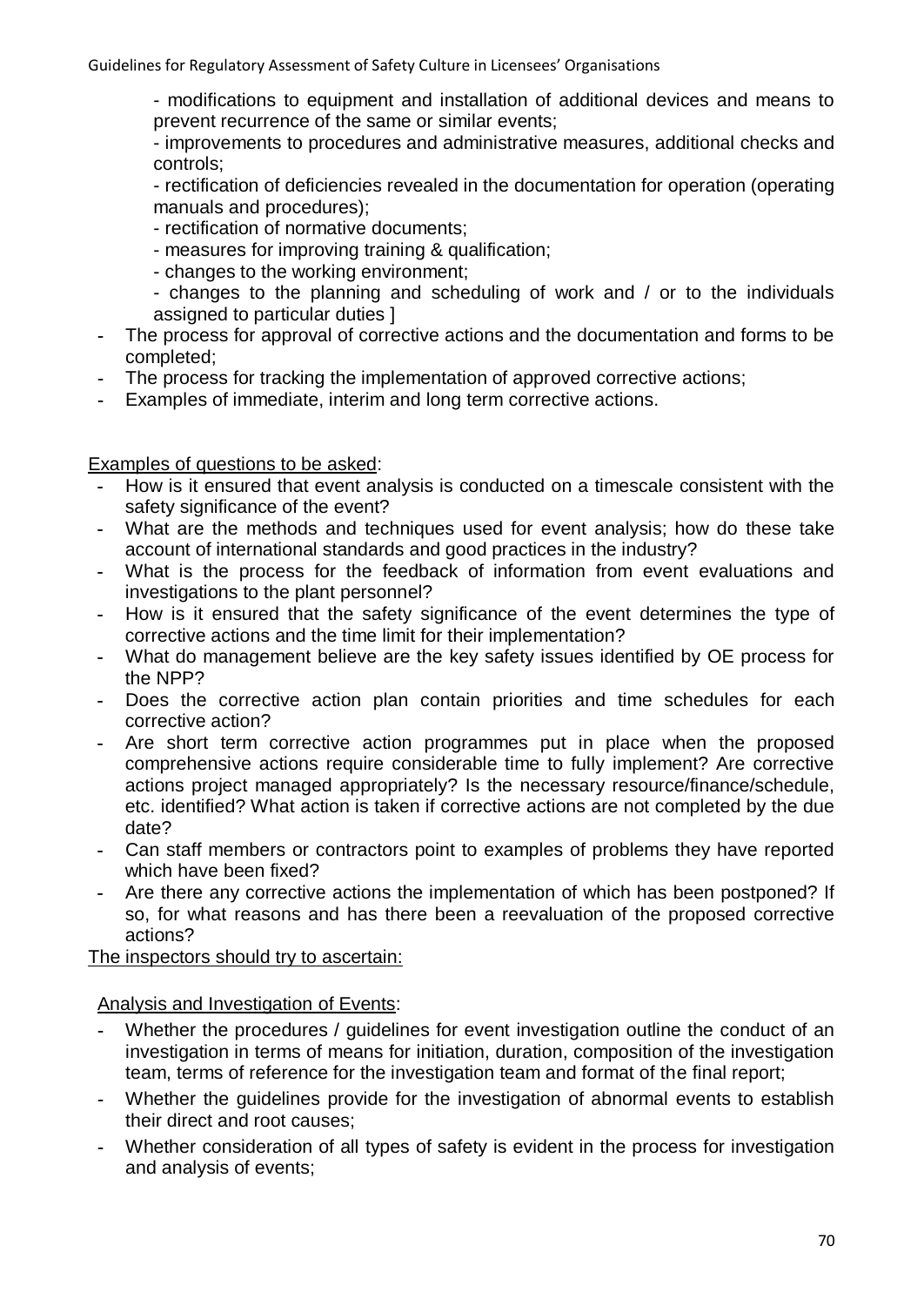- modifications to equipment and installation of additional devices and means to prevent recurrence of the same or similar events;

- improvements to procedures and administrative measures, additional checks and controls;

- rectification of deficiencies revealed in the documentation for operation (operating manuals and procedures);

- rectification of normative documents;

- measures for improving training & qualification;

- changes to the working environment;

- changes to the planning and scheduling of work and / or to the individuals assigned to particular duties ]

- The process for approval of corrective actions and the documentation and forms to be completed;
- The process for tracking the implementation of approved corrective actions;
- Examples of immediate, interim and long term corrective actions.

Examples of questions to be asked:

- How is it ensured that event analysis is conducted on a timescale consistent with the safety significance of the event?
- What are the methods and techniques used for event analysis; how do these take account of international standards and good practices in the industry?
- What is the process for the feedback of information from event evaluations and investigations to the plant personnel?
- How is it ensured that the safety significance of the event determines the type of corrective actions and the time limit for their implementation?
- What do management believe are the key safety issues identified by OE process for the NPP?
- Does the corrective action plan contain priorities and time schedules for each corrective action?
- Are short term corrective action programmes put in place when the proposed comprehensive actions require considerable time to fully implement? Are corrective actions project managed appropriately? Is the necessary resource/finance/schedule, etc. identified? What action is taken if corrective actions are not completed by the due date?
- Can staff members or contractors point to examples of problems they have reported which have been fixed?
- Are there any corrective actions the implementation of which has been postponed? If so, for what reasons and has there been a reevaluation of the proposed corrective actions?

The inspectors should try to ascertain:

Analysis and Investigation of Events:

- Whether the procedures / guidelines for event investigation outline the conduct of an investigation in terms of means for initiation, duration, composition of the investigation team, terms of reference for the investigation team and format of the final report;
- Whether the guidelines provide for the investigation of abnormal events to establish their direct and root causes;
- Whether consideration of all types of safety is evident in the process for investigation and analysis of events;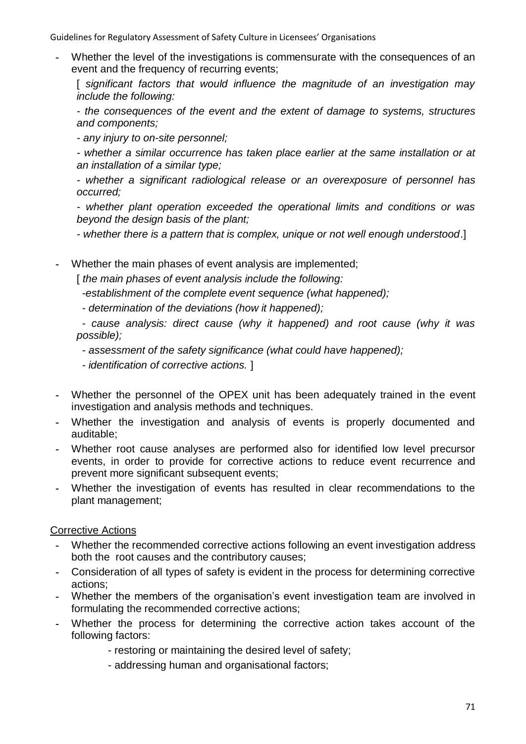- Whether the level of the investigations is commensurate with the consequences of an event and the frequency of recurring events;

  [ *significant factors that would influence the magnitude of an investigation may include the following:*

  *- the consequences of the event and the extent of damage to systems, structures and components;*

  *- any injury to on-site personnel;*

  *- whether a similar occurrence has taken place earlier at the same installation or at an installation of a similar type;*

  *- whether a significant radiological release or an overexposure of personnel has occurred;*

  *- whether plant operation exceeded the operational limits and conditions or was beyond the design basis of the plant;*

  *- whether there is a pattern that is complex, unique or not well enough understood*.]

- Whether the main phases of event analysis are implemented;

  [ *the main phases of event analysis include the following:*

  *-establishment of the complete event sequence (what happened);*

  *- determination of the deviations (how it happened);*

  *- cause analysis: direct cause (why it happened) and root cause (why it was possible);*

  *- assessment of the safety significance (what could have happened);*

  *- identification of corrective actions.* ]

- Whether the personnel of the OPEX unit has been adequately trained in the event investigation and analysis methods and techniques.
- Whether the investigation and analysis of events is properly documented and auditable;
- Whether root cause analyses are performed also for identified low level precursor events, in order to provide for corrective actions to reduce event recurrence and prevent more significant subsequent events;
- Whether the investigation of events has resulted in clear recommendations to the plant management;

<u>Corrective Actions</u>

- Whether the recommended corrective actions following an event investigation address both the root causes and the contributory causes;
- Consideration of all types of safety is evident in the process for determining corrective actions;
- Whether the members of the organisation's event investigation team are involved in formulating the recommended corrective actions;
- Whether the process for determining the corrective action takes account of the following factors:
  - restoring or maintaining the desired level of safety;
  - addressing human and organisational factors;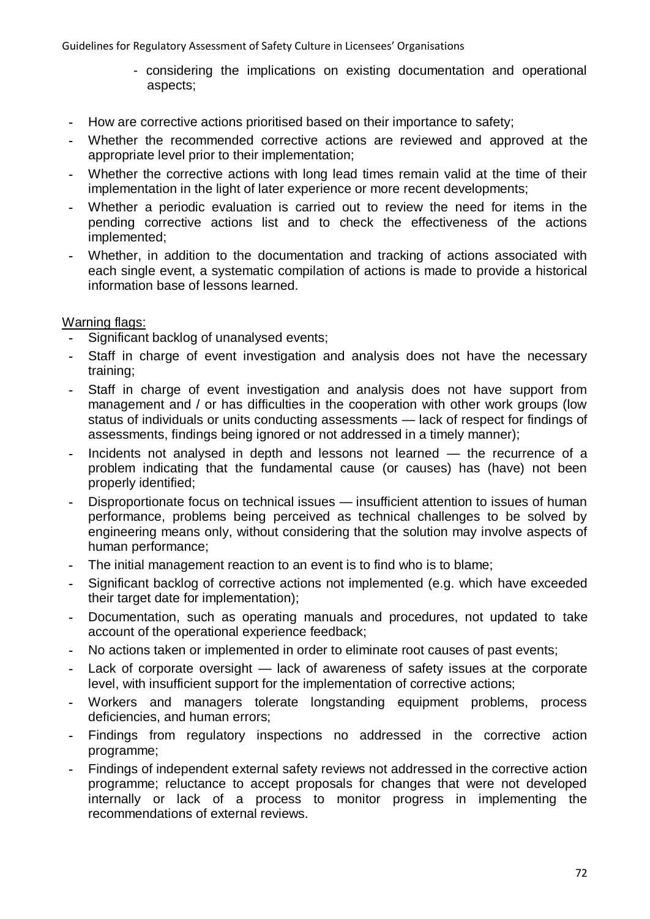- considering the implications on existing documentation and operational aspects;

- How are corrective actions prioritised based on their importance to safety;
- Whether the recommended corrective actions are reviewed and approved at the appropriate level prior to their implementation;
- Whether the corrective actions with long lead times remain valid at the time of their implementation in the light of later experience or more recent developments;
- Whether a periodic evaluation is carried out to review the need for items in the pending corrective actions list and to check the effectiveness of the actions implemented;
- Whether, in addition to the documentation and tracking of actions associated with each single event, a systematic compilation of actions is made to provide a historical information base of lessons learned.

Warning flags:

- Significant backlog of unanalysed events;
- Staff in charge of event investigation and analysis does not have the necessary training;
- Staff in charge of event investigation and analysis does not have support from management and / or has difficulties in the cooperation with other work groups (low status of individuals or units conducting assessments — lack of respect for findings of assessments, findings being ignored or not addressed in a timely manner);
- Incidents not analysed in depth and lessons not learned — the recurrence of a problem indicating that the fundamental cause (or causes) has (have) not been properly identified;
- Disproportionate focus on technical issues — insufficient attention to issues of human performance, problems being perceived as technical challenges to be solved by engineering means only, without considering that the solution may involve aspects of human performance;
- The initial management reaction to an event is to find who is to blame;
- Significant backlog of corrective actions not implemented (e.g. which have exceeded their target date for implementation);
- Documentation, such as operating manuals and procedures, not updated to take account of the operational experience feedback;
- No actions taken or implemented in order to eliminate root causes of past events;
- Lack of corporate oversight — lack of awareness of safety issues at the corporate level, with insufficient support for the implementation of corrective actions;
- Workers and managers tolerate longstanding equipment problems, process deficiencies, and human errors;
- Findings from regulatory inspections no addressed in the corrective action programme;
- Findings of independent external safety reviews not addressed in the corrective action programme; reluctance to accept proposals for changes that were not developed internally or lack of a process to monitor progress in implementing the recommendations of external reviews.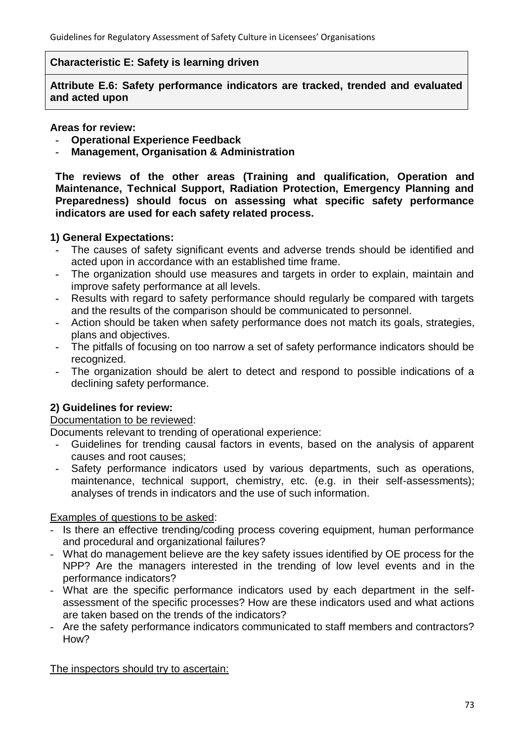**Characteristic E: Safety is learning driven**

**Attribute E.6: Safety performance indicators are tracked, trended and evaluated and acted upon**

**Areas for review:**

- **Operational Experience Feedback**
- **Management, Organisation & Administration**

**The reviews of the other areas (Training and qualification, Operation and Maintenance, Technical Support, Radiation Protection, Emergency Planning and Preparedness) should focus on assessing what specific safety performance indicators are used for each safety related process.**

**1) General Expectations:**

- The causes of safety significant events and adverse trends should be identified and acted upon in accordance with an established time frame.
- The organization should use measures and targets in order to explain, maintain and improve safety performance at all levels.
- Results with regard to safety performance should regularly be compared with targets and the results of the comparison should be communicated to personnel.
- Action should be taken when safety performance does not match its goals, strategies, plans and objectives.
- The pitfalls of focusing on too narrow a set of safety performance indicators should be recognized.
- The organization should be alert to detect and respond to possible indications of a declining safety performance.

**2) Guidelines for review:**

<u>Documentation to be reviewed</u>:

Documents relevant to trending of operational experience:

- Guidelines for trending causal factors in events, based on the analysis of apparent causes and root causes;
- Safety performance indicators used by various departments, such as operations, maintenance, technical support, chemistry, etc. (e.g. in their self-assessments); analyses of trends in indicators and the use of such information.

<u>Examples of questions to be asked</u>:

- Is there an effective trending/coding process covering equipment, human performance and procedural and organizational failures?
- What do management believe are the key safety issues identified by OE process for the NPP? Are the managers interested in the trending of low level events and in the performance indicators?
- What are the specific performance indicators used by each department in the self-assessment of the specific processes? How are these indicators used and what actions are taken based on the trends of the indicators?
- Are the safety performance indicators communicated to staff members and contractors? How?

<u>The inspectors should try to ascertain:</u>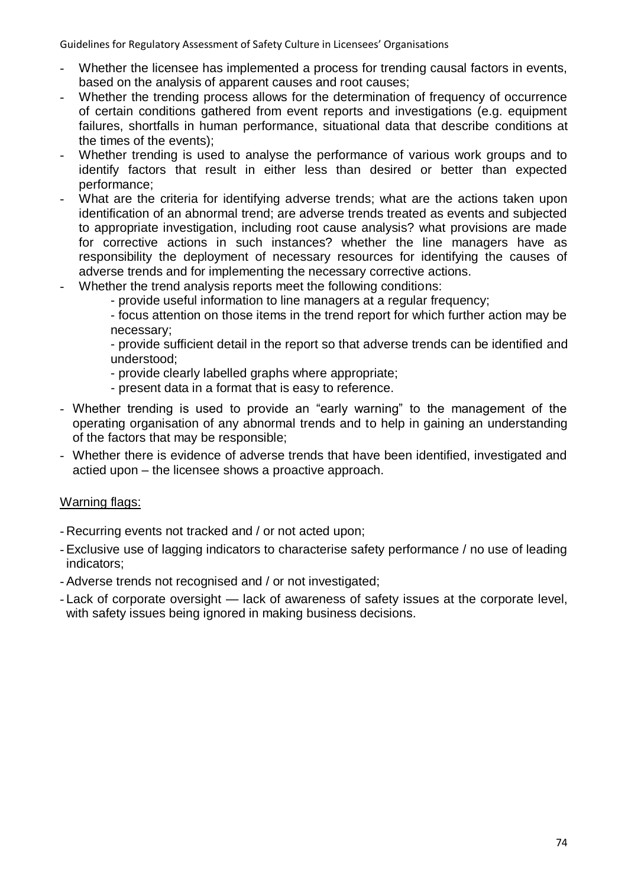- Whether the licensee has implemented a process for trending causal factors in events, based on the analysis of apparent causes and root causes;
- Whether the trending process allows for the determination of frequency of occurrence of certain conditions gathered from event reports and investigations (e.g. equipment failures, shortfalls in human performance, situational data that describe conditions at the times of the events);
- Whether trending is used to analyse the performance of various work groups and to identify factors that result in either less than desired or better than expected performance;
- What are the criteria for identifying adverse trends; what are the actions taken upon identification of an abnormal trend; are adverse trends treated as events and subjected to appropriate investigation, including root cause analysis? what provisions are made for corrective actions in such instances? whether the line managers have as responsibility the deployment of necessary resources for identifying the causes of adverse trends and for implementing the necessary corrective actions.
- Whether the trend analysis reports meet the following conditions:
  - provide useful information to line managers at a regular frequency;
  - focus attention on those items in the trend report for which further action may be necessary;
  - provide sufficient detail in the report so that adverse trends can be identified and understood;
  - provide clearly labelled graphs where appropriate;
  - present data in a format that is easy to reference.
- Whether trending is used to provide an "early warning" to the management of the operating organisation of any abnormal trends and to help in gaining an understanding of the factors that may be responsible;
- Whether there is evidence of adverse trends that have been identified, investigated and actied upon – the licensee shows a proactive approach.

<u>Warning flags:</u>

- Recurring events not tracked and / or not acted upon;
- Exclusive use of lagging indicators to characterise safety performance / no use of leading indicators;
- Adverse trends not recognised and / or not investigated;
- Lack of corporate oversight — lack of awareness of safety issues at the corporate level, with safety issues being ignored in making business decisions.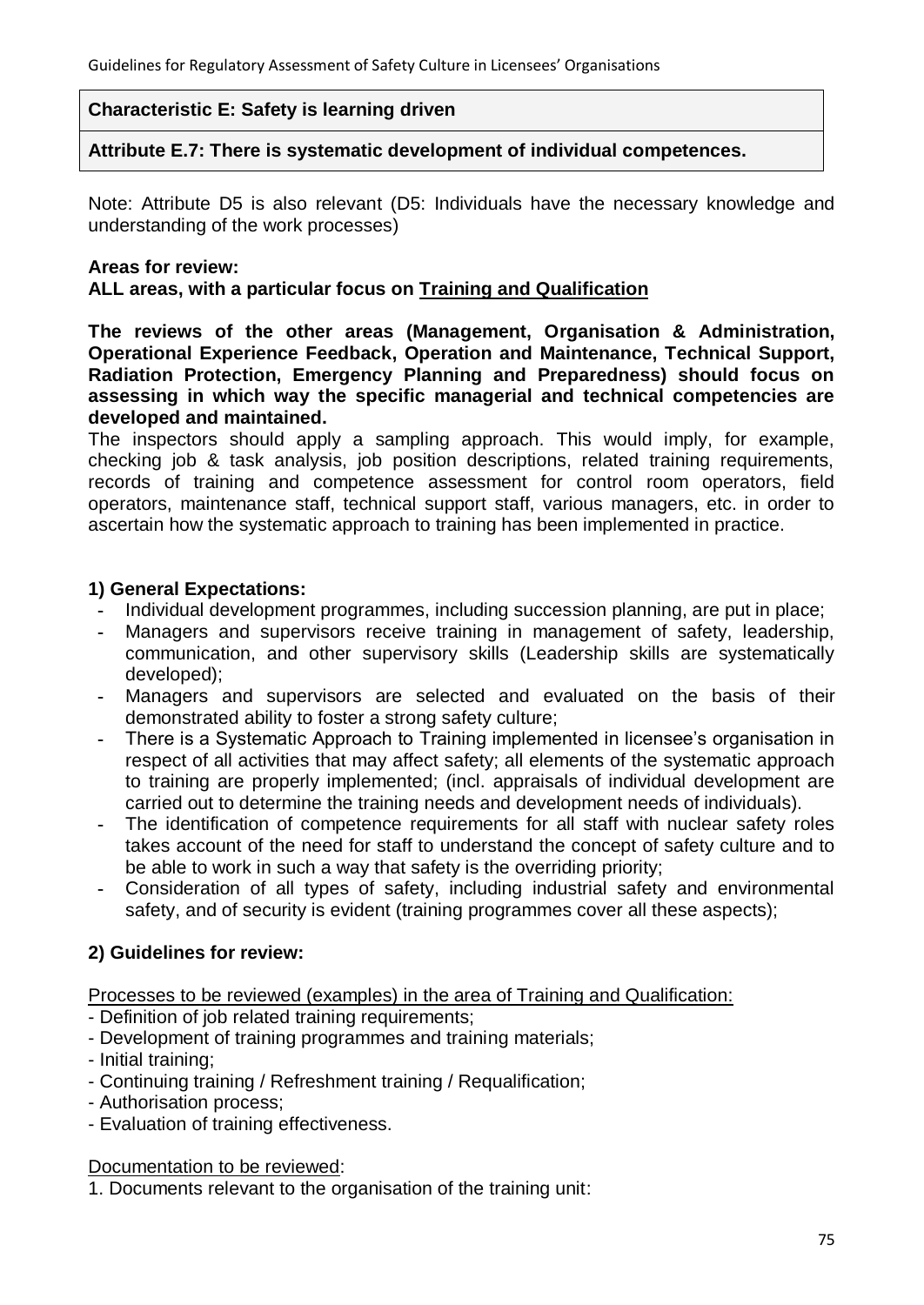**Characteristic E: Safety is learning driven**

**Attribute E.7: There is systematic development of individual competences.**

Note: Attribute D5 is also relevant (D5: Individuals have the necessary knowledge and understanding of the work processes)

**Areas for review:**
**ALL areas, with a particular focus on <u>Training and Qualification</u>**

**The reviews of the other areas (Management, Organisation & Administration, Operational Experience Feedback, Operation and Maintenance, Technical Support, Radiation Protection, Emergency Planning and Preparedness) should focus on assessing in which way the specific managerial and technical competencies are developed and maintained.**
The inspectors should apply a sampling approach. This would imply, for example, checking job & task analysis, job position descriptions, related training requirements, records of training and competence assessment for control room operators, field operators, maintenance staff, technical support staff, various managers, etc. in order to ascertain how the systematic approach to training has been implemented in practice.

### 1) General Expectations:

- Individual development programmes, including succession planning, are put in place;
- Managers and supervisors receive training in management of safety, leadership, communication, and other supervisory skills (Leadership skills are systematically developed);
- Managers and supervisors are selected and evaluated on the basis of their demonstrated ability to foster a strong safety culture;
- There is a Systematic Approach to Training implemented in licensee's organisation in respect of all activities that may affect safety; all elements of the systematic approach to training are properly implemented; (incl. appraisals of individual development are carried out to determine the training needs and development needs of individuals).
- The identification of competence requirements for all staff with nuclear safety roles takes account of the need for staff to understand the concept of safety culture and to be able to work in such a way that safety is the overriding priority;
- Consideration of all types of safety, including industrial safety and environmental safety, and of security is evident (training programmes cover all these aspects);

### 2) Guidelines for review:

<u>Processes to be reviewed (examples) in the area of Training and Qualification:</u>

- Definition of job related training requirements;
- Development of training programmes and training materials;
- Initial training;
- Continuing training / Refreshment training / Requalification;
- Authorisation process;
- Evaluation of training effectiveness.

<u>Documentation to be reviewed</u>:

1. Documents relevant to the organisation of the training unit: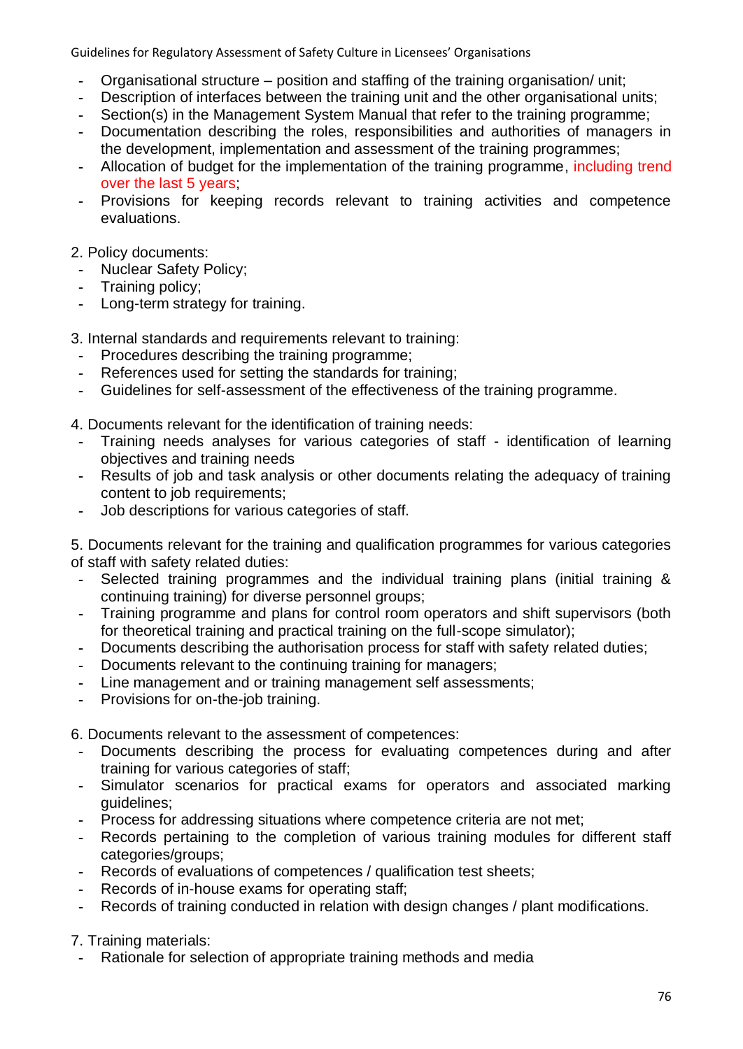- Organisational structure – position and staffing of the training organisation/ unit;
- Description of interfaces between the training unit and the other organisational units;
- Section(s) in the Management System Manual that refer to the training programme;
- Documentation describing the roles, responsibilities and authorities of managers in the development, implementation and assessment of the training programmes;
- Allocation of budget for the implementation of the training programme, including trend over the last 5 years;
- Provisions for keeping records relevant to training activities and competence evaluations.

2. Policy documents:
   - Nuclear Safety Policy;
   - Training policy;
   - Long-term strategy for training.

3. Internal standards and requirements relevant to training:
   - Procedures describing the training programme;
   - References used for setting the standards for training;
   - Guidelines for self-assessment of the effectiveness of the training programme.

4. Documents relevant for the identification of training needs:
   - Training needs analyses for various categories of staff - identification of learning objectives and training needs
   - Results of job and task analysis or other documents relating the adequacy of training content to job requirements;
   - Job descriptions for various categories of staff.

5. Documents relevant for the training and qualification programmes for various categories of staff with safety related duties:
   - Selected training programmes and the individual training plans (initial training & continuing training) for diverse personnel groups;
   - Training programme and plans for control room operators and shift supervisors (both for theoretical training and practical training on the full-scope simulator);
   - Documents describing the authorisation process for staff with safety related duties;
   - Documents relevant to the continuing training for managers;
   - Line management and or training management self assessments;
   - Provisions for on-the-job training.

6. Documents relevant to the assessment of competences:
   - Documents describing the process for evaluating competences during and after training for various categories of staff;
   - Simulator scenarios for practical exams for operators and associated marking guidelines;
   - Process for addressing situations where competence criteria are not met;
   - Records pertaining to the completion of various training modules for different staff categories/groups;
   - Records of evaluations of competences / qualification test sheets;
   - Records of in-house exams for operating staff;
   - Records of training conducted in relation with design changes / plant modifications.

7. Training materials:
   - Rationale for selection of appropriate training methods and media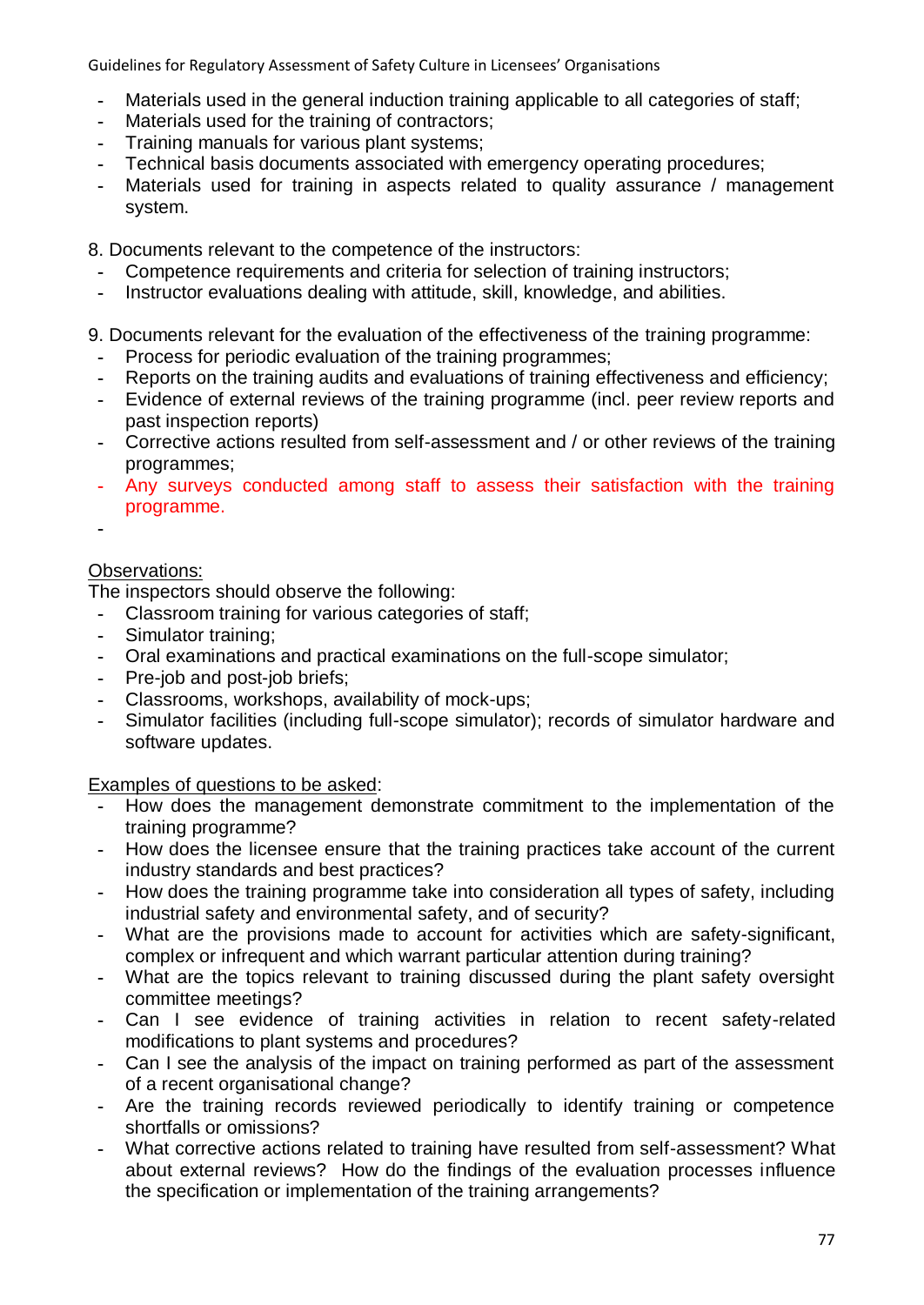- Materials used in the general induction training applicable to all categories of staff;
- Materials used for the training of contractors;
- Training manuals for various plant systems;
- Technical basis documents associated with emergency operating procedures;
- Materials used for training in aspects related to quality assurance / management system.

8. Documents relevant to the competence of the instructors:
   - Competence requirements and criteria for selection of training instructors;
   - Instructor evaluations dealing with attitude, skill, knowledge, and abilities.

9. Documents relevant for the evaluation of the effectiveness of the training programme:
   - Process for periodic evaluation of the training programmes;
   - Reports on the training audits and evaluations of training effectiveness and efficiency;
   - Evidence of external reviews of the training programme (incl. peer review reports and past inspection reports)
   - Corrective actions resulted from self-assessment and / or other reviews of the training programmes;
   - Any surveys conducted among staff to assess their satisfaction with the training programme.
   -

<u>Observations:</u>

The inspectors should observe the following:

- Classroom training for various categories of staff;
- Simulator training;
- Oral examinations and practical examinations on the full-scope simulator;
- Pre-job and post-job briefs;
- Classrooms, workshops, availability of mock-ups;
- Simulator facilities (including full-scope simulator); records of simulator hardware and software updates.

<u>Examples of questions to be asked</u>:

- How does the management demonstrate commitment to the implementation of the training programme?
- How does the licensee ensure that the training practices take account of the current industry standards and best practices?
- How does the training programme take into consideration all types of safety, including industrial safety and environmental safety, and of security?
- What are the provisions made to account for activities which are safety-significant, complex or infrequent and which warrant particular attention during training?
- What are the topics relevant to training discussed during the plant safety oversight committee meetings?
- Can I see evidence of training activities in relation to recent safety-related modifications to plant systems and procedures?
- Can I see the analysis of the impact on training performed as part of the assessment of a recent organisational change?
- Are the training records reviewed periodically to identify training or competence shortfalls or omissions?
- What corrective actions related to training have resulted from self-assessment? What about external reviews? How do the findings of the evaluation processes influence the specification or implementation of the training arrangements?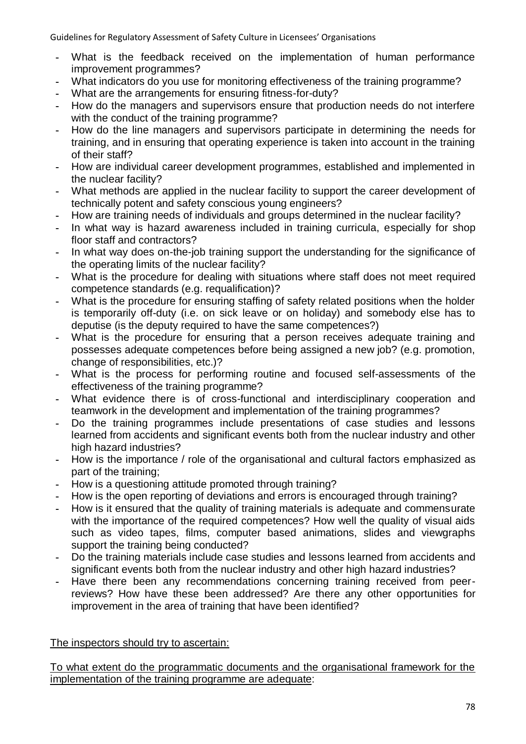- What is the feedback received on the implementation of human performance improvement programmes?
- What indicators do you use for monitoring effectiveness of the training programme?
- What are the arrangements for ensuring fitness-for-duty?
- How do the managers and supervisors ensure that production needs do not interfere with the conduct of the training programme?
- How do the line managers and supervisors participate in determining the needs for training, and in ensuring that operating experience is taken into account in the training of their staff?
- How are individual career development programmes, established and implemented in the nuclear facility?
- What methods are applied in the nuclear facility to support the career development of technically potent and safety conscious young engineers?
- How are training needs of individuals and groups determined in the nuclear facility?
- In what way is hazard awareness included in training curricula, especially for shop floor staff and contractors?
- In what way does on-the-job training support the understanding for the significance of the operating limits of the nuclear facility?
- What is the procedure for dealing with situations where staff does not meet required competence standards (e.g. requalification)?
- What is the procedure for ensuring staffing of safety related positions when the holder is temporarily off-duty (i.e. on sick leave or on holiday) and somebody else has to deputise (is the deputy required to have the same competences?)
- What is the procedure for ensuring that a person receives adequate training and possesses adequate competences before being assigned a new job? (e.g. promotion, change of responsibilities, etc.)?
- What is the process for performing routine and focused self-assessments of the effectiveness of the training programme?
- What evidence there is of cross-functional and interdisciplinary cooperation and teamwork in the development and implementation of the training programmes?
- Do the training programmes include presentations of case studies and lessons learned from accidents and significant events both from the nuclear industry and other high hazard industries?
- How is the importance / role of the organisational and cultural factors emphasized as part of the training;
- How is a questioning attitude promoted through training?
- How is the open reporting of deviations and errors is encouraged through training?
- How is it ensured that the quality of training materials is adequate and commensurate with the importance of the required competences? How well the quality of visual aids such as video tapes, films, computer based animations, slides and viewgraphs support the training being conducted?
- Do the training materials include case studies and lessons learned from accidents and significant events both from the nuclear industry and other high hazard industries?
- Have there been any recommendations concerning training received from peer-reviews? How have these been addressed? Are there any other opportunities for improvement in the area of training that have been identified?

The inspectors should try to ascertain:

To what extent do the programmatic documents and the organisational framework for the implementation of the training programme are adequate: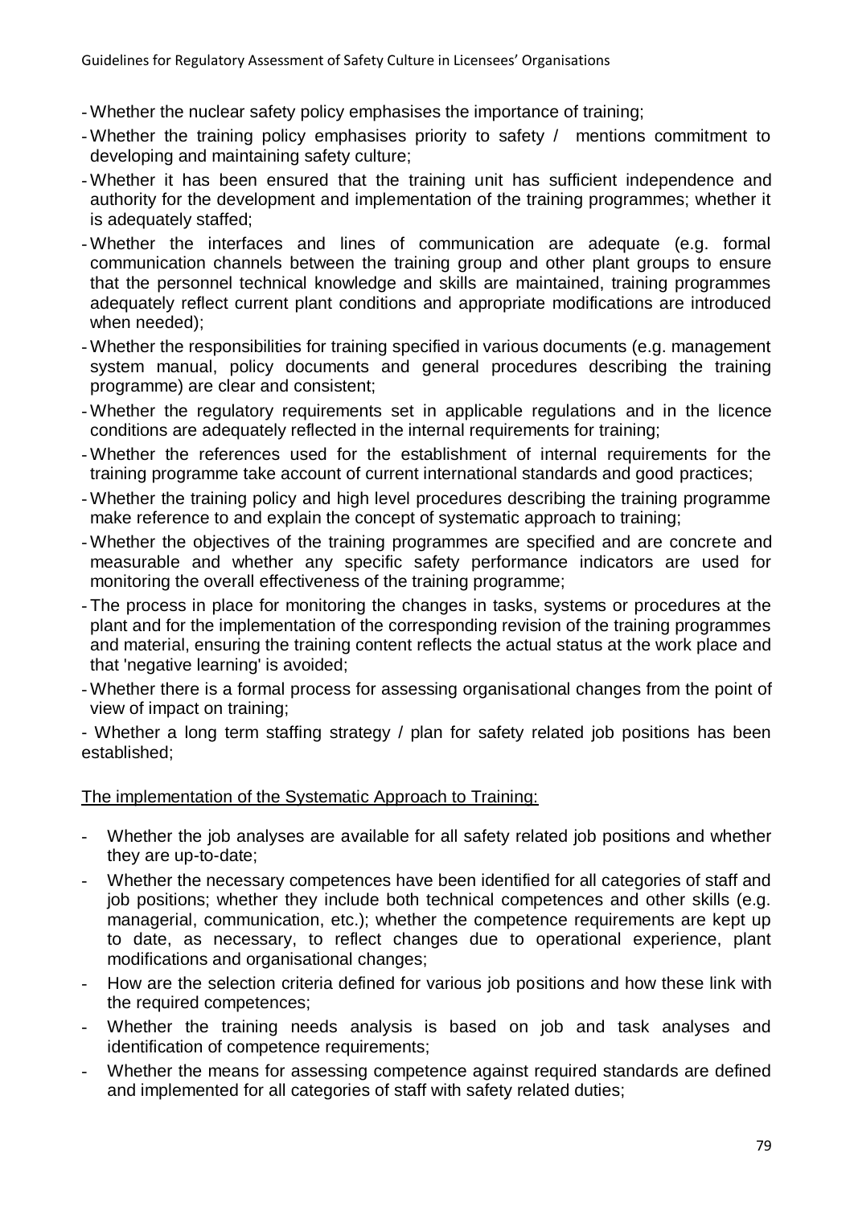- Whether the nuclear safety policy emphasises the importance of training;
- Whether the training policy emphasises priority to safety / mentions commitment to developing and maintaining safety culture;
- Whether it has been ensured that the training unit has sufficient independence and authority for the development and implementation of the training programmes; whether it is adequately staffed;
- Whether the interfaces and lines of communication are adequate (e.g. formal communication channels between the training group and other plant groups to ensure that the personnel technical knowledge and skills are maintained, training programmes adequately reflect current plant conditions and appropriate modifications are introduced when needed);
- Whether the responsibilities for training specified in various documents (e.g. management system manual, policy documents and general procedures describing the training programme) are clear and consistent;
- Whether the regulatory requirements set in applicable regulations and in the licence conditions are adequately reflected in the internal requirements for training;
- Whether the references used for the establishment of internal requirements for the training programme take account of current international standards and good practices;
- Whether the training policy and high level procedures describing the training programme make reference to and explain the concept of systematic approach to training;
- Whether the objectives of the training programmes are specified and are concrete and measurable and whether any specific safety performance indicators are used for monitoring the overall effectiveness of the training programme;
- The process in place for monitoring the changes in tasks, systems or procedures at the plant and for the implementation of the corresponding revision of the training programmes and material, ensuring the training content reflects the actual status at the work place and that 'negative learning' is avoided;
- Whether there is a formal process for assessing organisational changes from the point of view of impact on training;
- Whether a long term staffing strategy / plan for safety related job positions has been established;

The implementation of the Systematic Approach to Training:

- Whether the job analyses are available for all safety related job positions and whether they are up-to-date;
- Whether the necessary competences have been identified for all categories of staff and job positions; whether they include both technical competences and other skills (e.g. managerial, communication, etc.); whether the competence requirements are kept up to date, as necessary, to reflect changes due to operational experience, plant modifications and organisational changes;
- How are the selection criteria defined for various job positions and how these link with the required competences;
- Whether the training needs analysis is based on job and task analyses and identification of competence requirements;
- Whether the means for assessing competence against required standards are defined and implemented for all categories of staff with safety related duties;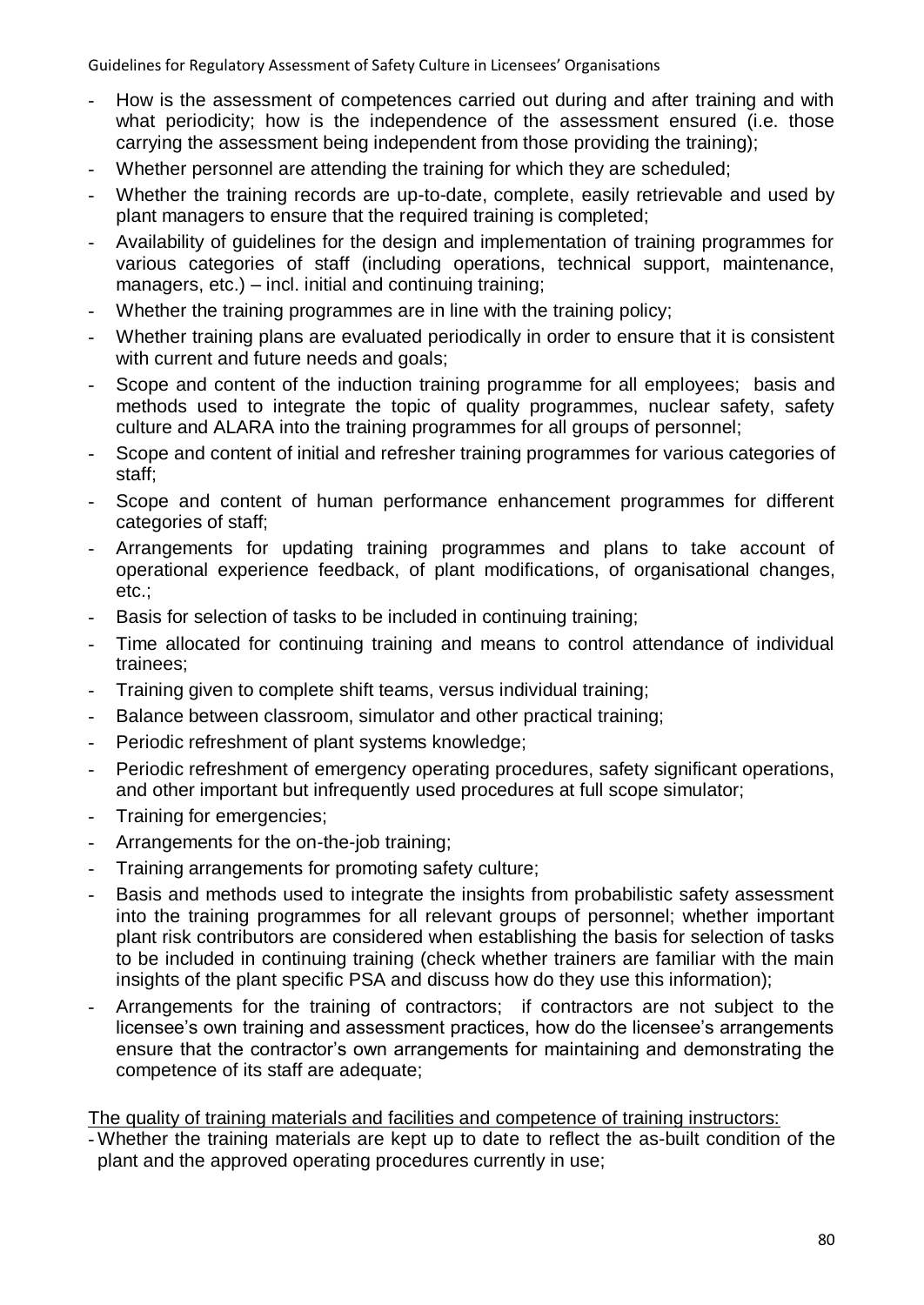- How is the assessment of competences carried out during and after training and with what periodicity; how is the independence of the assessment ensured (i.e. those carrying the assessment being independent from those providing the training);
- Whether personnel are attending the training for which they are scheduled;
- Whether the training records are up-to-date, complete, easily retrievable and used by plant managers to ensure that the required training is completed;
- Availability of guidelines for the design and implementation of training programmes for various categories of staff (including operations, technical support, maintenance, managers, etc.) – incl. initial and continuing training;
- Whether the training programmes are in line with the training policy;
- Whether training plans are evaluated periodically in order to ensure that it is consistent with current and future needs and goals;
- Scope and content of the induction training programme for all employees; basis and methods used to integrate the topic of quality programmes, nuclear safety, safety culture and ALARA into the training programmes for all groups of personnel;
- Scope and content of initial and refresher training programmes for various categories of staff;
- Scope and content of human performance enhancement programmes for different categories of staff;
- Arrangements for updating training programmes and plans to take account of operational experience feedback, of plant modifications, of organisational changes, etc.;
- Basis for selection of tasks to be included in continuing training;
- Time allocated for continuing training and means to control attendance of individual trainees;
- Training given to complete shift teams, versus individual training;
- Balance between classroom, simulator and other practical training;
- Periodic refreshment of plant systems knowledge;
- Periodic refreshment of emergency operating procedures, safety significant operations, and other important but infrequently used procedures at full scope simulator;
- Training for emergencies;
- Arrangements for the on-the-job training;
- Training arrangements for promoting safety culture;
- Basis and methods used to integrate the insights from probabilistic safety assessment into the training programmes for all relevant groups of personnel; whether important plant risk contributors are considered when establishing the basis for selection of tasks to be included in continuing training (check whether trainers are familiar with the main insights of the plant specific PSA and discuss how do they use this information);
- Arrangements for the training of contractors; if contractors are not subject to the licensee's own training and assessment practices, how do the licensee's arrangements ensure that the contractor's own arrangements for maintaining and demonstrating the competence of its staff are adequate;

The quality of training materials and facilities and competence of training instructors:

- Whether the training materials are kept up to date to reflect the as-built condition of the plant and the approved operating procedures currently in use;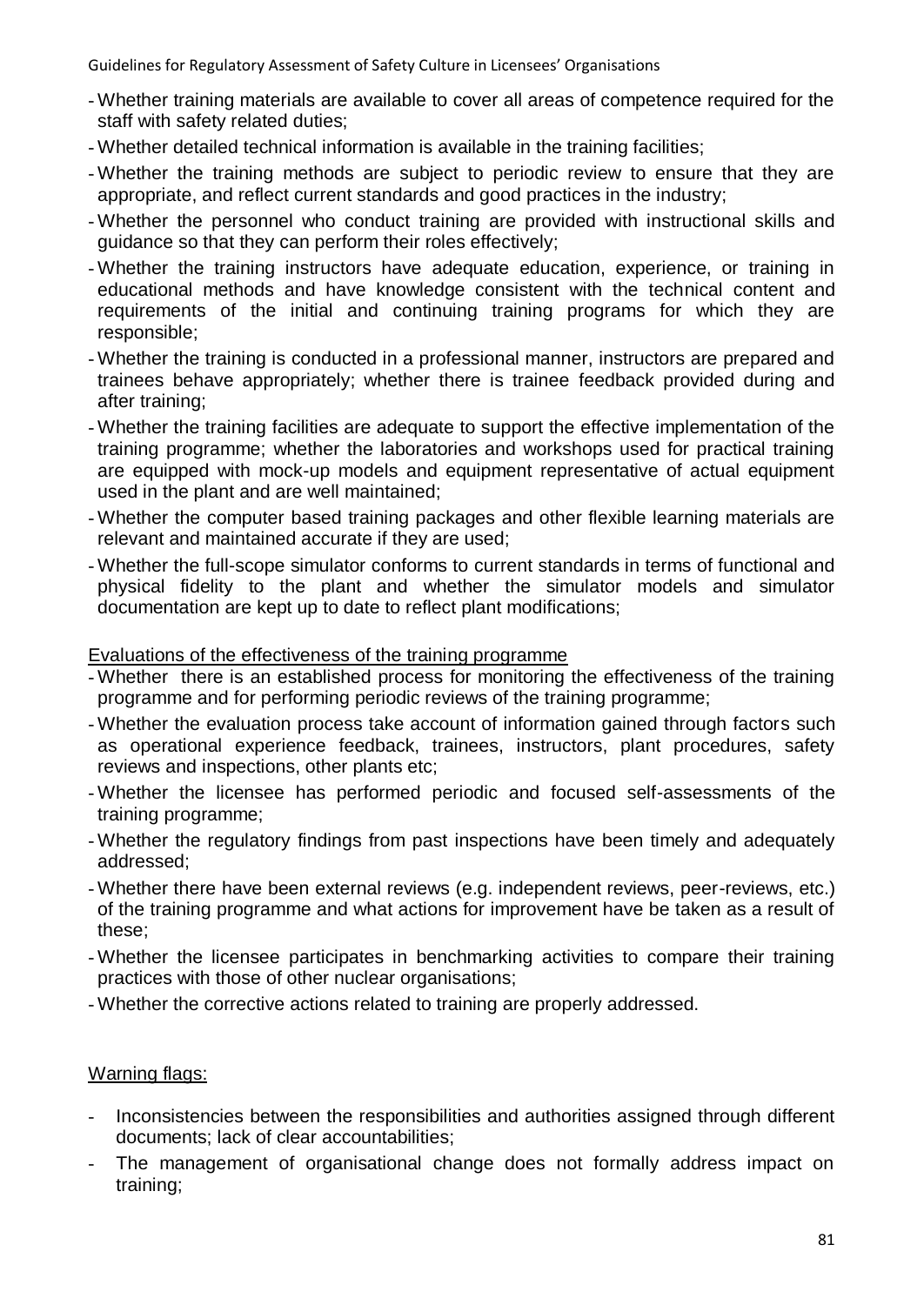- Whether training materials are available to cover all areas of competence required for the staff with safety related duties;
- Whether detailed technical information is available in the training facilities;
- Whether the training methods are subject to periodic review to ensure that they are appropriate, and reflect current standards and good practices in the industry;
- Whether the personnel who conduct training are provided with instructional skills and guidance so that they can perform their roles effectively;
- Whether the training instructors have adequate education, experience, or training in educational methods and have knowledge consistent with the technical content and requirements of the initial and continuing training programs for which they are responsible;
- Whether the training is conducted in a professional manner, instructors are prepared and trainees behave appropriately; whether there is trainee feedback provided during and after training;
- Whether the training facilities are adequate to support the effective implementation of the training programme; whether the laboratories and workshops used for practical training are equipped with mock-up models and equipment representative of actual equipment used in the plant and are well maintained;
- Whether the computer based training packages and other flexible learning materials are relevant and maintained accurate if they are used;
- Whether the full-scope simulator conforms to current standards in terms of functional and physical fidelity to the plant and whether the simulator models and simulator documentation are kept up to date to reflect plant modifications;

Evaluations of the effectiveness of the training programme

- Whether there is an established process for monitoring the effectiveness of the training programme and for performing periodic reviews of the training programme;
- Whether the evaluation process take account of information gained through factors such as operational experience feedback, trainees, instructors, plant procedures, safety reviews and inspections, other plants etc;
- Whether the licensee has performed periodic and focused self-assessments of the training programme;
- Whether the regulatory findings from past inspections have been timely and adequately addressed;
- Whether there have been external reviews (e.g. independent reviews, peer-reviews, etc.) of the training programme and what actions for improvement have be taken as a result of these;
- Whether the licensee participates in benchmarking activities to compare their training practices with those of other nuclear organisations;
- Whether the corrective actions related to training are properly addressed.

Warning flags:

- Inconsistencies between the responsibilities and authorities assigned through different documents; lack of clear accountabilities;
- The management of organisational change does not formally address impact on training;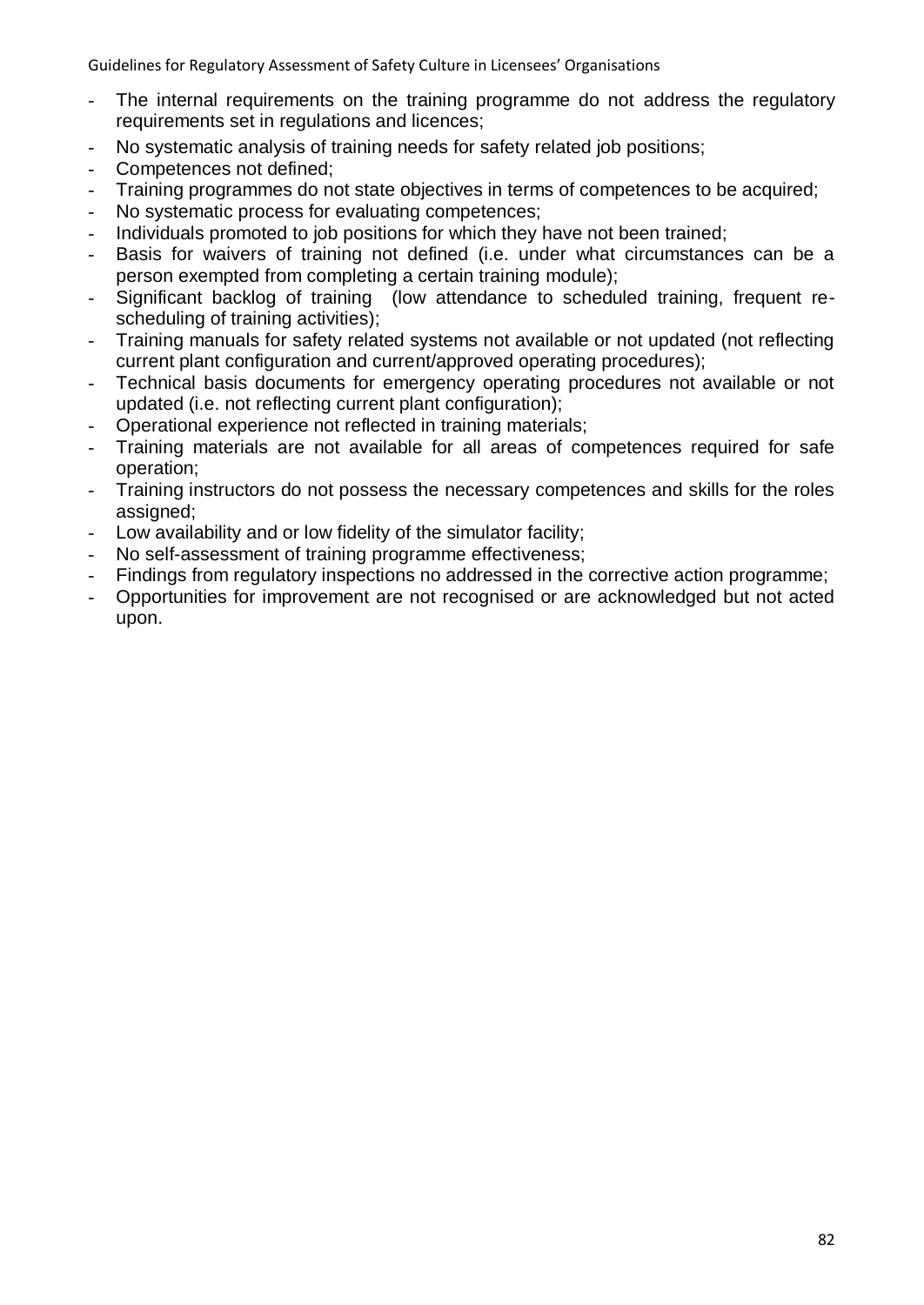- The internal requirements on the training programme do not address the regulatory requirements set in regulations and licences;
- No systematic analysis of training needs for safety related job positions;
- Competences not defined;
- Training programmes do not state objectives in terms of competences to be acquired;
- No systematic process for evaluating competences;
- Individuals promoted to job positions for which they have not been trained;
- Basis for waivers of training not defined (i.e. under what circumstances can be a person exempted from completing a certain training module);
- Significant backlog of training (low attendance to scheduled training, frequent re-scheduling of training activities);
- Training manuals for safety related systems not available or not updated (not reflecting current plant configuration and current/approved operating procedures);
- Technical basis documents for emergency operating procedures not available or not updated (i.e. not reflecting current plant configuration);
- Operational experience not reflected in training materials;
- Training materials are not available for all areas of competences required for safe operation;
- Training instructors do not possess the necessary competences and skills for the roles assigned;
- Low availability and or low fidelity of the simulator facility;
- No self-assessment of training programme effectiveness;
- Findings from regulatory inspections no addressed in the corrective action programme;
- Opportunities for improvement are not recognised or are acknowledged but not acted upon.